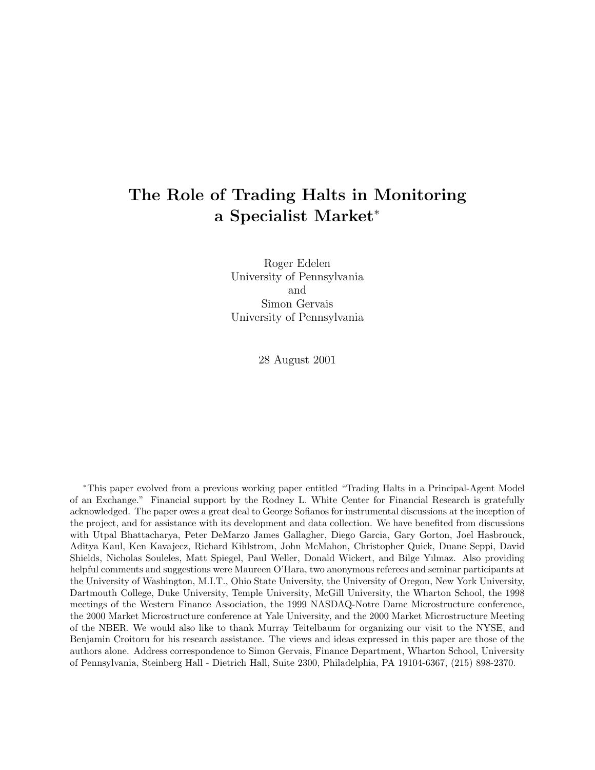# The Role of Trading Halts in Monitoring a Specialist Market*

Roger Edelen
University of Pennsylvania
and
Simon Gervais
University of Pennsylvania

28 August 2001

*This paper evolved from a previous working paper entitled "Trading Halts in a Principal-Agent Model of an Exchange." Financial support by the Rodney L. White Center for Financial Research is gratefully acknowledged. The paper owes a great deal to George Sofianos for instrumental discussions at the inception of the project, and for assistance with its development and data collection. We have benefited from discussions with Utpal Bhattacharya, Peter DeMarzo James Gallagher, Diego Garcia, Gary Gorton, Joel Hasbrouck, Aditya Kaul, Ken Kavajecz, Richard Kihlstrom, John McMahon, Christopher Quick, Duane Seppi, David Shields, Nicholas Souleles, Matt Spiegel, Paul Weller, Donald Wickert, and Bilge Yılmaz. Also providing helpful comments and suggestions were Maureen O'Hara, two anonymous referees and seminar participants at the University of Washington, M.I.T., Ohio State University, the University of Oregon, New York University, Dartmouth College, Duke University, Temple University, McGill University, the Wharton School, the 1998 meetings of the Western Finance Association, the 1999 NASDAQ-Notre Dame Microstructure conference, the 2000 Market Microstructure conference at Yale University, and the 2000 Market Microstructure Meeting of the NBER. We would also like to thank Murray Teitelbaum for organizing our visit to the NYSE, and Benjamin Croitoru for his research assistance. The views and ideas expressed in this paper are those of the authors alone. Address correspondence to Simon Gervais, Finance Department, Wharton School, University of Pennsylvania, Steinberg Hall - Dietrich Hall, Suite 2300, Philadelphia, PA 19104-6367, (215) 898-2370.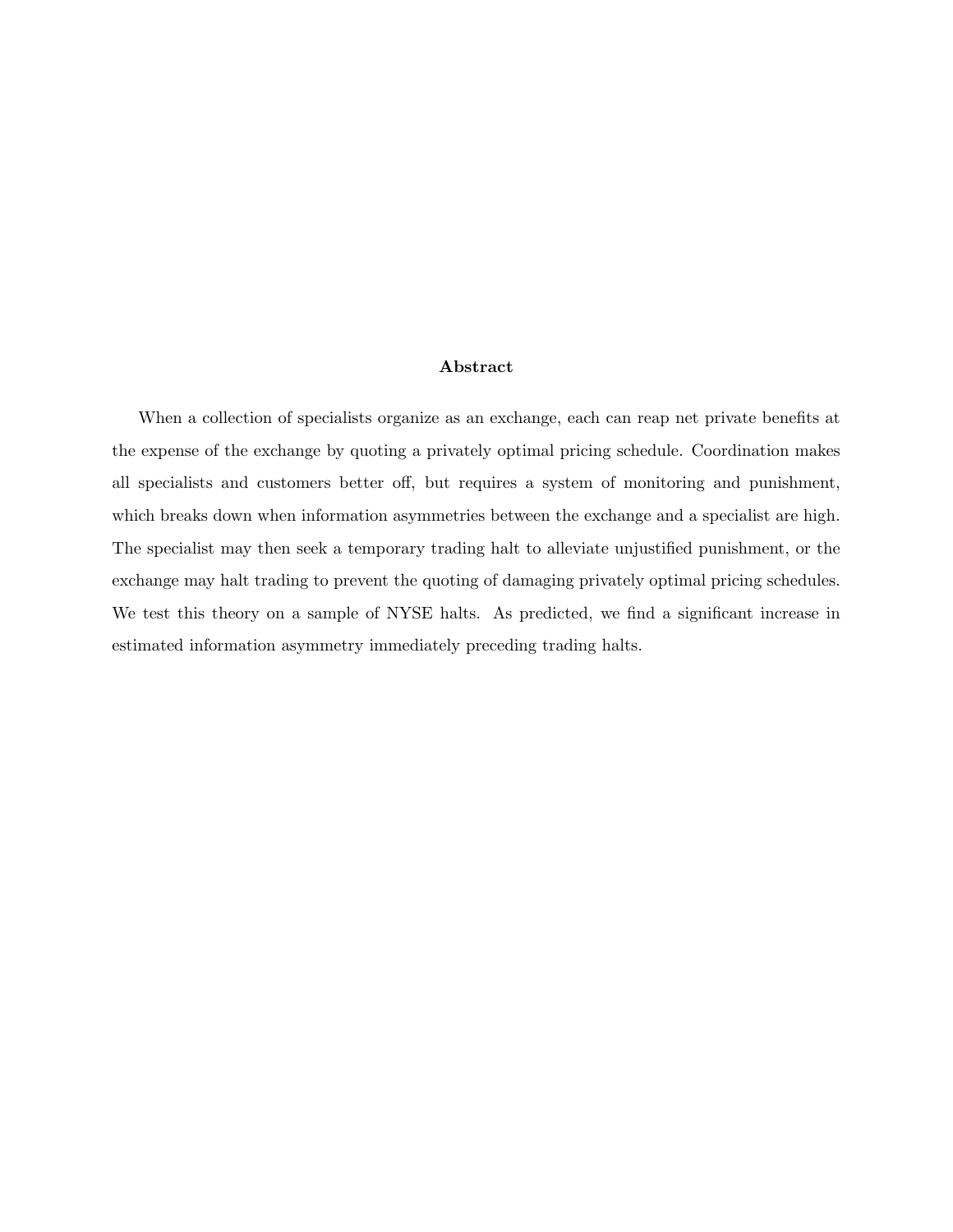**Abstract**

When a collection of specialists organize as an exchange, each can reap net private benefits at the expense of the exchange by quoting a privately optimal pricing schedule. Coordination makes all specialists and customers better off, but requires a system of monitoring and punishment, which breaks down when information asymmetries between the exchange and a specialist are high. The specialist may then seek a temporary trading halt to alleviate unjustified punishment, or the exchange may halt trading to prevent the quoting of damaging privately optimal pricing schedules. We test this theory on a sample of NYSE halts. As predicted, we find a significant increase in estimated information asymmetry immediately preceding trading halts.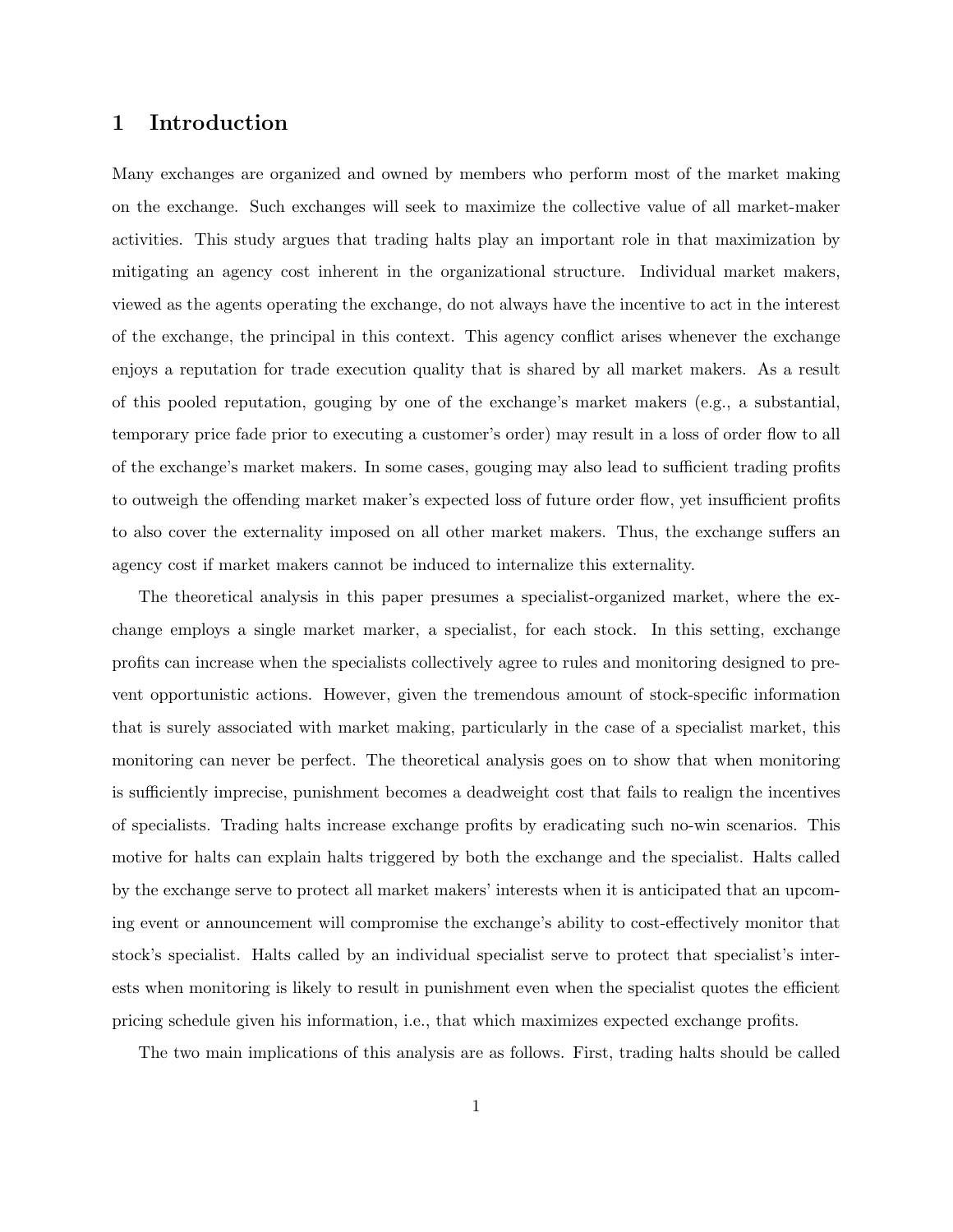# 1 Introduction

Many exchanges are organized and owned by members who perform most of the market making on the exchange. Such exchanges will seek to maximize the collective value of all market-maker activities. This study argues that trading halts play an important role in that maximization by mitigating an agency cost inherent in the organizational structure. Individual market makers, viewed as the agents operating the exchange, do not always have the incentive to act in the interest of the exchange, the principal in this context. This agency conflict arises whenever the exchange enjoys a reputation for trade execution quality that is shared by all market makers. As a result of this pooled reputation, gouging by one of the exchange's market makers (e.g., a substantial, temporary price fade prior to executing a customer's order) may result in a loss of order flow to all of the exchange's market makers. In some cases, gouging may also lead to sufficient trading profits to outweigh the offending market maker's expected loss of future order flow, yet insufficient profits to also cover the externality imposed on all other market makers. Thus, the exchange suffers an agency cost if market makers cannot be induced to internalize this externality.

The theoretical analysis in this paper presumes a specialist-organized market, where the exchange employs a single market marker, a specialist, for each stock. In this setting, exchange profits can increase when the specialists collectively agree to rules and monitoring designed to prevent opportunistic actions. However, given the tremendous amount of stock-specific information that is surely associated with market making, particularly in the case of a specialist market, this monitoring can never be perfect. The theoretical analysis goes on to show that when monitoring is sufficiently imprecise, punishment becomes a deadweight cost that fails to realign the incentives of specialists. Trading halts increase exchange profits by eradicating such no-win scenarios. This motive for halts can explain halts triggered by both the exchange and the specialist. Halts called by the exchange serve to protect all market makers' interests when it is anticipated that an upcoming event or announcement will compromise the exchange's ability to cost-effectively monitor that stock's specialist. Halts called by an individual specialist serve to protect that specialist's interests when monitoring is likely to result in punishment even when the specialist quotes the efficient pricing schedule given his information, i.e., that which maximizes expected exchange profits.

The two main implications of this analysis are as follows. First, trading halts should be called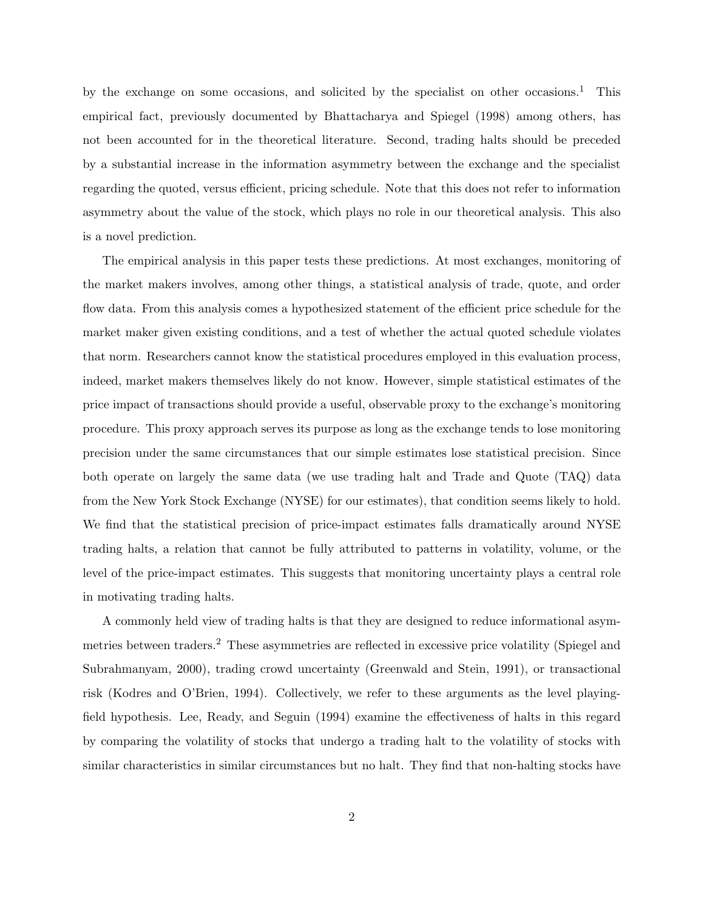by the exchange on some occasions, and solicited by the specialist on other occasions.[1] This empirical fact, previously documented by Bhattacharya and Spiegel (1998) among others, has not been accounted for in the theoretical literature. Second, trading halts should be preceded by a substantial increase in the information asymmetry between the exchange and the specialist regarding the quoted, versus efficient, pricing schedule. Note that this does not refer to information asymmetry about the value of the stock, which plays no role in our theoretical analysis. This also is a novel prediction.

The empirical analysis in this paper tests these predictions. At most exchanges, monitoring of the market makers involves, among other things, a statistical analysis of trade, quote, and order flow data. From this analysis comes a hypothesized statement of the efficient price schedule for the market maker given existing conditions, and a test of whether the actual quoted schedule violates that norm. Researchers cannot know the statistical procedures employed in this evaluation process, indeed, market makers themselves likely do not know. However, simple statistical estimates of the price impact of transactions should provide a useful, observable proxy to the exchange's monitoring procedure. This proxy approach serves its purpose as long as the exchange tends to lose monitoring precision under the same circumstances that our simple estimates lose statistical precision. Since both operate on largely the same data (we use trading halt and Trade and Quote (TAQ) data from the New York Stock Exchange (NYSE) for our estimates), that condition seems likely to hold. We find that the statistical precision of price-impact estimates falls dramatically around NYSE trading halts, a relation that cannot be fully attributed to patterns in volatility, volume, or the level of the price-impact estimates. This suggests that monitoring uncertainty plays a central role in motivating trading halts.

A commonly held view of trading halts is that they are designed to reduce informational asymmetries between traders.[2] These asymmetries are reflected in excessive price volatility (Spiegel and Subrahmanyam, 2000), trading crowd uncertainty (Greenwald and Stein, 1991), or transactional risk (Kodres and O'Brien, 1994). Collectively, we refer to these arguments as the level playing-field hypothesis. Lee, Ready, and Seguin (1994) examine the effectiveness of halts in this regard by comparing the volatility of stocks that undergo a trading halt to the volatility of stocks with similar characteristics in similar circumstances but no halt. They find that non-halting stocks have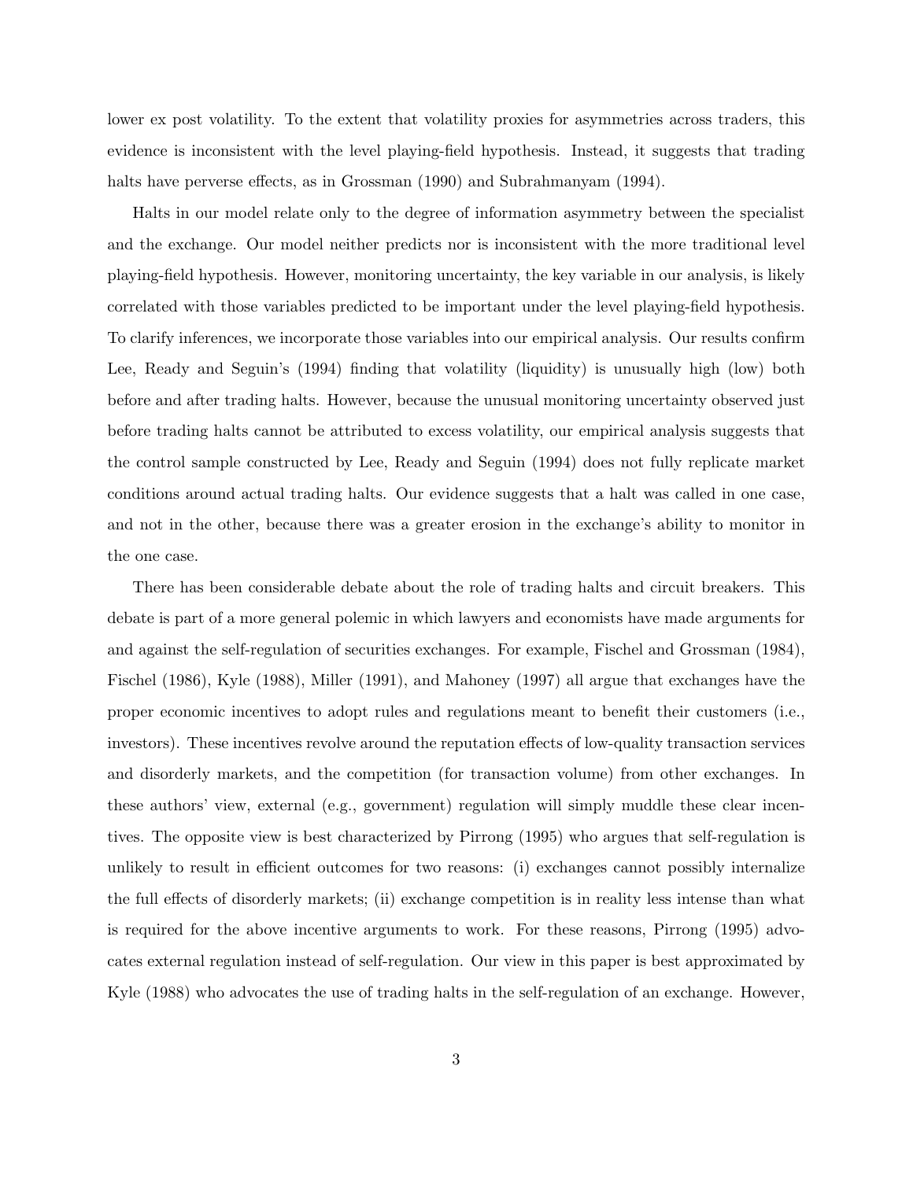lower ex post volatility. To the extent that volatility proxies for asymmetries across traders, this evidence is inconsistent with the level playing-field hypothesis. Instead, it suggests that trading halts have perverse effects, as in Grossman (1990) and Subrahmanyam (1994).

Halts in our model relate only to the degree of information asymmetry between the specialist and the exchange. Our model neither predicts nor is inconsistent with the more traditional level playing-field hypothesis. However, monitoring uncertainty, the key variable in our analysis, is likely correlated with those variables predicted to be important under the level playing-field hypothesis. To clarify inferences, we incorporate those variables into our empirical analysis. Our results confirm Lee, Ready and Seguin's (1994) finding that volatility (liquidity) is unusually high (low) both before and after trading halts. However, because the unusual monitoring uncertainty observed just before trading halts cannot be attributed to excess volatility, our empirical analysis suggests that the control sample constructed by Lee, Ready and Seguin (1994) does not fully replicate market conditions around actual trading halts. Our evidence suggests that a halt was called in one case, and not in the other, because there was a greater erosion in the exchange's ability to monitor in the one case.

There has been considerable debate about the role of trading halts and circuit breakers. This debate is part of a more general polemic in which lawyers and economists have made arguments for and against the self-regulation of securities exchanges. For example, Fischel and Grossman (1984), Fischel (1986), Kyle (1988), Miller (1991), and Mahoney (1997) all argue that exchanges have the proper economic incentives to adopt rules and regulations meant to benefit their customers (i.e., investors). These incentives revolve around the reputation effects of low-quality transaction services and disorderly markets, and the competition (for transaction volume) from other exchanges. In these authors' view, external (e.g., government) regulation will simply muddle these clear incentives. The opposite view is best characterized by Pirrong (1995) who argues that self-regulation is unlikely to result in efficient outcomes for two reasons: (i) exchanges cannot possibly internalize the full effects of disorderly markets; (ii) exchange competition is in reality less intense than what is required for the above incentive arguments to work. For these reasons, Pirrong (1995) advocates external regulation instead of self-regulation. Our view in this paper is best approximated by Kyle (1988) who advocates the use of trading halts in the self-regulation of an exchange. However,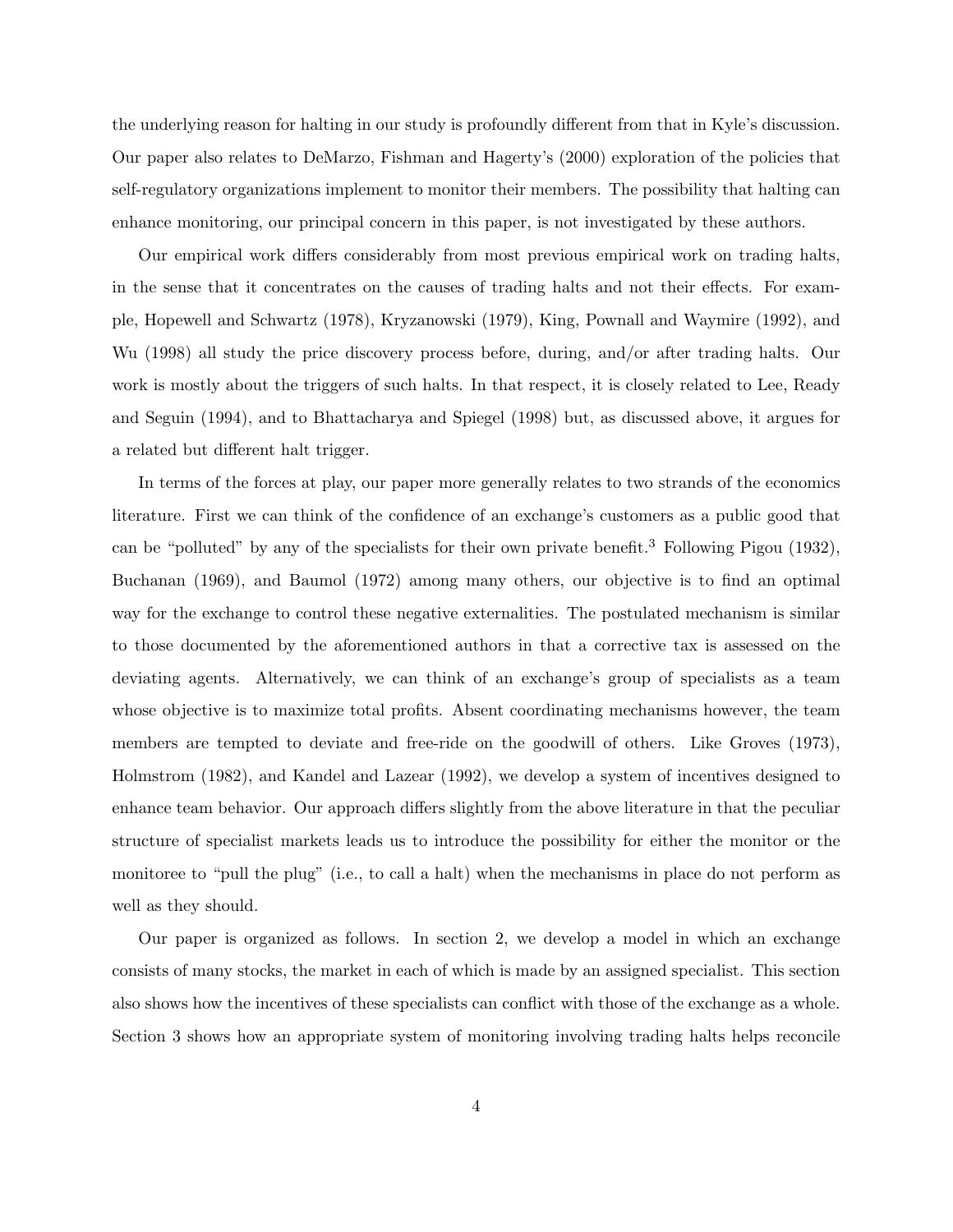the underlying reason for halting in our study is profoundly different from that in Kyle's discussion. Our paper also relates to DeMarzo, Fishman and Hagerty's (2000) exploration of the policies that self-regulatory organizations implement to monitor their members. The possibility that halting can enhance monitoring, our principal concern in this paper, is not investigated by these authors.

Our empirical work differs considerably from most previous empirical work on trading halts, in the sense that it concentrates on the causes of trading halts and not their effects. For example, Hopewell and Schwartz (1978), Kryzanowski (1979), King, Pownall and Waymire (1992), and Wu (1998) all study the price discovery process before, during, and/or after trading halts. Our work is mostly about the triggers of such halts. In that respect, it is closely related to Lee, Ready and Seguin (1994), and to Bhattacharya and Spiegel (1998) but, as discussed above, it argues for a related but different halt trigger.

In terms of the forces at play, our paper more generally relates to two strands of the economics literature. First we can think of the confidence of an exchange's customers as a public good that can be "polluted" by any of the specialists for their own private benefit.[3] Following Pigou (1932), Buchanan (1969), and Baumol (1972) among many others, our objective is to find an optimal way for the exchange to control these negative externalities. The postulated mechanism is similar to those documented by the aforementioned authors in that a corrective tax is assessed on the deviating agents. Alternatively, we can think of an exchange's group of specialists as a team whose objective is to maximize total profits. Absent coordinating mechanisms however, the team members are tempted to deviate and free-ride on the goodwill of others. Like Groves (1973), Holmstrom (1982), and Kandel and Lazear (1992), we develop a system of incentives designed to enhance team behavior. Our approach differs slightly from the above literature in that the peculiar structure of specialist markets leads us to introduce the possibility for either the monitor or the monitoree to "pull the plug" (i.e., to call a halt) when the mechanisms in place do not perform as well as they should.

Our paper is organized as follows. In section 2, we develop a model in which an exchange consists of many stocks, the market in each of which is made by an assigned specialist. This section also shows how the incentives of these specialists can conflict with those of the exchange as a whole. Section 3 shows how an appropriate system of monitoring involving trading halts helps reconcile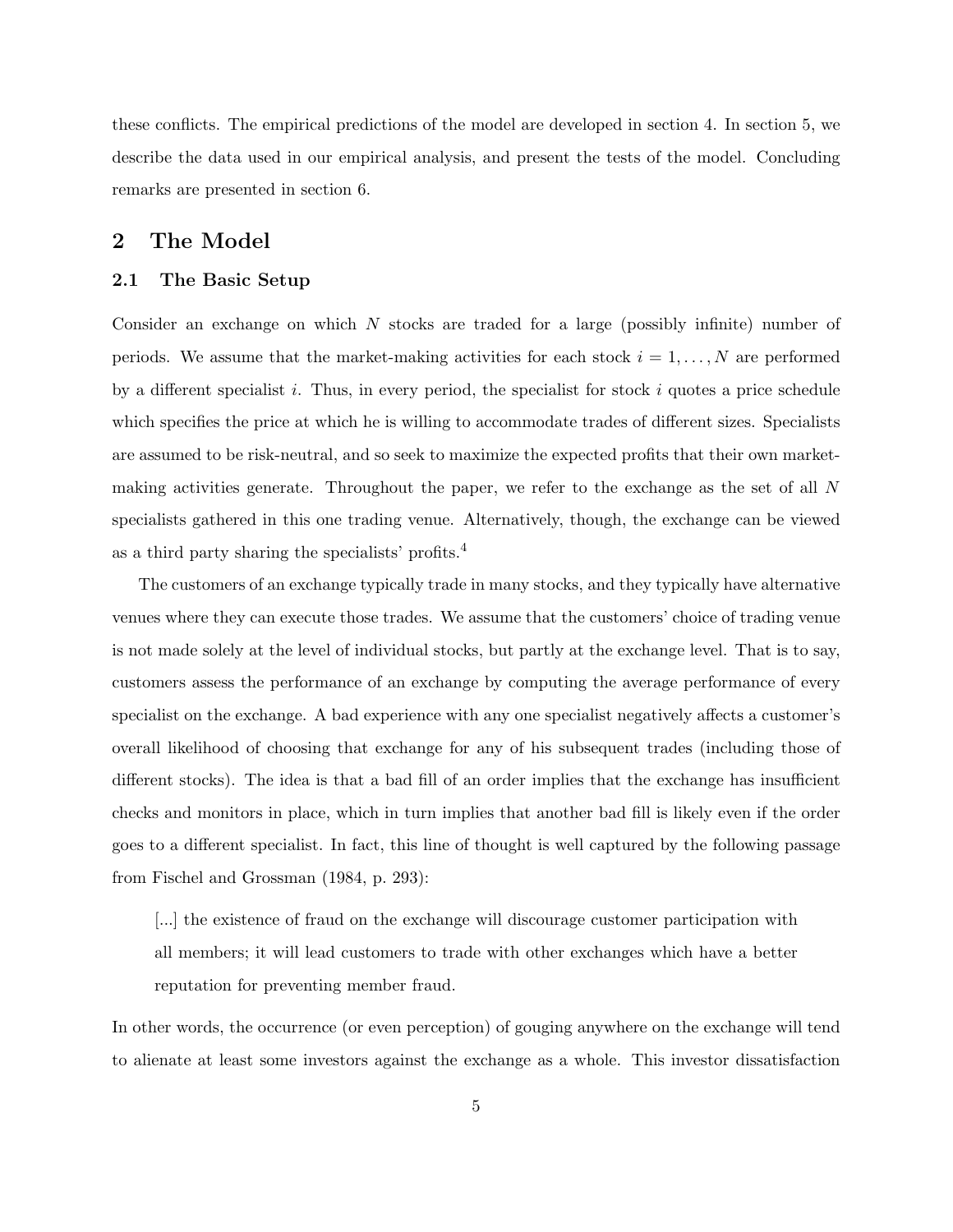these conflicts. The empirical predictions of the model are developed in section 4. In section 5, we describe the data used in our empirical analysis, and present the tests of the model. Concluding remarks are presented in section 6.

## 2 The Model

### 2.1 The Basic Setup

Consider an exchange on which $N$ stocks are traded for a large (possibly infinite) number of periods. We assume that the market-making activities for each stock $i = 1, \ldots, N$ are performed by a different specialist $i$. Thus, in every period, the specialist for stock $i$ quotes a price schedule which specifies the price at which he is willing to accommodate trades of different sizes. Specialists are assumed to be risk-neutral, and so seek to maximize the expected profits that their own market-making activities generate. Throughout the paper, we refer to the exchange as the set of all $N$ specialists gathered in this one trading venue. Alternatively, though, the exchange can be viewed as a third party sharing the specialists' profits.[4]

The customers of an exchange typically trade in many stocks, and they typically have alternative venues where they can execute those trades. We assume that the customers' choice of trading venue is not made solely at the level of individual stocks, but partly at the exchange level. That is to say, customers assess the performance of an exchange by computing the average performance of every specialist on the exchange. A bad experience with any one specialist negatively affects a customer's overall likelihood of choosing that exchange for any of his subsequent trades (including those of different stocks). The idea is that a bad fill of an order implies that the exchange has insufficient checks and monitors in place, which in turn implies that another bad fill is likely even if the order goes to a different specialist. In fact, this line of thought is well captured by the following passage from Fischel and Grossman (1984, p. 293):

> [...] the existence of fraud on the exchange will discourage customer participation with all members; it will lead customers to trade with other exchanges which have a better reputation for preventing member fraud.

In other words, the occurrence (or even perception) of gouging anywhere on the exchange will tend to alienate at least some investors against the exchange as a whole. This investor dissatisfaction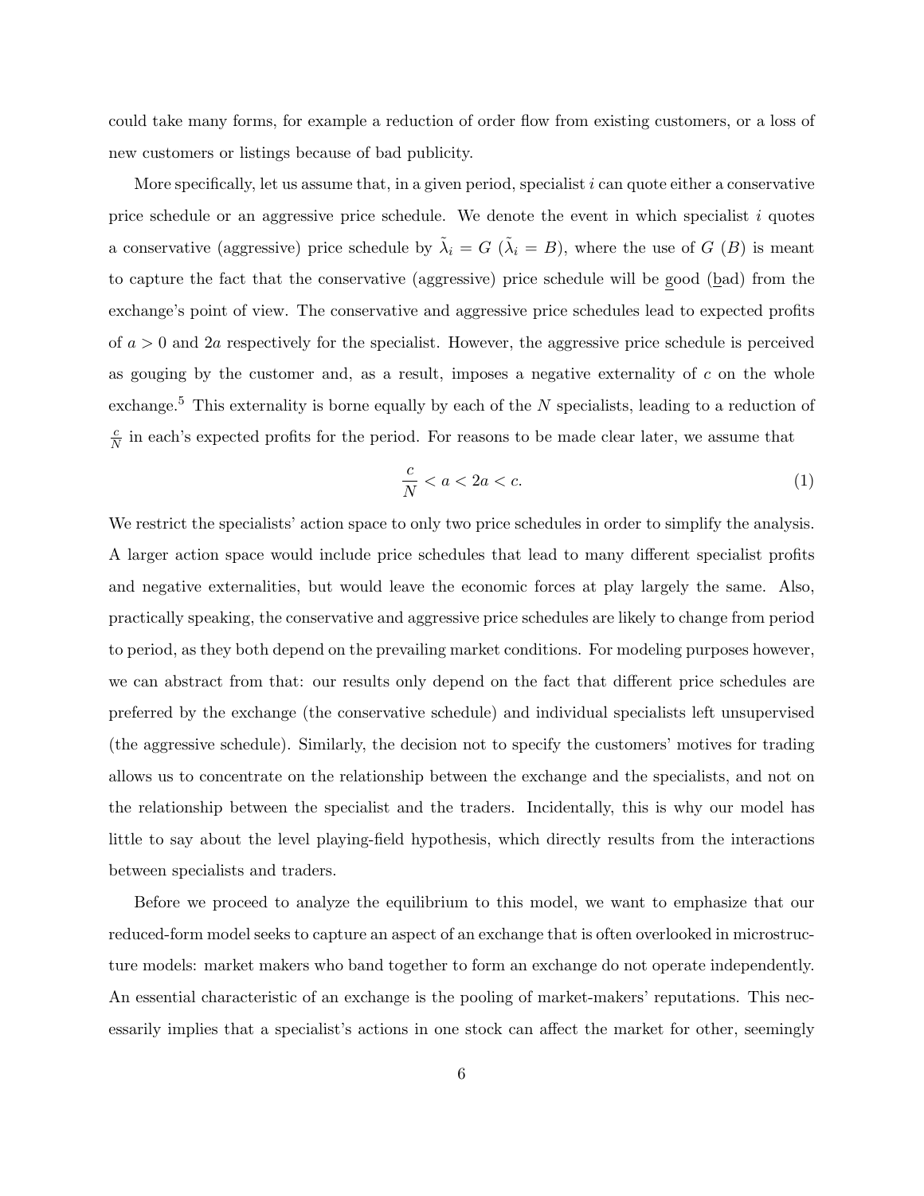could take many forms, for example a reduction of order flow from existing customers, or a loss of new customers or listings because of bad publicity.

More specifically, let us assume that, in a given period, specialist $i$ can quote either a conservative price schedule or an aggressive price schedule. We denote the event in which specialist $i$ quotes a conservative (aggressive) price schedule by $\tilde{\lambda}_i = G$ ($\tilde{\lambda}_i = B$), where the use of $G$ ($B$) is meant to capture the fact that the conservative (aggressive) price schedule will be good (bad) from the exchange's point of view. The conservative and aggressive price schedules lead to expected profits of $a > 0$ and $2a$ respectively for the specialist. However, the aggressive price schedule is perceived as gouging by the customer and, as a result, imposes a negative externality of $c$ on the whole exchange.[5] This externality is borne equally by each of the $N$ specialists, leading to a reduction of $\frac{c}{N}$ in each's expected profits for the period. For reasons to be made clear later, we assume that

$$\frac{c}{N} < a < 2a < c. \tag{1}$$

We restrict the specialists' action space to only two price schedules in order to simplify the analysis. A larger action space would include price schedules that lead to many different specialist profits and negative externalities, but would leave the economic forces at play largely the same. Also, practically speaking, the conservative and aggressive price schedules are likely to change from period to period, as they both depend on the prevailing market conditions. For modeling purposes however, we can abstract from that: our results only depend on the fact that different price schedules are preferred by the exchange (the conservative schedule) and individual specialists left unsupervised (the aggressive schedule). Similarly, the decision not to specify the customers' motives for trading allows us to concentrate on the relationship between the exchange and the specialists, and not on the relationship between the specialist and the traders. Incidentally, this is why our model has little to say about the level playing-field hypothesis, which directly results from the interactions between specialists and traders.

Before we proceed to analyze the equilibrium to this model, we want to emphasize that our reduced-form model seeks to capture an aspect of an exchange that is often overlooked in microstructure models: market makers who band together to form an exchange do not operate independently. An essential characteristic of an exchange is the pooling of market-makers' reputations. This necessarily implies that a specialist's actions in one stock can affect the market for other, seemingly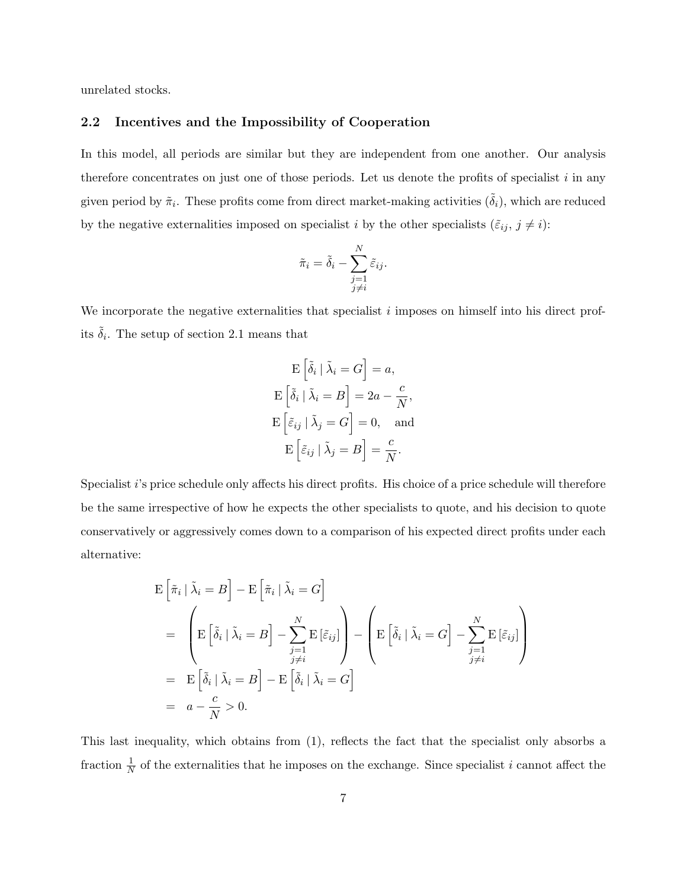unrelated stocks.

## 2.2 Incentives and the Impossibility of Cooperation

In this model, all periods are similar but they are independent from one another. Our analysis therefore concentrates on just one of those periods. Let us denote the profits of specialist $i$ in any given period by $\tilde{\pi}_i$. These profits come from direct market-making activities ($\tilde{\delta}_i$), which are reduced by the negative externalities imposed on specialist $i$ by the other specialists ($\tilde{\varepsilon}_{ij}$, $j \neq i$):

$$\tilde{\pi}_i = \tilde{\delta}_i - \sum_{\substack{j=1 \\ j \neq i}}^{N} \tilde{\varepsilon}_{ij}.$$

We incorporate the negative externalities that specialist $i$ imposes on himself into his direct profits $\tilde{\delta}_i$. The setup of section 2.1 means that

$$\begin{aligned}
\mathrm{E}\left[\tilde{\delta}_i \mid \tilde{\lambda}_i = G\right] &= a, \\
\mathrm{E}\left[\tilde{\delta}_i \mid \tilde{\lambda}_i = B\right] &= 2a - \frac{c}{N}, \\
\mathrm{E}\left[\tilde{\varepsilon}_{ij} \mid \tilde{\lambda}_j = G\right] &= 0, \quad \text{and} \\
\mathrm{E}\left[\tilde{\varepsilon}_{ij} \mid \tilde{\lambda}_j = B\right] &= \frac{c}{N}.
\end{aligned}$$

Specialist $i$'s price schedule only affects his direct profits. His choice of a price schedule will therefore be the same irrespective of how he expects the other specialists to quote, and his decision to quote conservatively or aggressively comes down to a comparison of his expected direct profits under each alternative:

$$\begin{aligned}
& \mathrm{E}\left[\tilde{\pi}_i \mid \tilde{\lambda}_i = B\right] - \mathrm{E}\left[\tilde{\pi}_i \mid \tilde{\lambda}_i = G\right] \\
&= \left( \mathrm{E}\left[\tilde{\delta}_i \mid \tilde{\lambda}_i = B\right] - \sum_{\substack{j=1 \\ j \neq i}}^{N} \mathrm{E}\left[\tilde{\varepsilon}_{ij}\right] \right) - \left( \mathrm{E}\left[\tilde{\delta}_i \mid \tilde{\lambda}_i = G\right] - \sum_{\substack{j=1 \\ j \neq i}}^{N} \mathrm{E}\left[\tilde{\varepsilon}_{ij}\right] \right) \\
&= \mathrm{E}\left[\tilde{\delta}_i \mid \tilde{\lambda}_i = B\right] - \mathrm{E}\left[\tilde{\delta}_i \mid \tilde{\lambda}_i = G\right] \\
&= a - \frac{c}{N} > 0.
\end{aligned}$$

This last inequality, which obtains from (1), reflects the fact that the specialist only absorbs a fraction $\frac{1}{N}$ of the externalities that he imposes on the exchange. Since specialist $i$ cannot affect the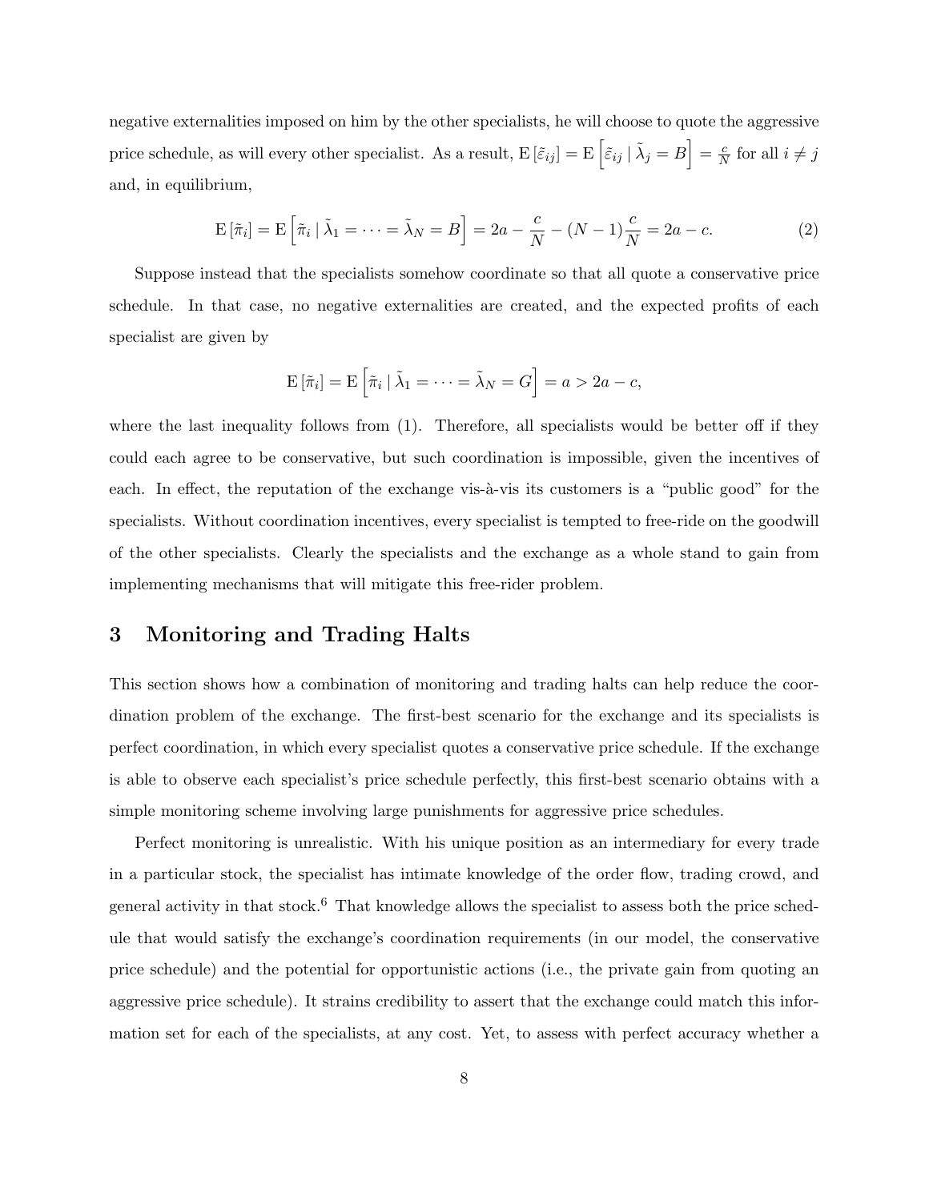negative externalities imposed on him by the other specialists, he will choose to quote the aggressive price schedule, as will every other specialist. As a result, $\mathrm{E}\left[\tilde{\varepsilon}_{ij}\right] = \mathrm{E}\left[\tilde{\varepsilon}_{ij} \mid \tilde{\lambda}_j = B\right] = \frac{c}{N}$ for all $i \neq j$ and, in equilibrium,

$$\mathrm{E}\left[\tilde{\pi}_i\right] = \mathrm{E}\left[\tilde{\pi}_i \mid \tilde{\lambda}_1 = \cdots = \tilde{\lambda}_N = B\right] = 2a - \frac{c}{N} - (N-1)\frac{c}{N} = 2a - c. \tag{2}$$

Suppose instead that the specialists somehow coordinate so that all quote a conservative price schedule. In that case, no negative externalities are created, and the expected profits of each specialist are given by

$$\mathrm{E}\left[\tilde{\pi}_i\right] = \mathrm{E}\left[\tilde{\pi}_i \mid \tilde{\lambda}_1 = \cdots = \tilde{\lambda}_N = G\right] = a > 2a - c,$$

where the last inequality follows from (1). Therefore, all specialists would be better off if they could each agree to be conservative, but such coordination is impossible, given the incentives of each. In effect, the reputation of the exchange vis-à-vis its customers is a "public good" for the specialists. Without coordination incentives, every specialist is tempted to free-ride on the goodwill of the other specialists. Clearly the specialists and the exchange as a whole stand to gain from implementing mechanisms that will mitigate this free-rider problem.

## 3 Monitoring and Trading Halts

This section shows how a combination of monitoring and trading halts can help reduce the coordination problem of the exchange. The first-best scenario for the exchange and its specialists is perfect coordination, in which every specialist quotes a conservative price schedule. If the exchange is able to observe each specialist's price schedule perfectly, this first-best scenario obtains with a simple monitoring scheme involving large punishments for aggressive price schedules.

Perfect monitoring is unrealistic. With his unique position as an intermediary for every trade in a particular stock, the specialist has intimate knowledge of the order flow, trading crowd, and general activity in that stock.[6] That knowledge allows the specialist to assess both the price schedule that would satisfy the exchange's coordination requirements (in our model, the conservative price schedule) and the potential for opportunistic actions (i.e., the private gain from quoting an aggressive price schedule). It strains credibility to assert that the exchange could match this information set for each of the specialists, at any cost. Yet, to assess with perfect accuracy whether a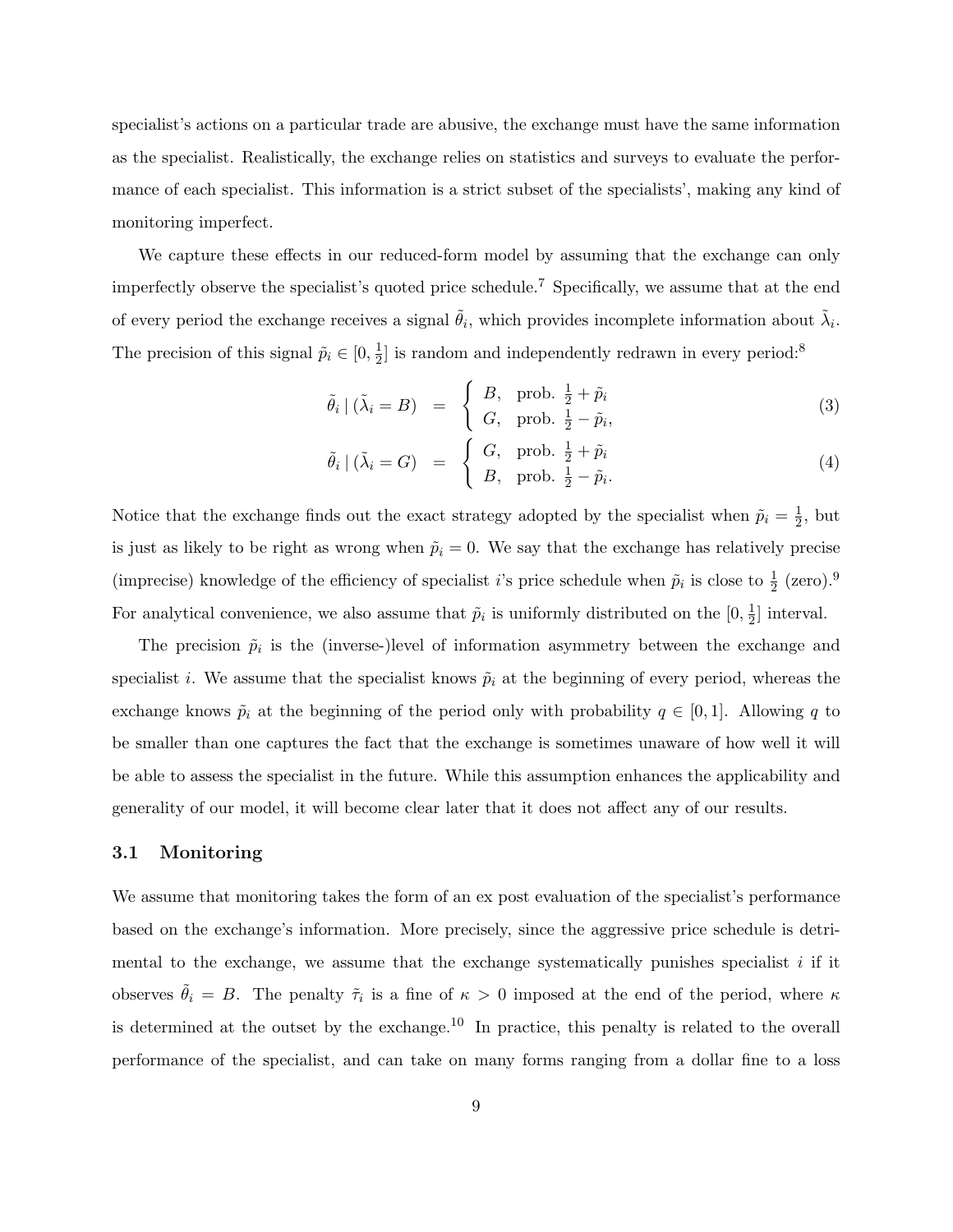specialist's actions on a particular trade are abusive, the exchange must have the same information as the specialist. Realistically, the exchange relies on statistics and surveys to evaluate the performance of each specialist. This information is a strict subset of the specialists', making any kind of monitoring imperfect.

We capture these effects in our reduced-form model by assuming that the exchange can only imperfectly observe the specialist's quoted price schedule.[7] Specifically, we assume that at the end of every period the exchange receives a signal $\tilde{\theta}_i$, which provides incomplete information about $\tilde{\lambda}_i$. The precision of this signal $\tilde{p}_i \in [0, \frac{1}{2}]$ is random and independently redrawn in every period:[8]

$$\tilde{\theta}_i \mid (\tilde{\lambda}_i = B) \quad = \quad \begin{cases} B, & \text{prob. } \frac{1}{2} + \tilde{p}_i \\ G, & \text{prob. } \frac{1}{2} - \tilde{p}_i, \end{cases} \tag{3}$$

$$\tilde{\theta}_i \mid (\tilde{\lambda}_i = G) \quad = \quad \begin{cases} G, & \text{prob. } \frac{1}{2} + \tilde{p}_i \\ B, & \text{prob. } \frac{1}{2} - \tilde{p}_i. \end{cases} \tag{4}$$

Notice that the exchange finds out the exact strategy adopted by the specialist when $\tilde{p}_i = \frac{1}{2}$, but is just as likely to be right as wrong when $\tilde{p}_i = 0$. We say that the exchange has relatively precise (imprecise) knowledge of the efficiency of specialist $i$'s price schedule when $\tilde{p}_i$ is close to $\frac{1}{2}$ (zero).[9] For analytical convenience, we also assume that $\tilde{p}_i$ is uniformly distributed on the $[0, \frac{1}{2}]$ interval.

The precision $\tilde{p}_i$ is the (inverse-)level of information asymmetry between the exchange and specialist $i$. We assume that the specialist knows $\tilde{p}_i$ at the beginning of every period, whereas the exchange knows $\tilde{p}_i$ at the beginning of the period only with probability $q \in [0, 1]$. Allowing $q$ to be smaller than one captures the fact that the exchange is sometimes unaware of how well it will be able to assess the specialist in the future. While this assumption enhances the applicability and generality of our model, it will become clear later that it does not affect any of our results.

### 3.1 Monitoring

We assume that monitoring takes the form of an ex post evaluation of the specialist's performance based on the exchange's information. More precisely, since the aggressive price schedule is detrimental to the exchange, we assume that the exchange systematically punishes specialist $i$ if it observes $\tilde{\theta}_i = B$. The penalty $\tilde{\tau}_i$ is a fine of $\kappa > 0$ imposed at the end of the period, where $\kappa$ is determined at the outset by the exchange.[10] In practice, this penalty is related to the overall performance of the specialist, and can take on many forms ranging from a dollar fine to a loss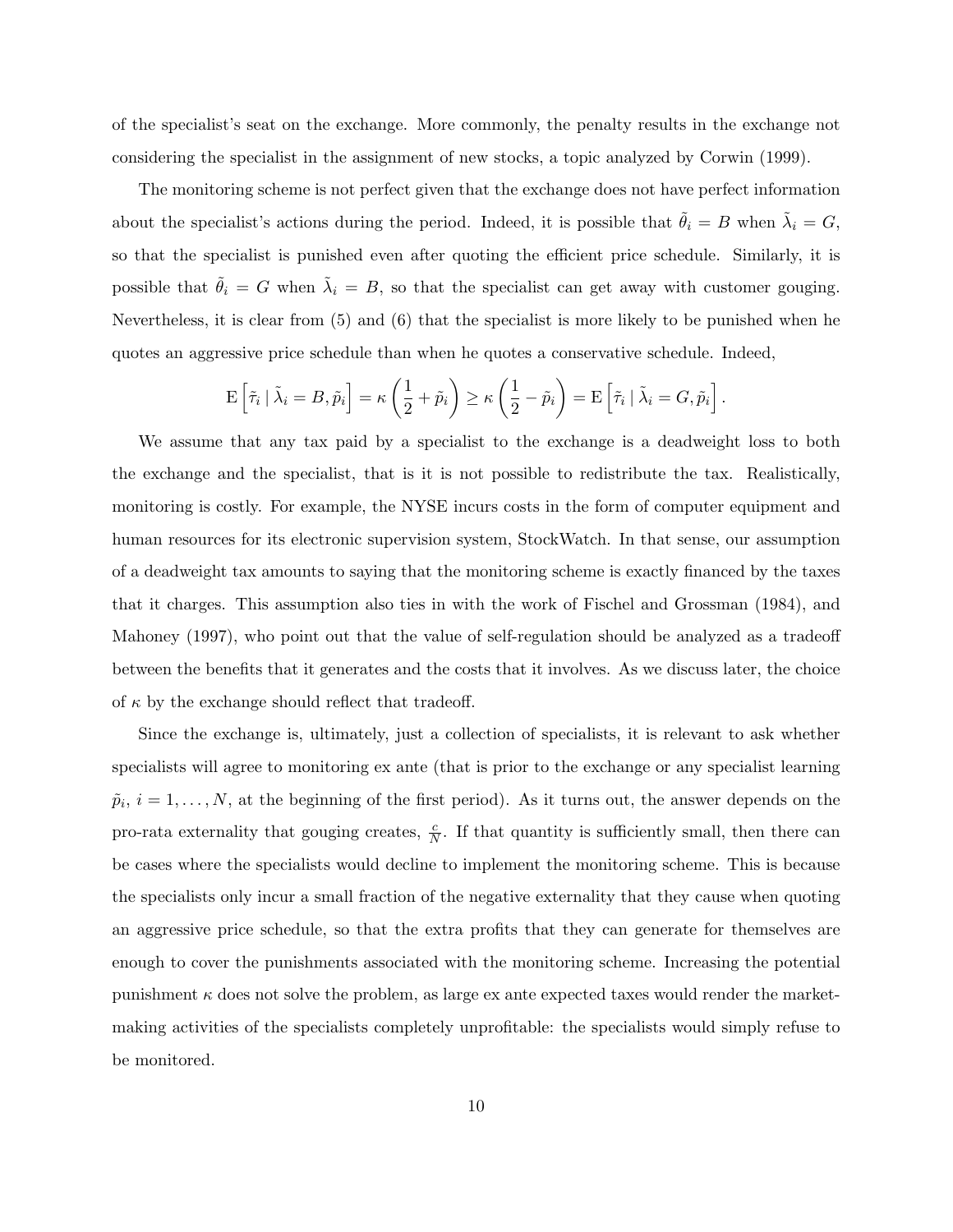of the specialist's seat on the exchange. More commonly, the penalty results in the exchange not considering the specialist in the assignment of new stocks, a topic analyzed by Corwin (1999).

The monitoring scheme is not perfect given that the exchange does not have perfect information about the specialist's actions during the period. Indeed, it is possible that $\tilde{\theta}_i = B$ when $\tilde{\lambda}_i = G$, so that the specialist is punished even after quoting the efficient price schedule. Similarly, it is possible that $\tilde{\theta}_i = G$ when $\tilde{\lambda}_i = B$, so that the specialist can get away with customer gouging. Nevertheless, it is clear from (5) and (6) that the specialist is more likely to be punished when he quotes an aggressive price schedule than when he quotes a conservative schedule. Indeed,

$$\mathrm{E}\left[\tilde{\tau}_i \mid \tilde{\lambda}_i = B, \tilde{p}_i\right] = \kappa\left(\frac{1}{2} + \tilde{p}_i\right) \geq \kappa\left(\frac{1}{2} - \tilde{p}_i\right) = \mathrm{E}\left[\tilde{\tau}_i \mid \tilde{\lambda}_i = G, \tilde{p}_i\right].$$

We assume that any tax paid by a specialist to the exchange is a deadweight loss to both the exchange and the specialist, that is it is not possible to redistribute the tax. Realistically, monitoring is costly. For example, the NYSE incurs costs in the form of computer equipment and human resources for its electronic supervision system, StockWatch. In that sense, our assumption of a deadweight tax amounts to saying that the monitoring scheme is exactly financed by the taxes that it charges. This assumption also ties in with the work of Fischel and Grossman (1984), and Mahoney (1997), who point out that the value of self-regulation should be analyzed as a tradeoff between the benefits that it generates and the costs that it involves. As we discuss later, the choice of $\kappa$ by the exchange should reflect that tradeoff.

Since the exchange is, ultimately, just a collection of specialists, it is relevant to ask whether specialists will agree to monitoring ex ante (that is prior to the exchange or any specialist learning $\tilde{p}_i$, $i = 1, \ldots, N$, at the beginning of the first period). As it turns out, the answer depends on the pro-rata externality that gouging creates, $\frac{c}{N}$. If that quantity is sufficiently small, then there can be cases where the specialists would decline to implement the monitoring scheme. This is because the specialists only incur a small fraction of the negative externality that they cause when quoting an aggressive price schedule, so that the extra profits that they can generate for themselves are enough to cover the punishments associated with the monitoring scheme. Increasing the potential punishment $\kappa$ does not solve the problem, as large ex ante expected taxes would render the market-making activities of the specialists completely unprofitable: the specialists would simply refuse to be monitored.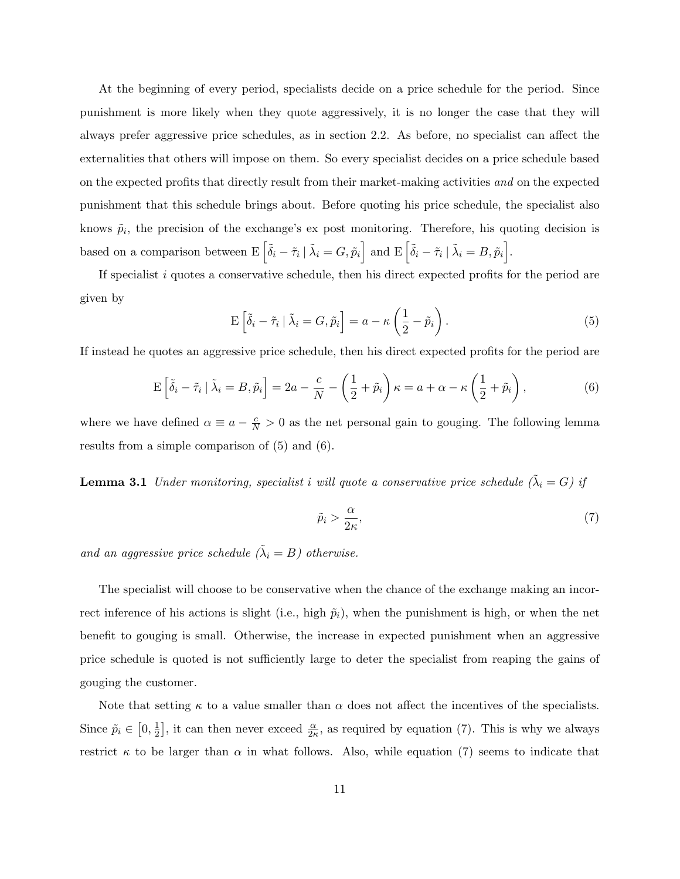At the beginning of every period, specialists decide on a price schedule for the period. Since punishment is more likely when they quote aggressively, it is no longer the case that they will always prefer aggressive price schedules, as in section 2.2. As before, no specialist can affect the externalities that others will impose on them. So every specialist decides on a price schedule based on the expected profits that directly result from their market-making activities *and* on the expected punishment that this schedule brings about. Before quoting his price schedule, the specialist also knows $\tilde{p}_i$, the precision of the exchange's ex post monitoring. Therefore, his quoting decision is based on a comparison between $\mathrm{E}\left[\tilde{\delta}_i - \tilde{\tau}_i \mid \tilde{\lambda}_i = G, \tilde{p}_i\right]$ and $\mathrm{E}\left[\tilde{\delta}_i - \tilde{\tau}_i \mid \tilde{\lambda}_i = B, \tilde{p}_i\right]$.

If specialist $i$ quotes a conservative schedule, then his direct expected profits for the period are given by

$$\mathrm{E}\left[\tilde{\delta}_i - \tilde{\tau}_i \mid \tilde{\lambda}_i = G, \tilde{p}_i\right] = a - \kappa\left(\frac{1}{2} - \tilde{p}_i\right). \tag{5}$$

If instead he quotes an aggressive price schedule, then his direct expected profits for the period are

$$\mathrm{E}\left[\tilde{\delta}_i - \tilde{\tau}_i \mid \tilde{\lambda}_i = B, \tilde{p}_i\right] = 2a - \frac{c}{N} - \left(\frac{1}{2} + \tilde{p}_i\right)\kappa = a + \alpha - \kappa\left(\frac{1}{2} + \tilde{p}_i\right), \tag{6}$$

where we have defined $\alpha \equiv a - \frac{c}{N} > 0$ as the net personal gain to gouging. The following lemma results from a simple comparison of (5) and (6).

**Lemma 3.1** *Under monitoring, specialist i will quote a conservative price schedule ($\tilde{\lambda}_i = G$) if*

$$\tilde{p}_i > \frac{\alpha}{2\kappa}, \tag{7}$$

*and an aggressive price schedule ($\tilde{\lambda}_i = B$) otherwise.*

The specialist will choose to be conservative when the chance of the exchange making an incorrect inference of his actions is slight (i.e., high $\tilde{p}_i$), when the punishment is high, or when the net benefit to gouging is small. Otherwise, the increase in expected punishment when an aggressive price schedule is quoted is not sufficiently large to deter the specialist from reaping the gains of gouging the customer.

Note that setting $\kappa$ to a value smaller than $\alpha$ does not affect the incentives of the specialists. Since $\tilde{p}_i \in \left[0, \frac{1}{2}\right]$, it can then never exceed $\frac{\alpha}{2\kappa}$, as required by equation (7). This is why we always restrict $\kappa$ to be larger than $\alpha$ in what follows. Also, while equation (7) seems to indicate that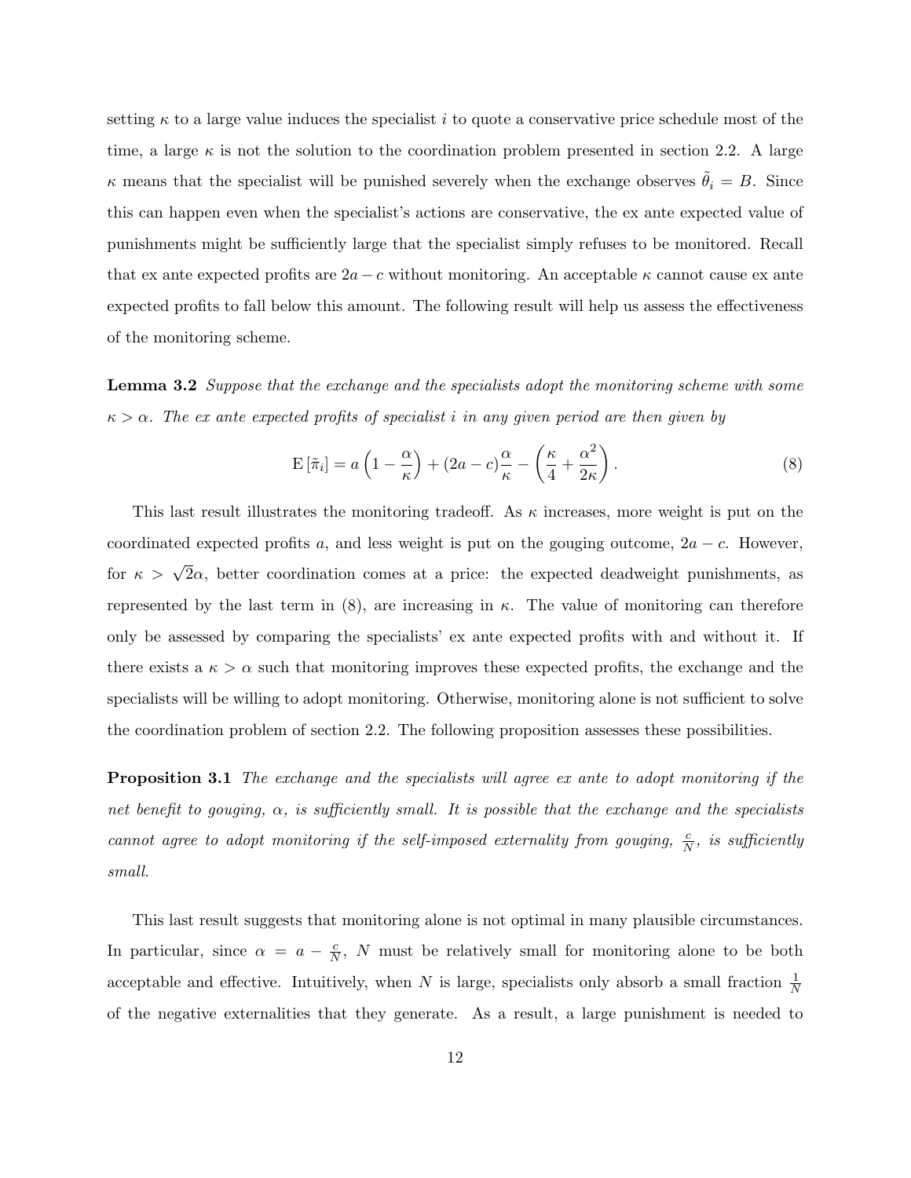setting $\kappa$ to a large value induces the specialist $i$ to quote a conservative price schedule most of the time, a large $\kappa$ is not the solution to the coordination problem presented in section 2.2. A large $\kappa$ means that the specialist will be punished severely when the exchange observes $\tilde{\theta}_i = B$. Since this can happen even when the specialist's actions are conservative, the ex ante expected value of punishments might be sufficiently large that the specialist simply refuses to be monitored. Recall that ex ante expected profits are $2a - c$ without monitoring. An acceptable $\kappa$ cannot cause ex ante expected profits to fall below this amount. The following result will help us assess the effectiveness of the monitoring scheme.

**Lemma 3.2** *Suppose that the exchange and the specialists adopt the monitoring scheme with some $\kappa > \alpha$. The ex ante expected profits of specialist $i$ in any given period are then given by*

$$\mathrm{E}\left[\tilde{\pi}_i\right] = a\left(1 - \frac{\alpha}{\kappa}\right) + (2a - c)\frac{\alpha}{\kappa} - \left(\frac{\kappa}{4} + \frac{\alpha^2}{2\kappa}\right). \tag{8}$$

This last result illustrates the monitoring tradeoff. As $\kappa$ increases, more weight is put on the coordinated expected profits $a$, and less weight is put on the gouging outcome, $2a - c$. However, for $\kappa > \sqrt{2}\alpha$, better coordination comes at a price: the expected deadweight punishments, as represented by the last term in (8), are increasing in $\kappa$. The value of monitoring can therefore only be assessed by comparing the specialists' ex ante expected profits with and without it. If there exists a $\kappa > \alpha$ such that monitoring improves these expected profits, the exchange and the specialists will be willing to adopt monitoring. Otherwise, monitoring alone is not sufficient to solve the coordination problem of section 2.2. The following proposition assesses these possibilities.

**Proposition 3.1** *The exchange and the specialists will agree ex ante to adopt monitoring if the net benefit to gouging, $\alpha$, is sufficiently small. It is possible that the exchange and the specialists cannot agree to adopt monitoring if the self-imposed externality from gouging, $\frac{c}{N}$, is sufficiently small.*

This last result suggests that monitoring alone is not optimal in many plausible circumstances. In particular, since $\alpha = a - \frac{c}{N}$, $N$ must be relatively small for monitoring alone to be both acceptable and effective. Intuitively, when $N$ is large, specialists only absorb a small fraction $\frac{1}{N}$ of the negative externalities that they generate. As a result, a large punishment is needed to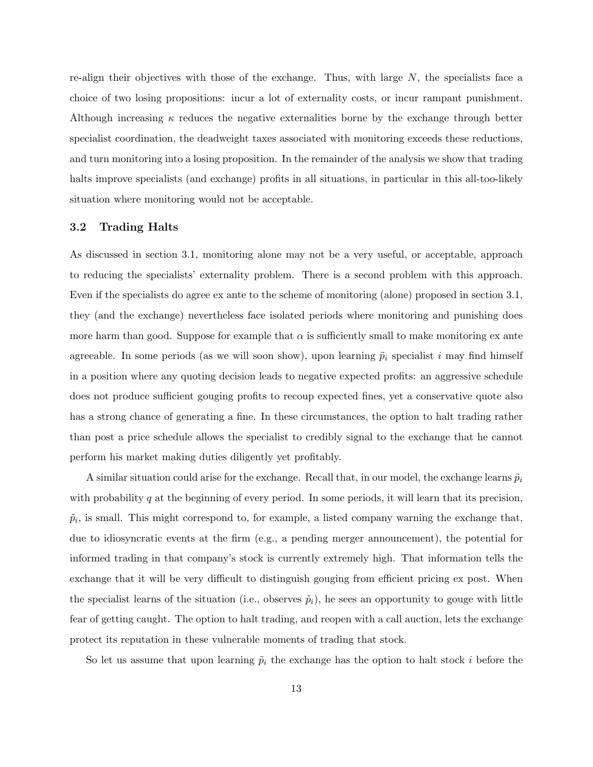re-align their objectives with those of the exchange. Thus, with large $N$, the specialists face a choice of two losing propositions: incur a lot of externality costs, or incur rampant punishment. Although increasing $\kappa$ reduces the negative externalities borne by the exchange through better specialist coordination, the deadweight taxes associated with monitoring exceeds these reductions, and turn monitoring into a losing proposition. In the remainder of the analysis we show that trading halts improve specialists (and exchange) profits in all situations, in particular in this all-too-likely situation where monitoring would not be acceptable.

### 3.2 Trading Halts

As discussed in section 3.1, monitoring alone may not be a very useful, or acceptable, approach to reducing the specialists' externality problem. There is a second problem with this approach. Even if the specialists do agree ex ante to the scheme of monitoring (alone) proposed in section 3.1, they (and the exchange) nevertheless face isolated periods where monitoring and punishing does more harm than good. Suppose for example that $\alpha$ is sufficiently small to make monitoring ex ante agreeable. In some periods (as we will soon show), upon learning $\tilde{p}_i$ specialist $i$ may find himself in a position where any quoting decision leads to negative expected profits: an aggressive schedule does not produce sufficient gouging profits to recoup expected fines, yet a conservative quote also has a strong chance of generating a fine. In these circumstances, the option to halt trading rather than post a price schedule allows the specialist to credibly signal to the exchange that he cannot perform his market making duties diligently yet profitably.

A similar situation could arise for the exchange. Recall that, in our model, the exchange learns $\tilde{p}_i$ with probability $q$ at the beginning of every period. In some periods, it will learn that its precision, $\tilde{p}_i$, is small. This might correspond to, for example, a listed company warning the exchange that, due to idiosyncratic events at the firm (e.g., a pending merger announcement), the potential for informed trading in that company's stock is currently extremely high. That information tells the exchange that it will be very difficult to distinguish gouging from efficient pricing ex post. When the specialist learns of the situation (i.e., observes $\tilde{p}_i$), he sees an opportunity to gouge with little fear of getting caught. The option to halt trading, and reopen with a call auction, lets the exchange protect its reputation in these vulnerable moments of trading that stock.

So let us assume that upon learning $\tilde{p}_i$ the exchange has the option to halt stock $i$ before the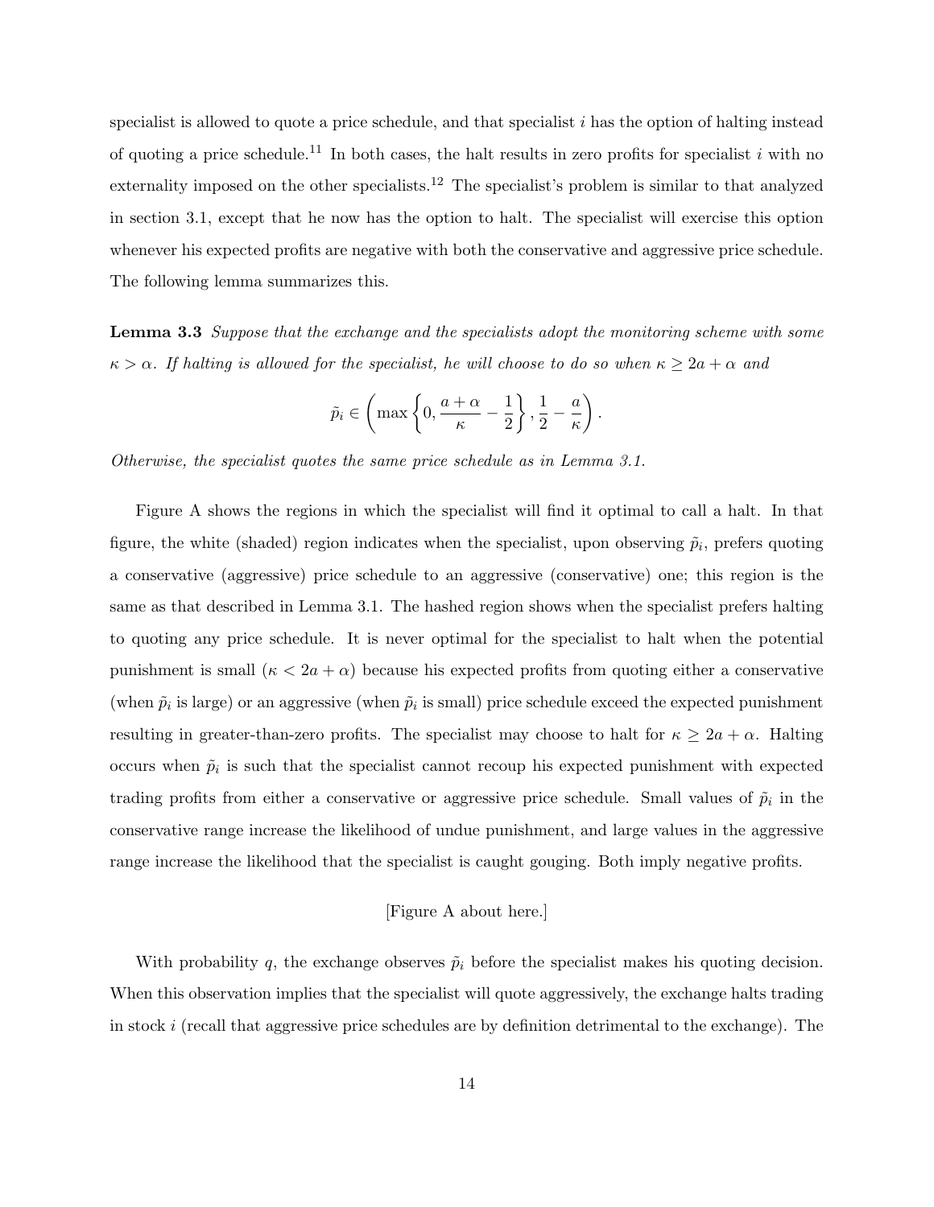specialist is allowed to quote a price schedule, and that specialist $i$ has the option of halting instead of quoting a price schedule.[11] In both cases, the halt results in zero profits for specialist $i$ with no externality imposed on the other specialists.[12] The specialist's problem is similar to that analyzed in section 3.1, except that he now has the option to halt. The specialist will exercise this option whenever his expected profits are negative with both the conservative and aggressive price schedule. The following lemma summarizes this.

**Lemma 3.3** *Suppose that the exchange and the specialists adopt the monitoring scheme with some $\kappa > \alpha$. If halting is allowed for the specialist, he will choose to do so when $\kappa \geq 2a + \alpha$ and*

$$\tilde{p}_i \in \left( \max\left\{0, \frac{a+\alpha}{\kappa} - \frac{1}{2}\right\}, \frac{1}{2} - \frac{a}{\kappa} \right).$$

*Otherwise, the specialist quotes the same price schedule as in Lemma 3.1.*

Figure A shows the regions in which the specialist will find it optimal to call a halt. In that figure, the white (shaded) region indicates when the specialist, upon observing $\tilde{p}_i$, prefers quoting a conservative (aggressive) price schedule to an aggressive (conservative) one; this region is the same as that described in Lemma 3.1. The hashed region shows when the specialist prefers halting to quoting any price schedule. It is never optimal for the specialist to halt when the potential punishment is small ($\kappa < 2a + \alpha$) because his expected profits from quoting either a conservative (when $\tilde{p}_i$ is large) or an aggressive (when $\tilde{p}_i$ is small) price schedule exceed the expected punishment resulting in greater-than-zero profits. The specialist may choose to halt for $\kappa \geq 2a + \alpha$. Halting occurs when $\tilde{p}_i$ is such that the specialist cannot recoup his expected punishment with expected trading profits from either a conservative or aggressive price schedule. Small values of $\tilde{p}_i$ in the conservative range increase the likelihood of undue punishment, and large values in the aggressive range increase the likelihood that the specialist is caught gouging. Both imply negative profits.

[Figure A about here.]

With probability $q$, the exchange observes $\tilde{p}_i$ before the specialist makes his quoting decision. When this observation implies that the specialist will quote aggressively, the exchange halts trading in stock $i$ (recall that aggressive price schedules are by definition detrimental to the exchange). The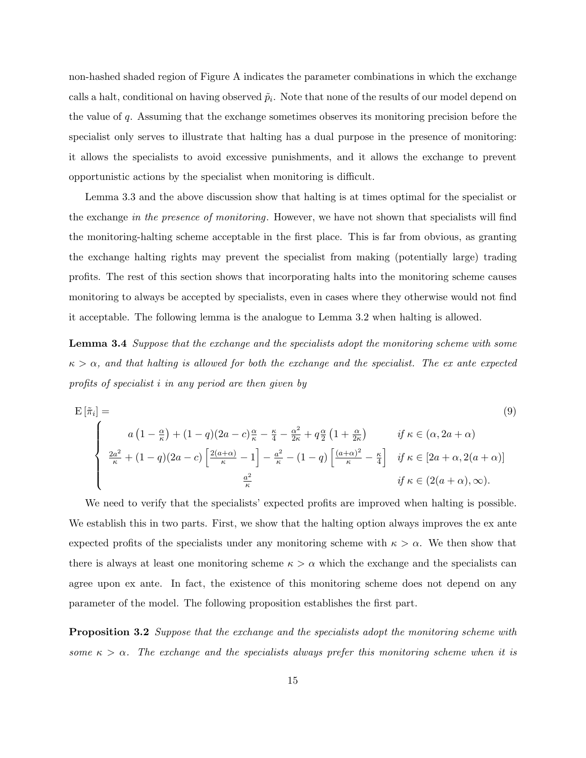non-hashed shaded region of Figure A indicates the parameter combinations in which the exchange calls a halt, conditional on having observed $\tilde{p}_i$. Note that none of the results of our model depend on the value of $q$. Assuming that the exchange sometimes observes its monitoring precision before the specialist only serves to illustrate that halting has a dual purpose in the presence of monitoring: it allows the specialists to avoid excessive punishments, and it allows the exchange to prevent opportunistic actions by the specialist when monitoring is difficult.

Lemma 3.3 and the above discussion show that halting is at times optimal for the specialist or the exchange *in the presence of monitoring*. However, we have not shown that specialists will find the monitoring-halting scheme acceptable in the first place. This is far from obvious, as granting the exchange halting rights may prevent the specialist from making (potentially large) trading profits. The rest of this section shows that incorporating halts into the monitoring scheme causes monitoring to always be accepted by specialists, even in cases where they otherwise would not find it acceptable. The following lemma is the analogue to Lemma 3.2 when halting is allowed.

**Lemma 3.4** *Suppose that the exchange and the specialists adopt the monitoring scheme with some $\kappa > \alpha$, and that halting is allowed for both the exchange and the specialist. The ex ante expected profits of specialist $i$ in any period are then given by*

$$\mathrm{E}\left[\tilde{\pi}_i\right] = \begin{cases} a\left(1-\frac{\alpha}{\kappa}\right)+(1-q)(2a-c)\frac{\alpha}{\kappa}-\frac{\kappa}{4}-\frac{\alpha^2}{2\kappa}+q\frac{\alpha}{2}\left(1+\frac{\alpha}{2\kappa}\right) & \text{if } \kappa \in (\alpha, 2a+\alpha) \\ \frac{2a^2}{\kappa}+(1-q)(2a-c)\left[\frac{2(a+\alpha)}{\kappa}-1\right]-\frac{a^2}{\kappa}-(1-q)\left[\frac{(a+\alpha)^2}{\kappa}-\frac{\kappa}{4}\right] & \text{if } \kappa \in [2a+\alpha, 2(a+\alpha)] \\ \frac{a^2}{\kappa} & \text{if } \kappa \in (2(a+\alpha), \infty). \end{cases} \tag{9}$$

We need to verify that the specialists' expected profits are improved when halting is possible. We establish this in two parts. First, we show that the halting option always improves the ex ante expected profits of the specialists under any monitoring scheme with $\kappa > \alpha$. We then show that there is always at least one monitoring scheme $\kappa > \alpha$ which the exchange and the specialists can agree upon ex ante. In fact, the existence of this monitoring scheme does not depend on any parameter of the model. The following proposition establishes the first part.

**Proposition 3.2** *Suppose that the exchange and the specialists adopt the monitoring scheme with some $\kappa > \alpha$. The exchange and the specialists always prefer this monitoring scheme when it is*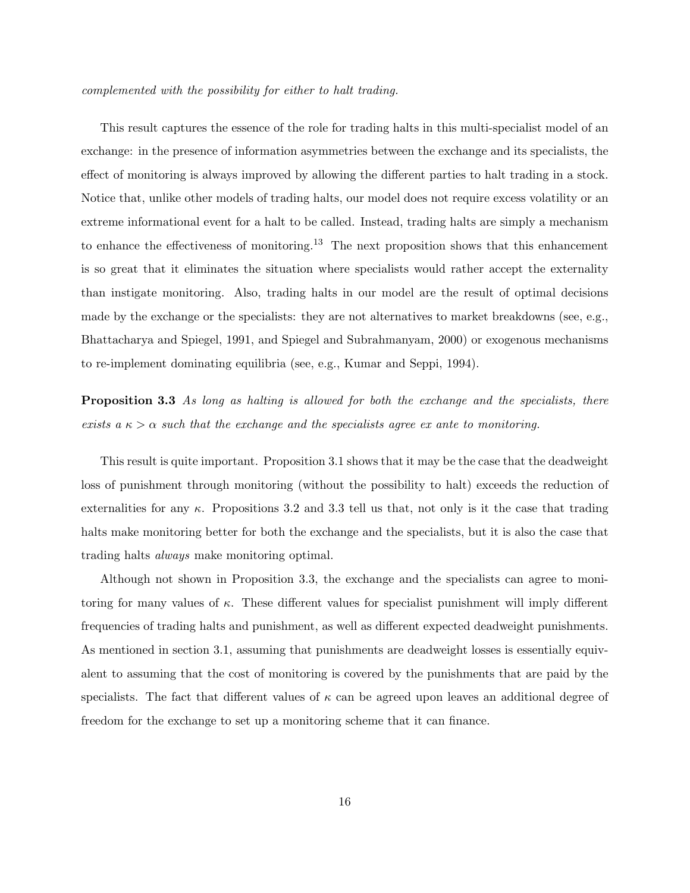*complemented with the possibility for either to halt trading.*

This result captures the essence of the role for trading halts in this multi-specialist model of an exchange: in the presence of information asymmetries between the exchange and its specialists, the effect of monitoring is always improved by allowing the different parties to halt trading in a stock. Notice that, unlike other models of trading halts, our model does not require excess volatility or an extreme informational event for a halt to be called. Instead, trading halts are simply a mechanism to enhance the effectiveness of monitoring.[13] The next proposition shows that this enhancement is so great that it eliminates the situation where specialists would rather accept the externality than instigate monitoring. Also, trading halts in our model are the result of optimal decisions made by the exchange or the specialists: they are not alternatives to market breakdowns (see, e.g., Bhattacharya and Spiegel, 1991, and Spiegel and Subrahmanyam, 2000) or exogenous mechanisms to re-implement dominating equilibria (see, e.g., Kumar and Seppi, 1994).

**Proposition 3.3** *As long as halting is allowed for both the exchange and the specialists, there exists a $\kappa > \alpha$ such that the exchange and the specialists agree ex ante to monitoring.*

This result is quite important. Proposition 3.1 shows that it may be the case that the deadweight loss of punishment through monitoring (without the possibility to halt) exceeds the reduction of externalities for any $\kappa$. Propositions 3.2 and 3.3 tell us that, not only is it the case that trading halts make monitoring better for both the exchange and the specialists, but it is also the case that trading halts *always* make monitoring optimal.

Although not shown in Proposition 3.3, the exchange and the specialists can agree to monitoring for many values of $\kappa$. These different values for specialist punishment will imply different frequencies of trading halts and punishment, as well as different expected deadweight punishments. As mentioned in section 3.1, assuming that punishments are deadweight losses is essentially equivalent to assuming that the cost of monitoring is covered by the punishments that are paid by the specialists. The fact that different values of $\kappa$ can be agreed upon leaves an additional degree of freedom for the exchange to set up a monitoring scheme that it can finance.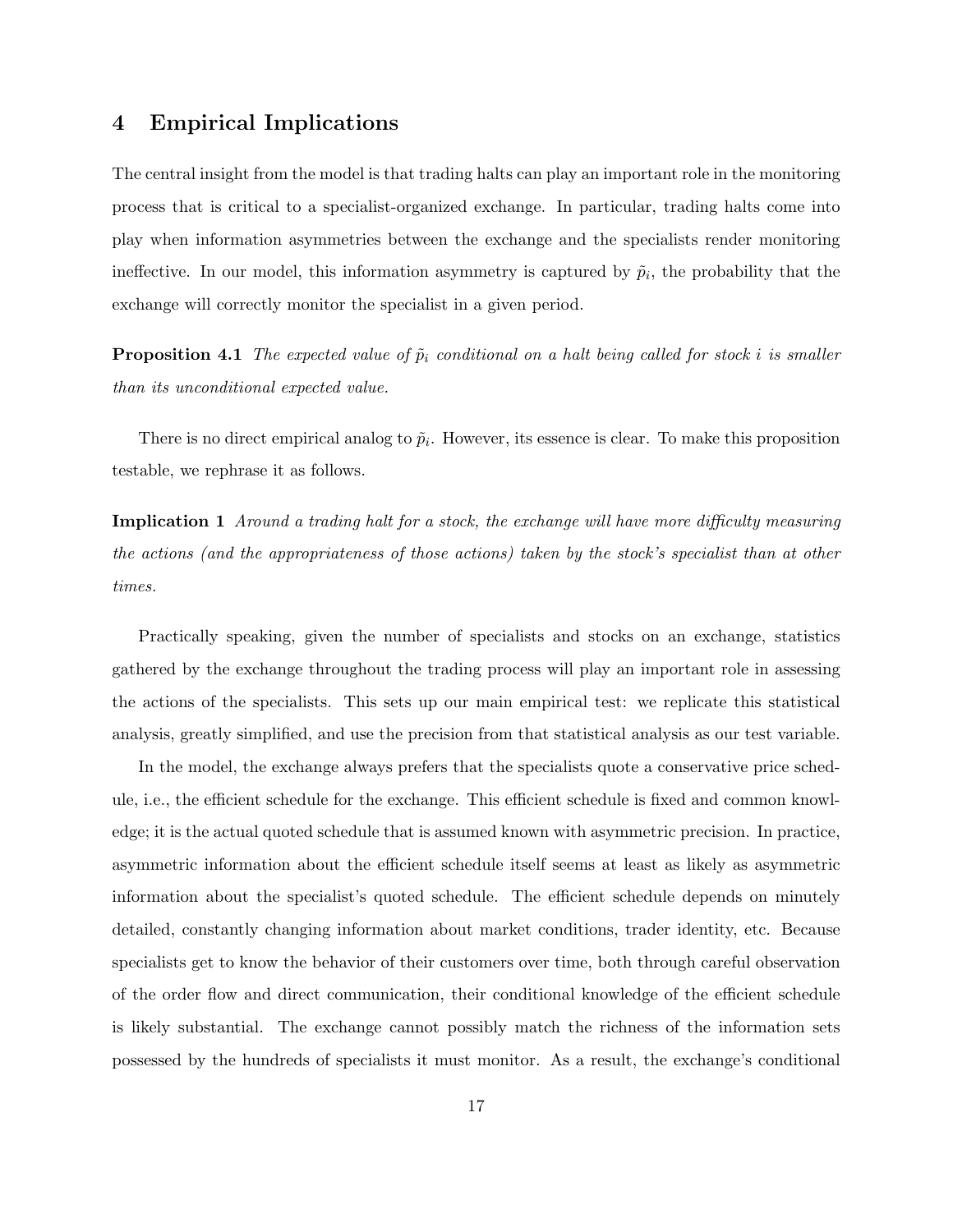## 4 Empirical Implications

The central insight from the model is that trading halts can play an important role in the monitoring process that is critical to a specialist-organized exchange. In particular, trading halts come into play when information asymmetries between the exchange and the specialists render monitoring ineffective. In our model, this information asymmetry is captured by $\tilde{p}_i$, the probability that the exchange will correctly monitor the specialist in a given period.

**Proposition 4.1** *The expected value of $\tilde{p}_i$ conditional on a halt being called for stock $i$ is smaller than its unconditional expected value.*

There is no direct empirical analog to $\tilde{p}_i$. However, its essence is clear. To make this proposition testable, we rephrase it as follows.

**Implication 1** *Around a trading halt for a stock, the exchange will have more difficulty measuring the actions (and the appropriateness of those actions) taken by the stock's specialist than at other times.*

Practically speaking, given the number of specialists and stocks on an exchange, statistics gathered by the exchange throughout the trading process will play an important role in assessing the actions of the specialists. This sets up our main empirical test: we replicate this statistical analysis, greatly simplified, and use the precision from that statistical analysis as our test variable.

In the model, the exchange always prefers that the specialists quote a conservative price schedule, i.e., the efficient schedule for the exchange. This efficient schedule is fixed and common knowledge; it is the actual quoted schedule that is assumed known with asymmetric precision. In practice, asymmetric information about the efficient schedule itself seems at least as likely as asymmetric information about the specialist's quoted schedule. The efficient schedule depends on minutely detailed, constantly changing information about market conditions, trader identity, etc. Because specialists get to know the behavior of their customers over time, both through careful observation of the order flow and direct communication, their conditional knowledge of the efficient schedule is likely substantial. The exchange cannot possibly match the richness of the information sets possessed by the hundreds of specialists it must monitor. As a result, the exchange's conditional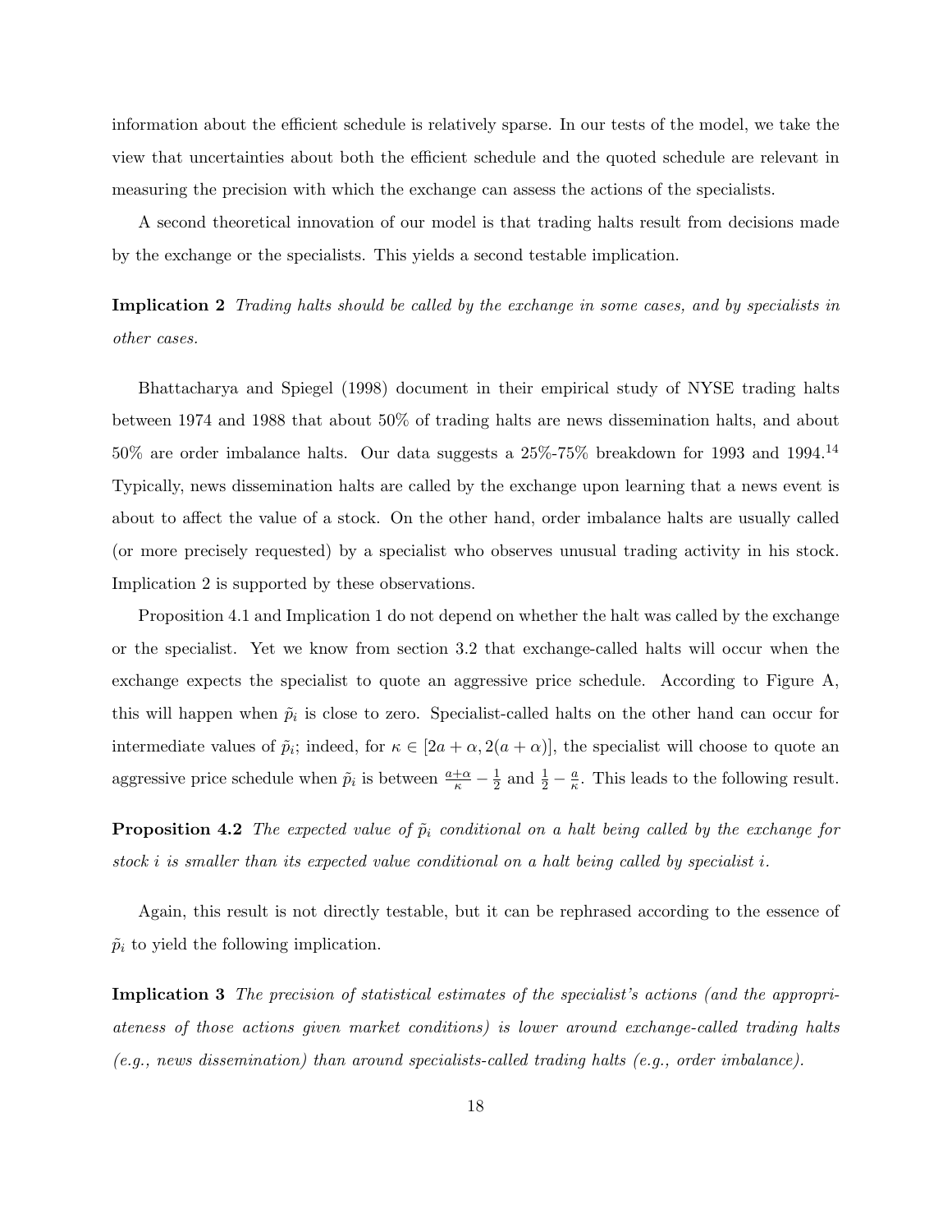information about the efficient schedule is relatively sparse. In our tests of the model, we take the view that uncertainties about both the efficient schedule and the quoted schedule are relevant in measuring the precision with which the exchange can assess the actions of the specialists.

A second theoretical innovation of our model is that trading halts result from decisions made by the exchange or the specialists. This yields a second testable implication.

**Implication 2** *Trading halts should be called by the exchange in some cases, and by specialists in other cases.*

Bhattacharya and Spiegel (1998) document in their empirical study of NYSE trading halts between 1974 and 1988 that about 50% of trading halts are news dissemination halts, and about 50% are order imbalance halts. Our data suggests a 25%-75% breakdown for 1993 and 1994.[14] Typically, news dissemination halts are called by the exchange upon learning that a news event is about to affect the value of a stock. On the other hand, order imbalance halts are usually called (or more precisely requested) by a specialist who observes unusual trading activity in his stock. Implication 2 is supported by these observations.

Proposition 4.1 and Implication 1 do not depend on whether the halt was called by the exchange or the specialist. Yet we know from section 3.2 that exchange-called halts will occur when the exchange expects the specialist to quote an aggressive price schedule. According to Figure A, this will happen when $\tilde{p}_i$ is close to zero. Specialist-called halts on the other hand can occur for intermediate values of $\tilde{p}_i$; indeed, for $\kappa \in [2a + \alpha, 2(a + \alpha)]$, the specialist will choose to quote an aggressive price schedule when $\tilde{p}_i$ is between $\frac{a+\alpha}{\kappa} - \frac{1}{2}$ and $\frac{1}{2} - \frac{a}{\kappa}$. This leads to the following result.

**Proposition 4.2** *The expected value of $\tilde{p}_i$ conditional on a halt being called by the exchange for stock $i$ is smaller than its expected value conditional on a halt being called by specialist $i$.*

Again, this result is not directly testable, but it can be rephrased according to the essence of $\tilde{p}_i$ to yield the following implication.

**Implication 3** *The precision of statistical estimates of the specialist's actions (and the appropriateness of those actions given market conditions) is lower around exchange-called trading halts (e.g., news dissemination) than around specialists-called trading halts (e.g., order imbalance).*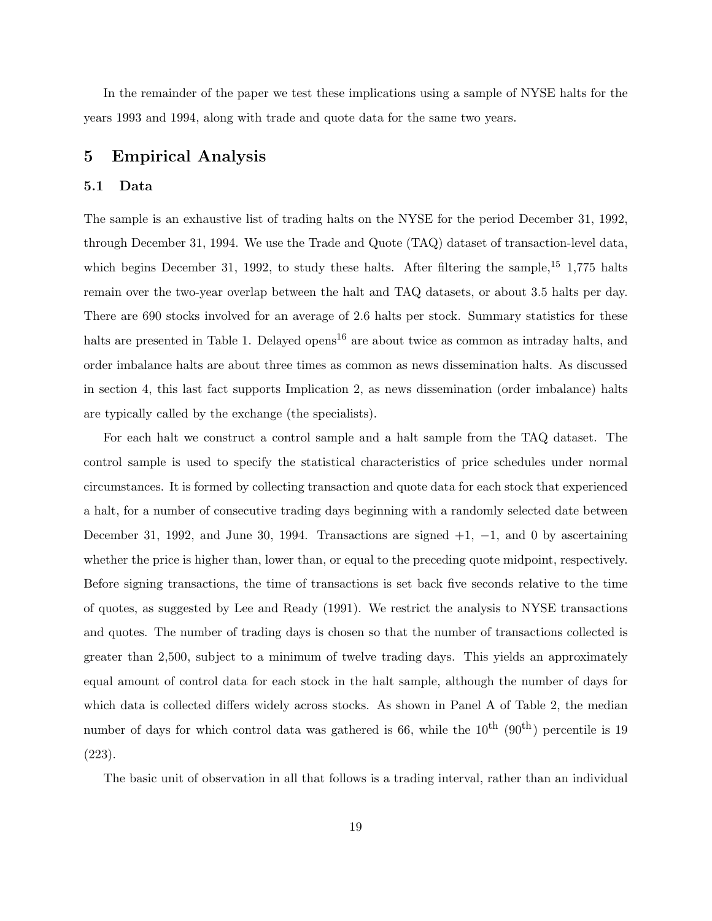In the remainder of the paper we test these implications using a sample of NYSE halts for the years 1993 and 1994, along with trade and quote data for the same two years.

# 5 Empirical Analysis

## 5.1 Data

The sample is an exhaustive list of trading halts on the NYSE for the period December 31, 1992, through December 31, 1994. We use the Trade and Quote (TAQ) dataset of transaction-level data, which begins December 31, 1992, to study these halts. After filtering the sample,[15] 1,775 halts remain over the two-year overlap between the halt and TAQ datasets, or about 3.5 halts per day. There are 690 stocks involved for an average of 2.6 halts per stock. Summary statistics for these halts are presented in Table 1. Delayed opens[16] are about twice as common as intraday halts, and order imbalance halts are about three times as common as news dissemination halts. As discussed in section 4, this last fact supports Implication 2, as news dissemination (order imbalance) halts are typically called by the exchange (the specialists).

For each halt we construct a control sample and a halt sample from the TAQ dataset. The control sample is used to specify the statistical characteristics of price schedules under normal circumstances. It is formed by collecting transaction and quote data for each stock that experienced a halt, for a number of consecutive trading days beginning with a randomly selected date between December 31, 1992, and June 30, 1994. Transactions are signed $+1$, $-1$, and 0 by ascertaining whether the price is higher than, lower than, or equal to the preceding quote midpoint, respectively. Before signing transactions, the time of transactions is set back five seconds relative to the time of quotes, as suggested by Lee and Ready (1991). We restrict the analysis to NYSE transactions and quotes. The number of trading days is chosen so that the number of transactions collected is greater than 2,500, subject to a minimum of twelve trading days. This yields an approximately equal amount of control data for each stock in the halt sample, although the number of days for which data is collected differs widely across stocks. As shown in Panel A of Table 2, the median number of days for which control data was gathered is 66, while the $10^{\text{th}}$ ($90^{\text{th}}$) percentile is 19 (223).

The basic unit of observation in all that follows is a trading interval, rather than an individual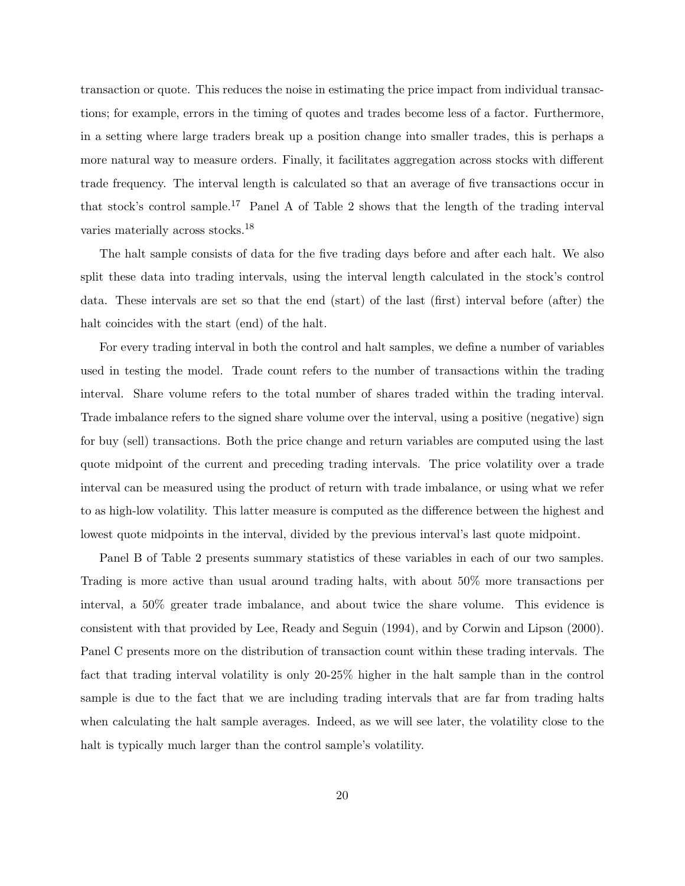transaction or quote. This reduces the noise in estimating the price impact from individual transactions; for example, errors in the timing of quotes and trades become less of a factor. Furthermore, in a setting where large traders break up a position change into smaller trades, this is perhaps a more natural way to measure orders. Finally, it facilitates aggregation across stocks with different trade frequency. The interval length is calculated so that an average of five transactions occur in that stock's control sample.[17] Panel A of Table 2 shows that the length of the trading interval varies materially across stocks.[18]

The halt sample consists of data for the five trading days before and after each halt. We also split these data into trading intervals, using the interval length calculated in the stock's control data. These intervals are set so that the end (start) of the last (first) interval before (after) the halt coincides with the start (end) of the halt.

For every trading interval in both the control and halt samples, we define a number of variables used in testing the model. Trade count refers to the number of transactions within the trading interval. Share volume refers to the total number of shares traded within the trading interval. Trade imbalance refers to the signed share volume over the interval, using a positive (negative) sign for buy (sell) transactions. Both the price change and return variables are computed using the last quote midpoint of the current and preceding trading intervals. The price volatility over a trade interval can be measured using the product of return with trade imbalance, or using what we refer to as high-low volatility. This latter measure is computed as the difference between the highest and lowest quote midpoints in the interval, divided by the previous interval's last quote midpoint.

Panel B of Table 2 presents summary statistics of these variables in each of our two samples. Trading is more active than usual around trading halts, with about 50% more transactions per interval, a 50% greater trade imbalance, and about twice the share volume. This evidence is consistent with that provided by Lee, Ready and Seguin (1994), and by Corwin and Lipson (2000). Panel C presents more on the distribution of transaction count within these trading intervals. The fact that trading interval volatility is only 20-25% higher in the halt sample than in the control sample is due to the fact that we are including trading intervals that are far from trading halts when calculating the halt sample averages. Indeed, as we will see later, the volatility close to the halt is typically much larger than the control sample's volatility.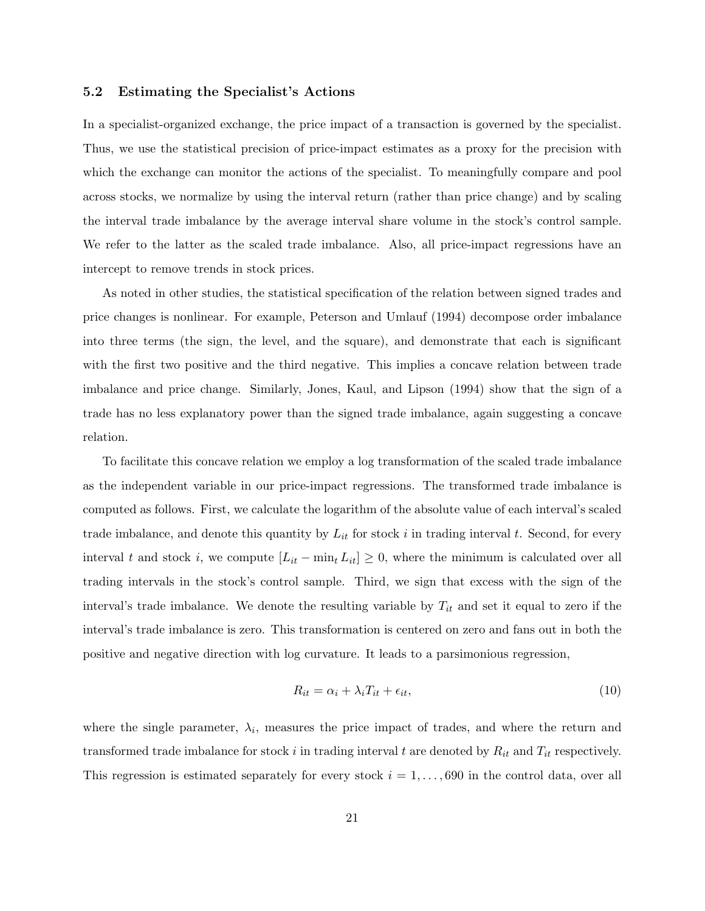### 5.2 Estimating the Specialist's Actions

In a specialist-organized exchange, the price impact of a transaction is governed by the specialist. Thus, we use the statistical precision of price-impact estimates as a proxy for the precision with which the exchange can monitor the actions of the specialist. To meaningfully compare and pool across stocks, we normalize by using the interval return (rather than price change) and by scaling the interval trade imbalance by the average interval share volume in the stock's control sample. We refer to the latter as the scaled trade imbalance. Also, all price-impact regressions have an intercept to remove trends in stock prices.

As noted in other studies, the statistical specification of the relation between signed trades and price changes is nonlinear. For example, Peterson and Umlauf (1994) decompose order imbalance into three terms (the sign, the level, and the square), and demonstrate that each is significant with the first two positive and the third negative. This implies a concave relation between trade imbalance and price change. Similarly, Jones, Kaul, and Lipson (1994) show that the sign of a trade has no less explanatory power than the signed trade imbalance, again suggesting a concave relation.

To facilitate this concave relation we employ a log transformation of the scaled trade imbalance as the independent variable in our price-impact regressions. The transformed trade imbalance is computed as follows. First, we calculate the logarithm of the absolute value of each interval's scaled trade imbalance, and denote this quantity by $L_{it}$ for stock $i$ in trading interval $t$. Second, for every interval $t$ and stock $i$, we compute $[L_{it} - \min_t L_{it}] \geq 0$, where the minimum is calculated over all trading intervals in the stock's control sample. Third, we sign that excess with the sign of the interval's trade imbalance. We denote the resulting variable by $T_{it}$ and set it equal to zero if the interval's trade imbalance is zero. This transformation is centered on zero and fans out in both the positive and negative direction with log curvature. It leads to a parsimonious regression,

$$R_{it} = \alpha_i + \lambda_i T_{it} + \epsilon_{it}, \tag{10}$$

where the single parameter, $\lambda_i$, measures the price impact of trades, and where the return and transformed trade imbalance for stock $i$ in trading interval $t$ are denoted by $R_{it}$ and $T_{it}$ respectively. This regression is estimated separately for every stock $i = 1, \ldots, 690$ in the control data, over all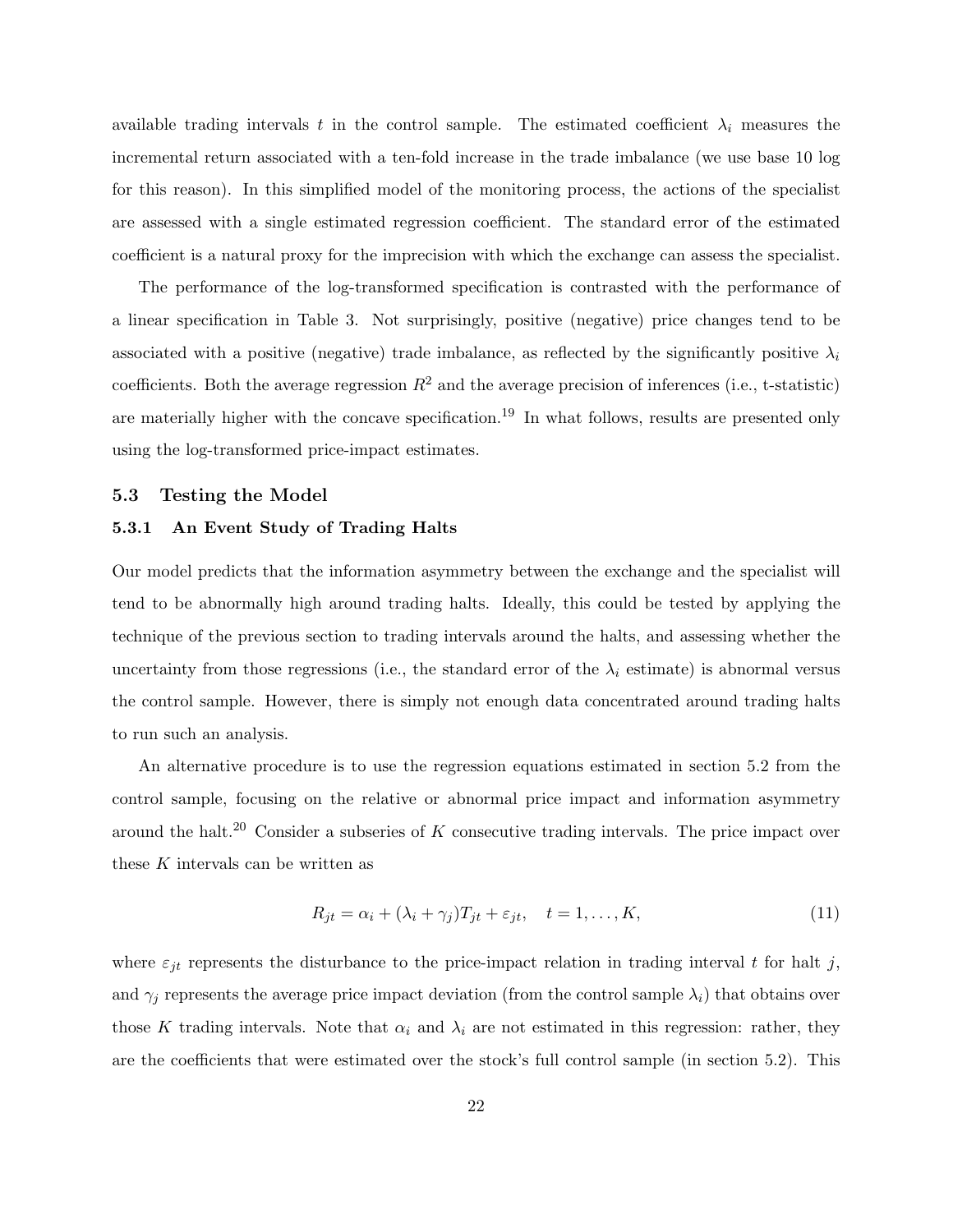available trading intervals $t$ in the control sample. The estimated coefficient $\lambda_i$ measures the incremental return associated with a ten-fold increase in the trade imbalance (we use base 10 log for this reason). In this simplified model of the monitoring process, the actions of the specialist are assessed with a single estimated regression coefficient. The standard error of the estimated coefficient is a natural proxy for the imprecision with which the exchange can assess the specialist.

The performance of the log-transformed specification is contrasted with the performance of a linear specification in Table 3. Not surprisingly, positive (negative) price changes tend to be associated with a positive (negative) trade imbalance, as reflected by the significantly positive $\lambda_i$ coefficients. Both the average regression $R^2$ and the average precision of inferences (i.e., t-statistic) are materially higher with the concave specification.[19] In what follows, results are presented only using the log-transformed price-impact estimates.

### 5.3 Testing the Model

#### 5.3.1 An Event Study of Trading Halts

Our model predicts that the information asymmetry between the exchange and the specialist will tend to be abnormally high around trading halts. Ideally, this could be tested by applying the technique of the previous section to trading intervals around the halts, and assessing whether the uncertainty from those regressions (i.e., the standard error of the $\lambda_i$ estimate) is abnormal versus the control sample. However, there is simply not enough data concentrated around trading halts to run such an analysis.

An alternative procedure is to use the regression equations estimated in section 5.2 from the control sample, focusing on the relative or abnormal price impact and information asymmetry around the halt.[20] Consider a subseries of $K$ consecutive trading intervals. The price impact over these $K$ intervals can be written as

$$R_{jt} = \alpha_i + (\lambda_i + \gamma_j)T_{jt} + \varepsilon_{jt}, \quad t = 1, \ldots, K, \tag{11}$$

where $\varepsilon_{jt}$ represents the disturbance to the price-impact relation in trading interval $t$ for halt $j$, and $\gamma_j$ represents the average price impact deviation (from the control sample $\lambda_i$) that obtains over those $K$ trading intervals. Note that $\alpha_i$ and $\lambda_i$ are not estimated in this regression: rather, they are the coefficients that were estimated over the stock's full control sample (in section 5.2). This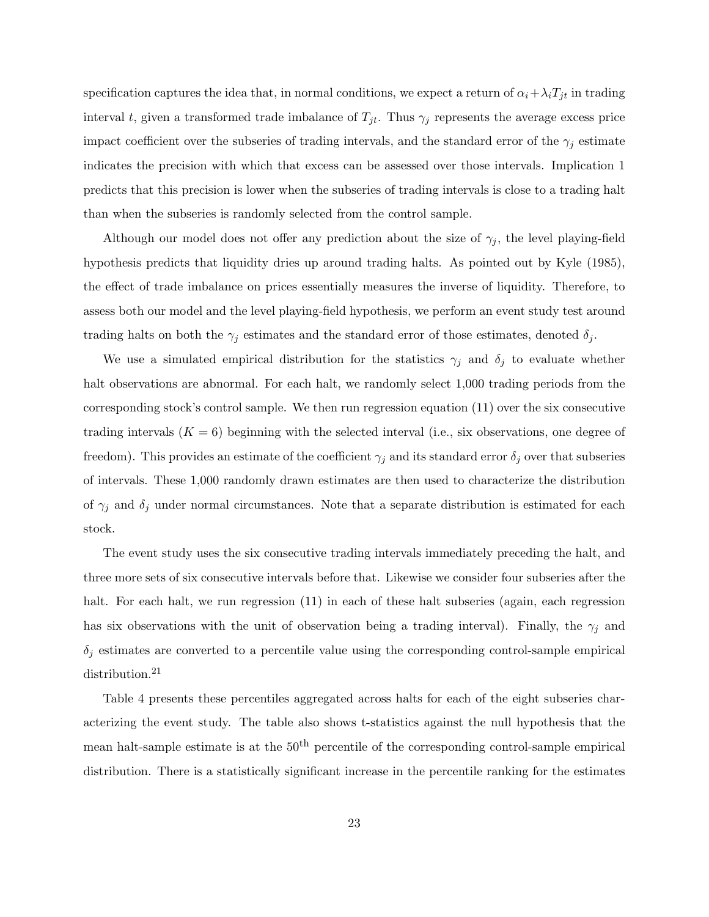specification captures the idea that, in normal conditions, we expect a return of $\alpha_i + \lambda_i T_{jt}$ in trading interval $t$, given a transformed trade imbalance of $T_{jt}$. Thus $\gamma_j$ represents the average excess price impact coefficient over the subseries of trading intervals, and the standard error of the $\gamma_j$ estimate indicates the precision with which that excess can be assessed over those intervals. Implication 1 predicts that this precision is lower when the subseries of trading intervals is close to a trading halt than when the subseries is randomly selected from the control sample.

Although our model does not offer any prediction about the size of $\gamma_j$, the level playing-field hypothesis predicts that liquidity dries up around trading halts. As pointed out by Kyle (1985), the effect of trade imbalance on prices essentially measures the inverse of liquidity. Therefore, to assess both our model and the level playing-field hypothesis, we perform an event study test around trading halts on both the $\gamma_j$ estimates and the standard error of those estimates, denoted $\delta_j$.

We use a simulated empirical distribution for the statistics $\gamma_j$ and $\delta_j$ to evaluate whether halt observations are abnormal. For each halt, we randomly select 1,000 trading periods from the corresponding stock's control sample. We then run regression equation (11) over the six consecutive trading intervals ($K = 6$) beginning with the selected interval (i.e., six observations, one degree of freedom). This provides an estimate of the coefficient $\gamma_j$ and its standard error $\delta_j$ over that subseries of intervals. These 1,000 randomly drawn estimates are then used to characterize the distribution of $\gamma_j$ and $\delta_j$ under normal circumstances. Note that a separate distribution is estimated for each stock.

The event study uses the six consecutive trading intervals immediately preceding the halt, and three more sets of six consecutive intervals before that. Likewise we consider four subseries after the halt. For each halt, we run regression (11) in each of these halt subseries (again, each regression has six observations with the unit of observation being a trading interval). Finally, the $\gamma_j$ and $\delta_j$ estimates are converted to a percentile value using the corresponding control-sample empirical distribution.[21]

Table 4 presents these percentiles aggregated across halts for each of the eight subseries characterizing the event study. The table also shows t-statistics against the null hypothesis that the mean halt-sample estimate is at the 50$^{\text{th}}$ percentile of the corresponding control-sample empirical distribution. There is a statistically significant increase in the percentile ranking for the estimates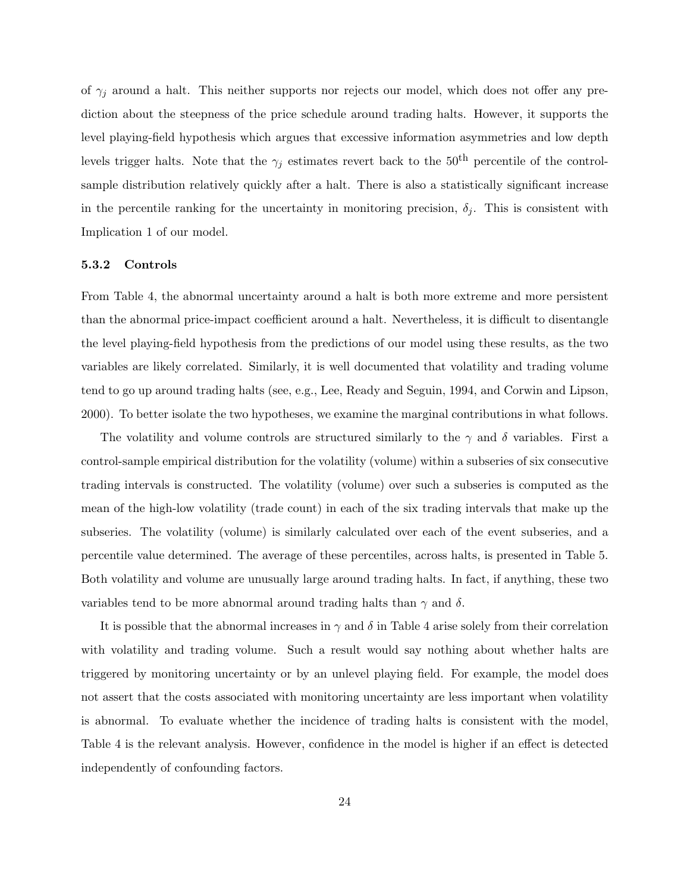of $\gamma_j$ around a halt. This neither supports nor rejects our model, which does not offer any prediction about the steepness of the price schedule around trading halts. However, it supports the level playing-field hypothesis which argues that excessive information asymmetries and low depth levels trigger halts. Note that the $\gamma_j$ estimates revert back to the $50^{\text{th}}$ percentile of the control-sample distribution relatively quickly after a halt. There is also a statistically significant increase in the percentile ranking for the uncertainty in monitoring precision, $\delta_j$. This is consistent with Implication 1 of our model.

### 5.3.2 Controls

From Table 4, the abnormal uncertainty around a halt is both more extreme and more persistent than the abnormal price-impact coefficient around a halt. Nevertheless, it is difficult to disentangle the level playing-field hypothesis from the predictions of our model using these results, as the two variables are likely correlated. Similarly, it is well documented that volatility and trading volume tend to go up around trading halts (see, e.g., Lee, Ready and Seguin, 1994, and Corwin and Lipson, 2000). To better isolate the two hypotheses, we examine the marginal contributions in what follows.

The volatility and volume controls are structured similarly to the $\gamma$ and $\delta$ variables. First a control-sample empirical distribution for the volatility (volume) within a subseries of six consecutive trading intervals is constructed. The volatility (volume) over such a subseries is computed as the mean of the high-low volatility (trade count) in each of the six trading intervals that make up the subseries. The volatility (volume) is similarly calculated over each of the event subseries, and a percentile value determined. The average of these percentiles, across halts, is presented in Table 5. Both volatility and volume are unusually large around trading halts. In fact, if anything, these two variables tend to be more abnormal around trading halts than $\gamma$ and $\delta$.

It is possible that the abnormal increases in $\gamma$ and $\delta$ in Table 4 arise solely from their correlation with volatility and trading volume. Such a result would say nothing about whether halts are triggered by monitoring uncertainty or by an unlevel playing field. For example, the model does not assert that the costs associated with monitoring uncertainty are less important when volatility is abnormal. To evaluate whether the incidence of trading halts is consistent with the model, Table 4 is the relevant analysis. However, confidence in the model is higher if an effect is detected independently of confounding factors.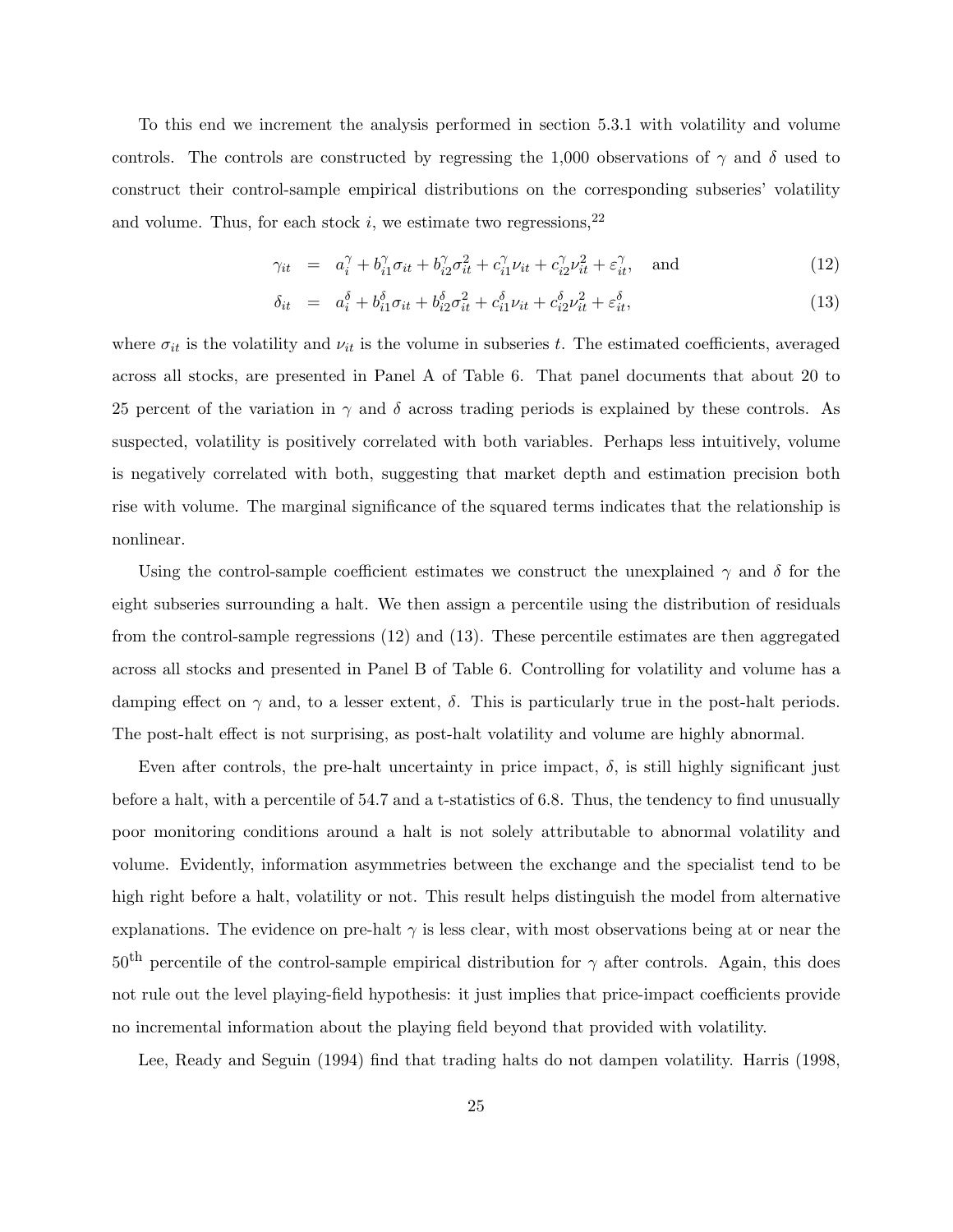To this end we increment the analysis performed in section 5.3.1 with volatility and volume controls. The controls are constructed by regressing the 1,000 observations of $\gamma$ and $\delta$ used to construct their control-sample empirical distributions on the corresponding subseries' volatility and volume. Thus, for each stock $i$, we estimate two regressions,[22]

$$
\begin{aligned}
\gamma_{it} &= a_i^{\gamma} + b_{i1}^{\gamma}\sigma_{it} + b_{i2}^{\gamma}\sigma_{it}^2 + c_{i1}^{\gamma}\nu_{it} + c_{i2}^{\gamma}\nu_{it}^2 + \varepsilon_{it}^{\gamma}, \quad \text{and} \qquad (12) \\
\delta_{it} &= a_i^{\delta} + b_{i1}^{\delta}\sigma_{it} + b_{i2}^{\delta}\sigma_{it}^2 + c_{i1}^{\delta}\nu_{it} + c_{i2}^{\delta}\nu_{it}^2 + \varepsilon_{it}^{\delta}, \qquad (13)
\end{aligned}
$$

where $\sigma_{it}$ is the volatility and $\nu_{it}$ is the volume in subseries $t$. The estimated coefficients, averaged across all stocks, are presented in Panel A of Table 6. That panel documents that about 20 to 25 percent of the variation in $\gamma$ and $\delta$ across trading periods is explained by these controls. As suspected, volatility is positively correlated with both variables. Perhaps less intuitively, volume is negatively correlated with both, suggesting that market depth and estimation precision both rise with volume. The marginal significance of the squared terms indicates that the relationship is nonlinear.

Using the control-sample coefficient estimates we construct the unexplained $\gamma$ and $\delta$ for the eight subseries surrounding a halt. We then assign a percentile using the distribution of residuals from the control-sample regressions (12) and (13). These percentile estimates are then aggregated across all stocks and presented in Panel B of Table 6. Controlling for volatility and volume has a damping effect on $\gamma$ and, to a lesser extent, $\delta$. This is particularly true in the post-halt periods. The post-halt effect is not surprising, as post-halt volatility and volume are highly abnormal.

Even after controls, the pre-halt uncertainty in price impact, $\delta$, is still highly significant just before a halt, with a percentile of 54.7 and a t-statistics of 6.8. Thus, the tendency to find unusually poor monitoring conditions around a halt is not solely attributable to abnormal volatility and volume. Evidently, information asymmetries between the exchange and the specialist tend to be high right before a halt, volatility or not. This result helps distinguish the model from alternative explanations. The evidence on pre-halt $\gamma$ is less clear, with most observations being at or near the $50^{\text{th}}$ percentile of the control-sample empirical distribution for $\gamma$ after controls. Again, this does not rule out the level playing-field hypothesis: it just implies that price-impact coefficients provide no incremental information about the playing field beyond that provided with volatility.

Lee, Ready and Seguin (1994) find that trading halts do not dampen volatility. Harris (1998,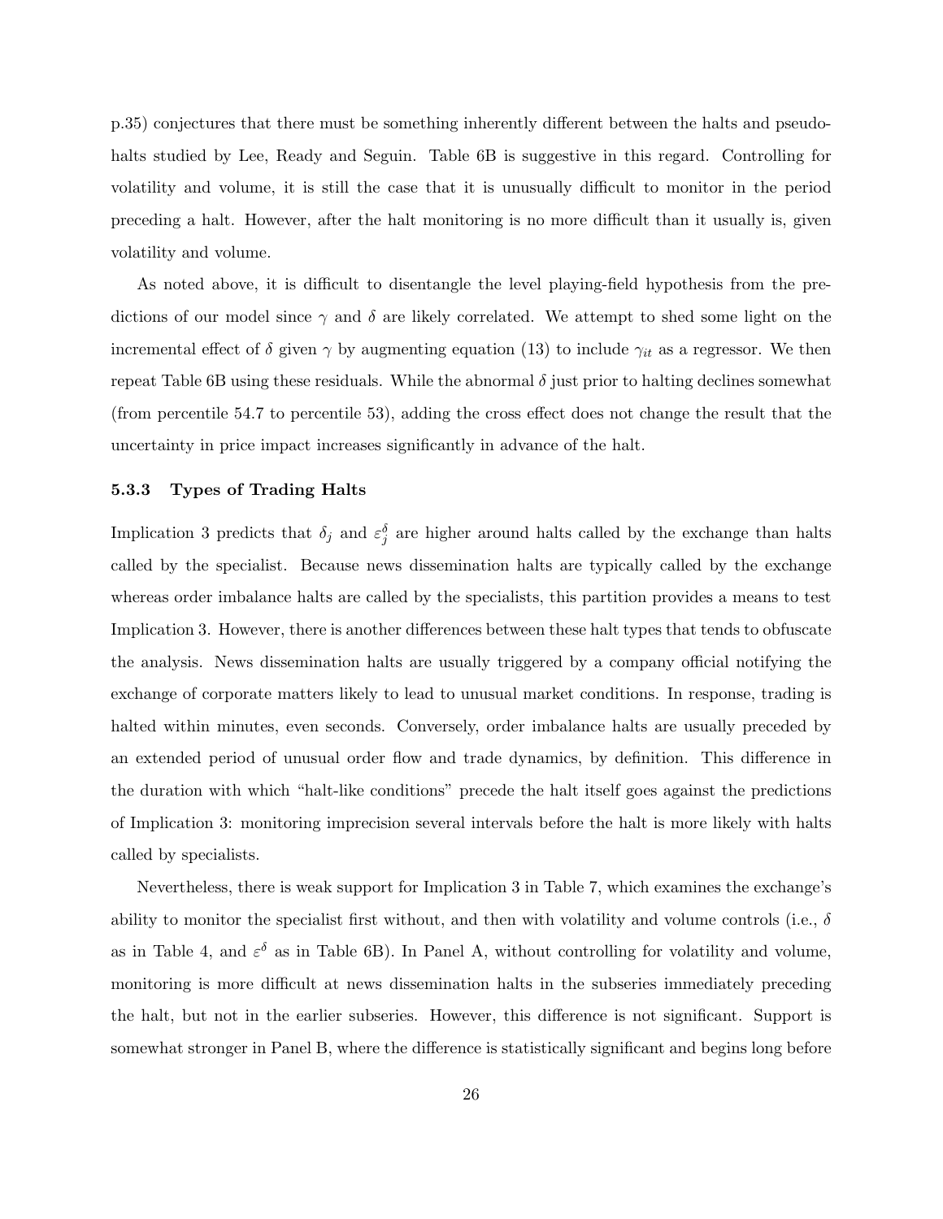p.35) conjectures that there must be something inherently different between the halts and pseudo-halts studied by Lee, Ready and Seguin. Table 6B is suggestive in this regard. Controlling for volatility and volume, it is still the case that it is unusually difficult to monitor in the period preceding a halt. However, after the halt monitoring is no more difficult than it usually is, given volatility and volume.

As noted above, it is difficult to disentangle the level playing-field hypothesis from the predictions of our model since $\gamma$ and $\delta$ are likely correlated. We attempt to shed some light on the incremental effect of $\delta$ given $\gamma$ by augmenting equation (13) to include $\gamma_{it}$ as a regressor. We then repeat Table 6B using these residuals. While the abnormal $\delta$ just prior to halting declines somewhat (from percentile 54.7 to percentile 53), adding the cross effect does not change the result that the uncertainty in price impact increases significantly in advance of the halt.

### 5.3.3 Types of Trading Halts

Implication 3 predicts that $\delta_j$ and $\varepsilon_j^{\delta}$ are higher around halts called by the exchange than halts called by the specialist. Because news dissemination halts are typically called by the exchange whereas order imbalance halts are called by the specialists, this partition provides a means to test Implication 3. However, there is another differences between these halt types that tends to obfuscate the analysis. News dissemination halts are usually triggered by a company official notifying the exchange of corporate matters likely to lead to unusual market conditions. In response, trading is halted within minutes, even seconds. Conversely, order imbalance halts are usually preceded by an extended period of unusual order flow and trade dynamics, by definition. This difference in the duration with which "halt-like conditions" precede the halt itself goes against the predictions of Implication 3: monitoring imprecision several intervals before the halt is more likely with halts called by specialists.

Nevertheless, there is weak support for Implication 3 in Table 7, which examines the exchange's ability to monitor the specialist first without, and then with volatility and volume controls (i.e., $\delta$ as in Table 4, and $\varepsilon^{\delta}$ as in Table 6B). In Panel A, without controlling for volatility and volume, monitoring is more difficult at news dissemination halts in the subseries immediately preceding the halt, but not in the earlier subseries. However, this difference is not significant. Support is somewhat stronger in Panel B, where the difference is statistically significant and begins long before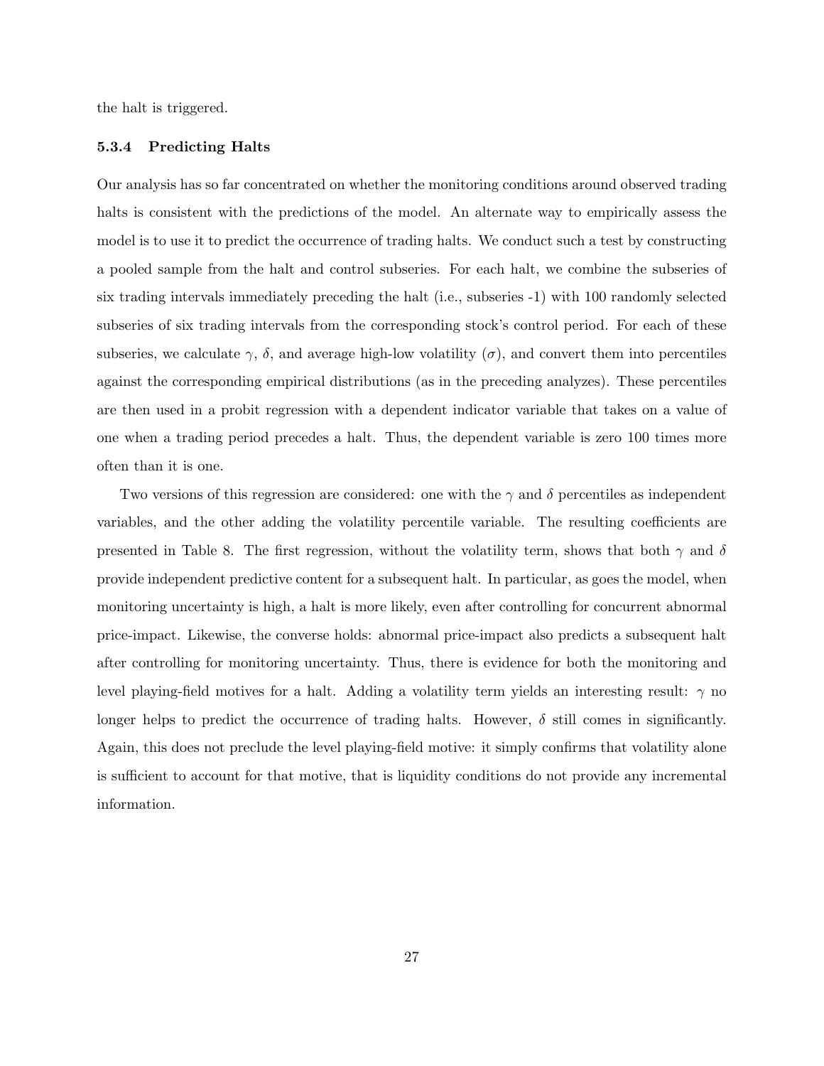the halt is triggered.

#### 5.3.4 Predicting Halts

Our analysis has so far concentrated on whether the monitoring conditions around observed trading halts is consistent with the predictions of the model. An alternate way to empirically assess the model is to use it to predict the occurrence of trading halts. We conduct such a test by constructing a pooled sample from the halt and control subseries. For each halt, we combine the subseries of six trading intervals immediately preceding the halt (i.e., subseries -1) with 100 randomly selected subseries of six trading intervals from the corresponding stock's control period. For each of these subseries, we calculate $\gamma$, $\delta$, and average high-low volatility ($\sigma$), and convert them into percentiles against the corresponding empirical distributions (as in the preceding analyzes). These percentiles are then used in a probit regression with a dependent indicator variable that takes on a value of one when a trading period precedes a halt. Thus, the dependent variable is zero 100 times more often than it is one.

Two versions of this regression are considered: one with the $\gamma$ and $\delta$ percentiles as independent variables, and the other adding the volatility percentile variable. The resulting coefficients are presented in Table 8. The first regression, without the volatility term, shows that both $\gamma$ and $\delta$ provide independent predictive content for a subsequent halt. In particular, as goes the model, when monitoring uncertainty is high, a halt is more likely, even after controlling for concurrent abnormal price-impact. Likewise, the converse holds: abnormal price-impact also predicts a subsequent halt after controlling for monitoring uncertainty. Thus, there is evidence for both the monitoring and level playing-field motives for a halt. Adding a volatility term yields an interesting result: $\gamma$ no longer helps to predict the occurrence of trading halts. However, $\delta$ still comes in significantly. Again, this does not preclude the level playing-field motive: it simply confirms that volatility alone is sufficient to account for that motive, that is liquidity conditions do not provide any incremental information.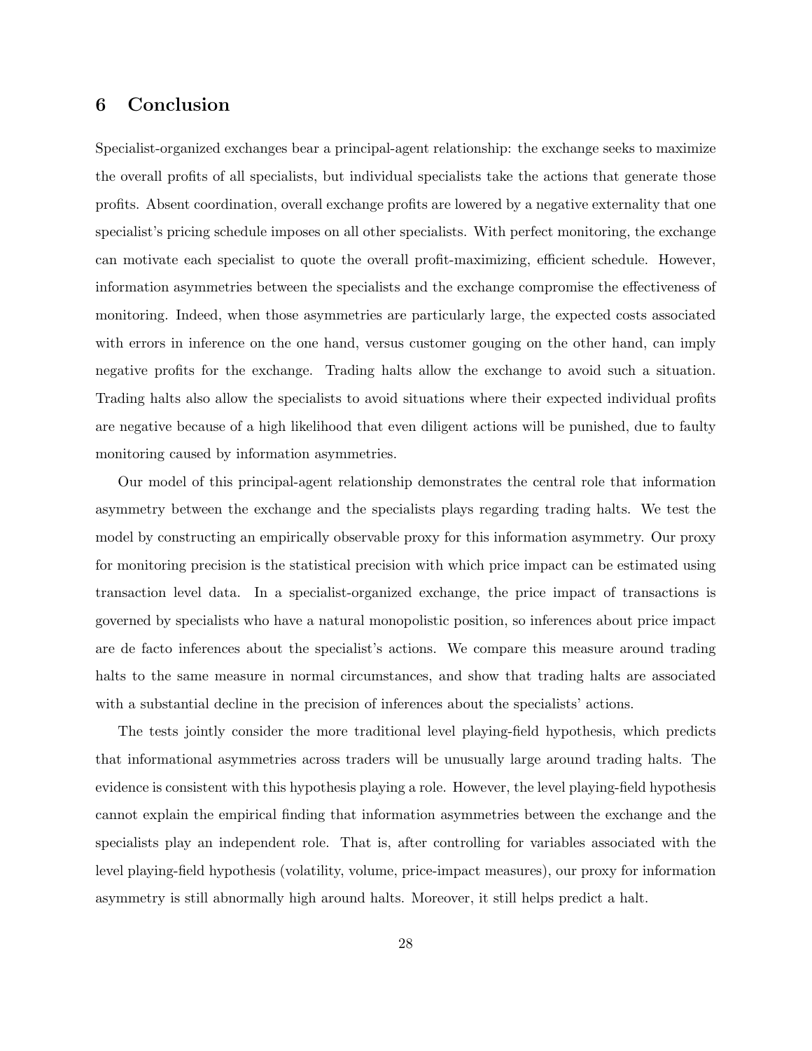## 6 Conclusion

Specialist-organized exchanges bear a principal-agent relationship: the exchange seeks to maximize the overall profits of all specialists, but individual specialists take the actions that generate those profits. Absent coordination, overall exchange profits are lowered by a negative externality that one specialist's pricing schedule imposes on all other specialists. With perfect monitoring, the exchange can motivate each specialist to quote the overall profit-maximizing, efficient schedule. However, information asymmetries between the specialists and the exchange compromise the effectiveness of monitoring. Indeed, when those asymmetries are particularly large, the expected costs associated with errors in inference on the one hand, versus customer gouging on the other hand, can imply negative profits for the exchange. Trading halts allow the exchange to avoid such a situation. Trading halts also allow the specialists to avoid situations where their expected individual profits are negative because of a high likelihood that even diligent actions will be punished, due to faulty monitoring caused by information asymmetries.

Our model of this principal-agent relationship demonstrates the central role that information asymmetry between the exchange and the specialists plays regarding trading halts. We test the model by constructing an empirically observable proxy for this information asymmetry. Our proxy for monitoring precision is the statistical precision with which price impact can be estimated using transaction level data. In a specialist-organized exchange, the price impact of transactions is governed by specialists who have a natural monopolistic position, so inferences about price impact are de facto inferences about the specialist's actions. We compare this measure around trading halts to the same measure in normal circumstances, and show that trading halts are associated with a substantial decline in the precision of inferences about the specialists' actions.

The tests jointly consider the more traditional level playing-field hypothesis, which predicts that informational asymmetries across traders will be unusually large around trading halts. The evidence is consistent with this hypothesis playing a role. However, the level playing-field hypothesis cannot explain the empirical finding that information asymmetries between the exchange and the specialists play an independent role. That is, after controlling for variables associated with the level playing-field hypothesis (volatility, volume, price-impact measures), our proxy for information asymmetry is still abnormally high around halts. Moreover, it still helps predict a halt.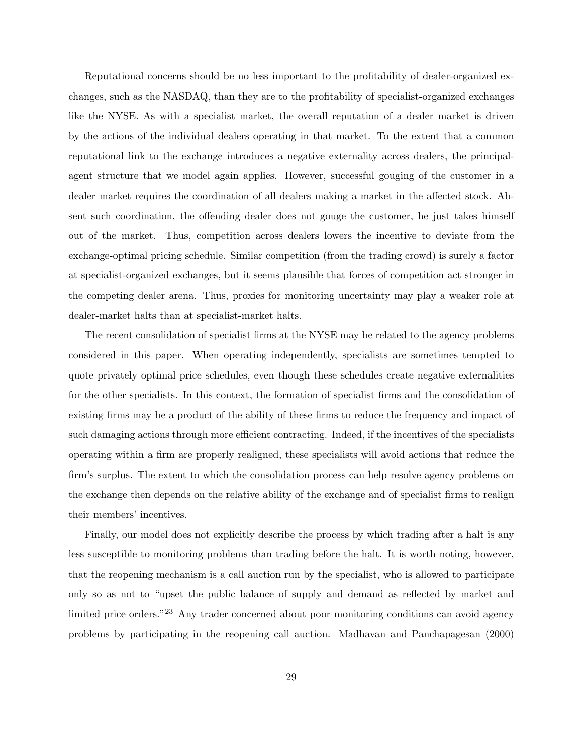Reputational concerns should be no less important to the profitability of dealer-organized exchanges, such as the NASDAQ, than they are to the profitability of specialist-organized exchanges like the NYSE. As with a specialist market, the overall reputation of a dealer market is driven by the actions of the individual dealers operating in that market. To the extent that a common reputational link to the exchange introduces a negative externality across dealers, the principal-agent structure that we model again applies. However, successful gouging of the customer in a dealer market requires the coordination of all dealers making a market in the affected stock. Absent such coordination, the offending dealer does not gouge the customer, he just takes himself out of the market. Thus, competition across dealers lowers the incentive to deviate from the exchange-optimal pricing schedule. Similar competition (from the trading crowd) is surely a factor at specialist-organized exchanges, but it seems plausible that forces of competition act stronger in the competing dealer arena. Thus, proxies for monitoring uncertainty may play a weaker role at dealer-market halts than at specialist-market halts.

The recent consolidation of specialist firms at the NYSE may be related to the agency problems considered in this paper. When operating independently, specialists are sometimes tempted to quote privately optimal price schedules, even though these schedules create negative externalities for the other specialists. In this context, the formation of specialist firms and the consolidation of existing firms may be a product of the ability of these firms to reduce the frequency and impact of such damaging actions through more efficient contracting. Indeed, if the incentives of the specialists operating within a firm are properly realigned, these specialists will avoid actions that reduce the firm's surplus. The extent to which the consolidation process can help resolve agency problems on the exchange then depends on the relative ability of the exchange and of specialist firms to realign their members' incentives.

Finally, our model does not explicitly describe the process by which trading after a halt is any less susceptible to monitoring problems than trading before the halt. It is worth noting, however, that the reopening mechanism is a call auction run by the specialist, who is allowed to participate only so as not to "upset the public balance of supply and demand as reflected by market and limited price orders."[23] Any trader concerned about poor monitoring conditions can avoid agency problems by participating in the reopening call auction. Madhavan and Panchapagesan (2000)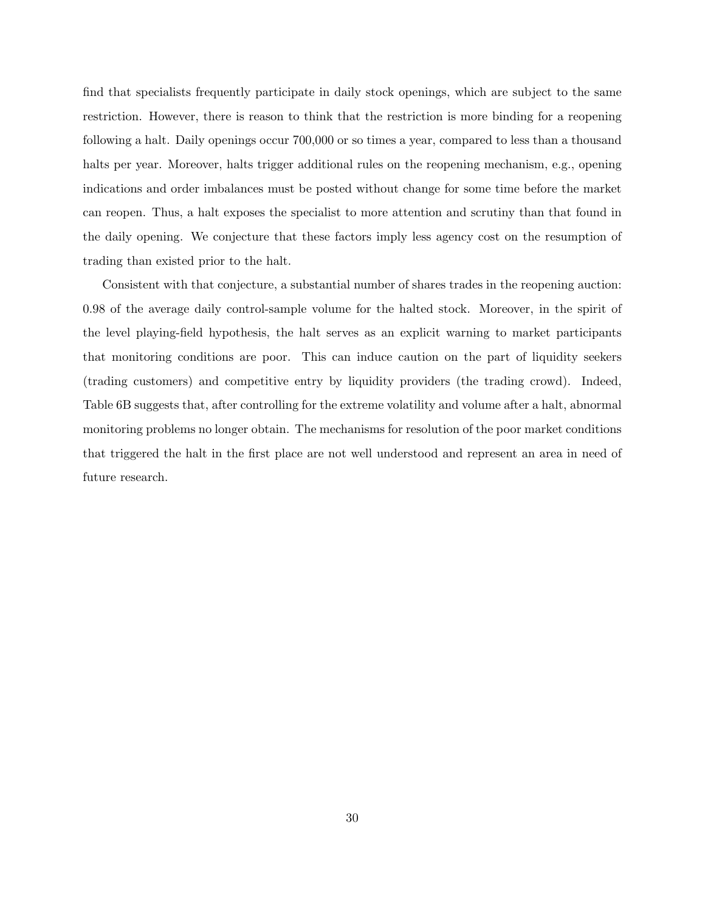find that specialists frequently participate in daily stock openings, which are subject to the same restriction. However, there is reason to think that the restriction is more binding for a reopening following a halt. Daily openings occur 700,000 or so times a year, compared to less than a thousand halts per year. Moreover, halts trigger additional rules on the reopening mechanism, e.g., opening indications and order imbalances must be posted without change for some time before the market can reopen. Thus, a halt exposes the specialist to more attention and scrutiny than that found in the daily opening. We conjecture that these factors imply less agency cost on the resumption of trading than existed prior to the halt.

Consistent with that conjecture, a substantial number of shares trades in the reopening auction: 0.98 of the average daily control-sample volume for the halted stock. Moreover, in the spirit of the level playing-field hypothesis, the halt serves as an explicit warning to market participants that monitoring conditions are poor. This can induce caution on the part of liquidity seekers (trading customers) and competitive entry by liquidity providers (the trading crowd). Indeed, Table 6B suggests that, after controlling for the extreme volatility and volume after a halt, abnormal monitoring problems no longer obtain. The mechanisms for resolution of the poor market conditions that triggered the halt in the first place are not well understood and represent an area in need of future research.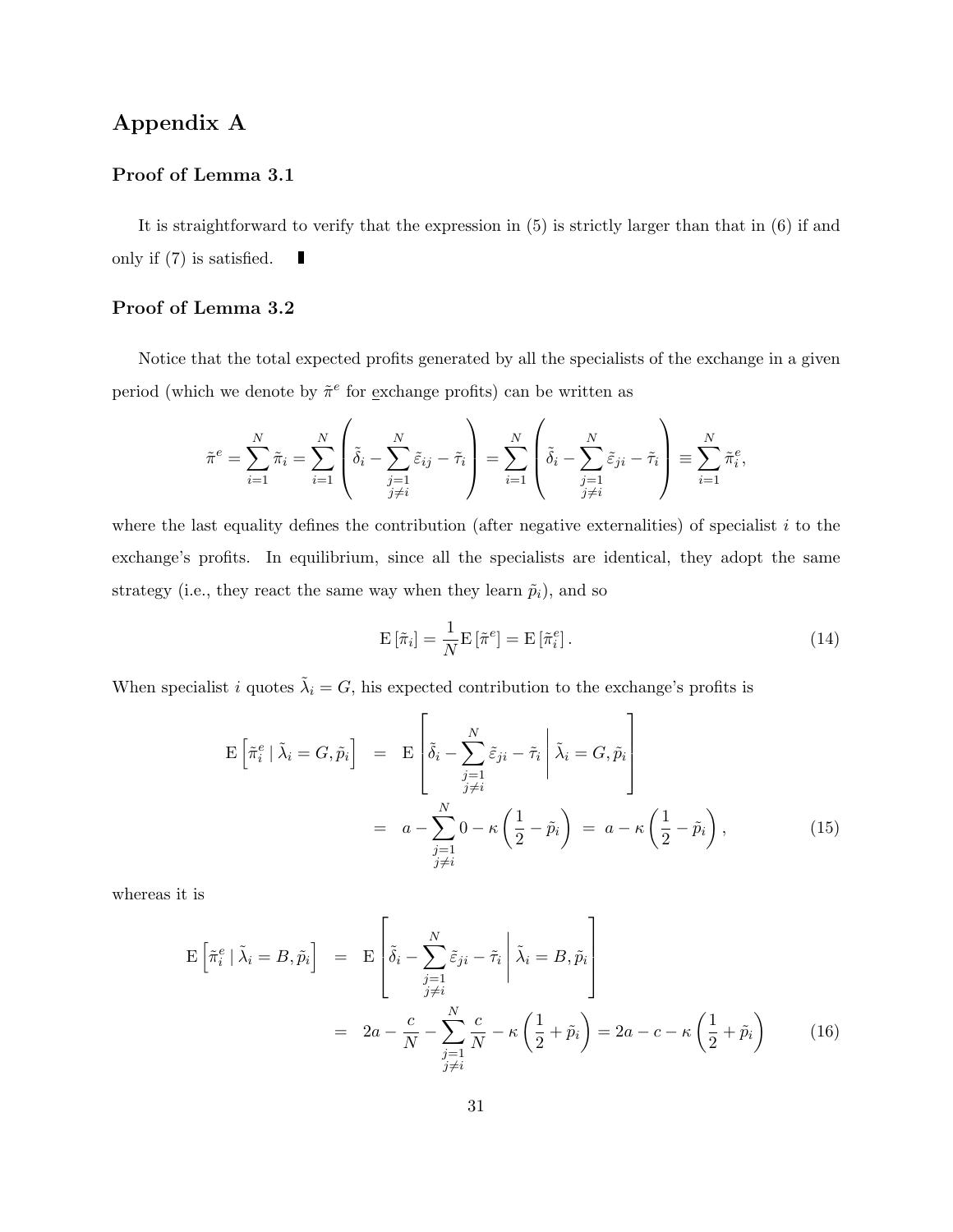# Appendix A

### Proof of Lemma 3.1

It is straightforward to verify that the expression in (5) is strictly larger than that in (6) if and only if (7) is satisfied. ∎

### Proof of Lemma 3.2

Notice that the total expected profits generated by all the specialists of the exchange in a given period (which we denote by $\tilde{\pi}^e$ for exchange profits) can be written as

$$\tilde{\pi}^e = \sum_{i=1}^{N} \tilde{\pi}_i = \sum_{i=1}^{N} \left( \tilde{\delta}_i - \sum_{\substack{j=1 \\ j \neq i}}^{N} \tilde{\varepsilon}_{ij} - \tilde{\tau}_i \right) = \sum_{i=1}^{N} \left( \tilde{\delta}_i - \sum_{\substack{j=1 \\ j \neq i}}^{N} \tilde{\varepsilon}_{ji} - \tilde{\tau}_i \right) \equiv \sum_{i=1}^{N} \tilde{\pi}_i^e,$$

where the last equality defines the contribution (after negative externalities) of specialist $i$ to the exchange's profits. In equilibrium, since all the specialists are identical, they adopt the same strategy (i.e., they react the same way when they learn $\tilde{p}_i$), and so

$$\mathrm{E}\left[\tilde{\pi}_i\right] = \frac{1}{N} \mathrm{E}\left[\tilde{\pi}^e\right] = \mathrm{E}\left[\tilde{\pi}_i^e\right]. \tag{14}$$

When specialist $i$ quotes $\tilde{\lambda}_i = G$, his expected contribution to the exchange's profits is

$$\begin{aligned} \mathrm{E}\left[\tilde{\pi}_i^e \mid \tilde{\lambda}_i = G, \tilde{p}_i\right] &= \mathrm{E}\left[ \tilde{\delta}_i - \sum_{\substack{j=1 \\ j \neq i}}^{N} \tilde{\varepsilon}_{ji} - \tilde{\tau}_i \;\middle|\; \tilde{\lambda}_i = G, \tilde{p}_i \right] \\ &= a - \sum_{\substack{j=1 \\ j \neq i}}^{N} 0 - \kappa \left( \frac{1}{2} - \tilde{p}_i \right) \;=\; a - \kappa \left( \frac{1}{2} - \tilde{p}_i \right), \end{aligned} \tag{15}$$

whereas it is

$$\begin{aligned} \mathrm{E}\left[\tilde{\pi}_i^e \mid \tilde{\lambda}_i = B, \tilde{p}_i\right] &= \mathrm{E}\left[ \tilde{\delta}_i - \sum_{\substack{j=1 \\ j \neq i}}^{N} \tilde{\varepsilon}_{ji} - \tilde{\tau}_i \;\middle|\; \tilde{\lambda}_i = B, \tilde{p}_i \right] \\ &= 2a - \frac{c}{N} - \sum_{\substack{j=1 \\ j \neq i}}^{N} \frac{c}{N} - \kappa \left( \frac{1}{2} + \tilde{p}_i \right) = 2a - c - \kappa \left( \frac{1}{2} + \tilde{p}_i \right) \end{aligned} \tag{16}$$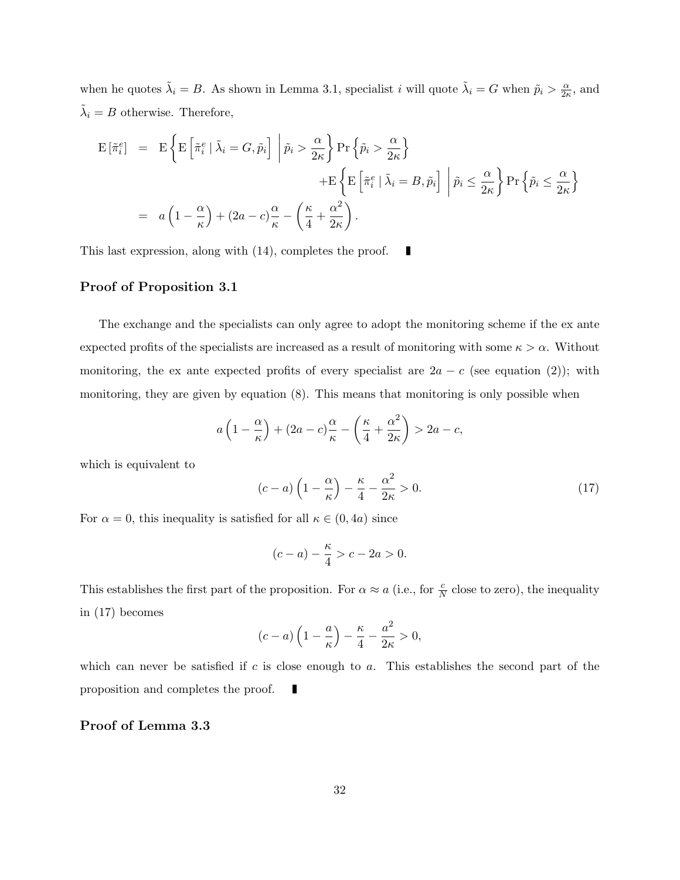when he quotes $\tilde{\lambda}_i = B$. As shown in Lemma 3.1, specialist $i$ will quote $\tilde{\lambda}_i = G$ when $\tilde{p}_i > \frac{\alpha}{2\kappa}$, and $\tilde{\lambda}_i = B$ otherwise. Therefore,

$$
\begin{aligned}
\mathrm{E}\left[\tilde{\pi}_i^e\right] &= \mathrm{E}\left\{\mathrm{E}\left[\tilde{\pi}_i^e \mid \tilde{\lambda}_i = G, \tilde{p}_i\right] \;\middle|\; \tilde{p}_i > \frac{\alpha}{2\kappa}\right\} \Pr\left\{\tilde{p}_i > \frac{\alpha}{2\kappa}\right\} \\
&\qquad + \mathrm{E}\left\{\mathrm{E}\left[\tilde{\pi}_i^e \mid \tilde{\lambda}_i = B, \tilde{p}_i\right] \;\middle|\; \tilde{p}_i \leq \frac{\alpha}{2\kappa}\right\} \Pr\left\{\tilde{p}_i \leq \frac{\alpha}{2\kappa}\right\} \\
&= a\left(1 - \frac{\alpha}{\kappa}\right) + (2a - c)\frac{\alpha}{\kappa} - \left(\frac{\kappa}{4} + \frac{\alpha^2}{2\kappa}\right).
\end{aligned}
$$

This last expression, along with (14), completes the proof. ∎

### Proof of Proposition 3.1

The exchange and the specialists can only agree to adopt the monitoring scheme if the ex ante expected profits of the specialists are increased as a result of monitoring with some $\kappa > \alpha$. Without monitoring, the ex ante expected profits of every specialist are $2a - c$ (see equation (2)); with monitoring, they are given by equation (8). This means that monitoring is only possible when

$$
a\left(1 - \frac{\alpha}{\kappa}\right) + (2a - c)\frac{\alpha}{\kappa} - \left(\frac{\kappa}{4} + \frac{\alpha^2}{2\kappa}\right) > 2a - c,
$$

which is equivalent to

$$
(c - a)\left(1 - \frac{\alpha}{\kappa}\right) - \frac{\kappa}{4} - \frac{\alpha^2}{2\kappa} > 0. \tag{17}
$$

For $\alpha = 0$, this inequality is satisfied for all $\kappa \in (0, 4a)$ since

$$
(c - a) - \frac{\kappa}{4} > c - 2a > 0.
$$

This establishes the first part of the proposition. For $\alpha \approx a$ (i.e., for $\frac{c}{N}$ close to zero), the inequality in (17) becomes

$$
(c - a)\left(1 - \frac{a}{\kappa}\right) - \frac{\kappa}{4} - \frac{a^2}{2\kappa} > 0,
$$

which can never be satisfied if $c$ is close enough to $a$. This establishes the second part of the proposition and completes the proof. ∎

### Proof of Lemma 3.3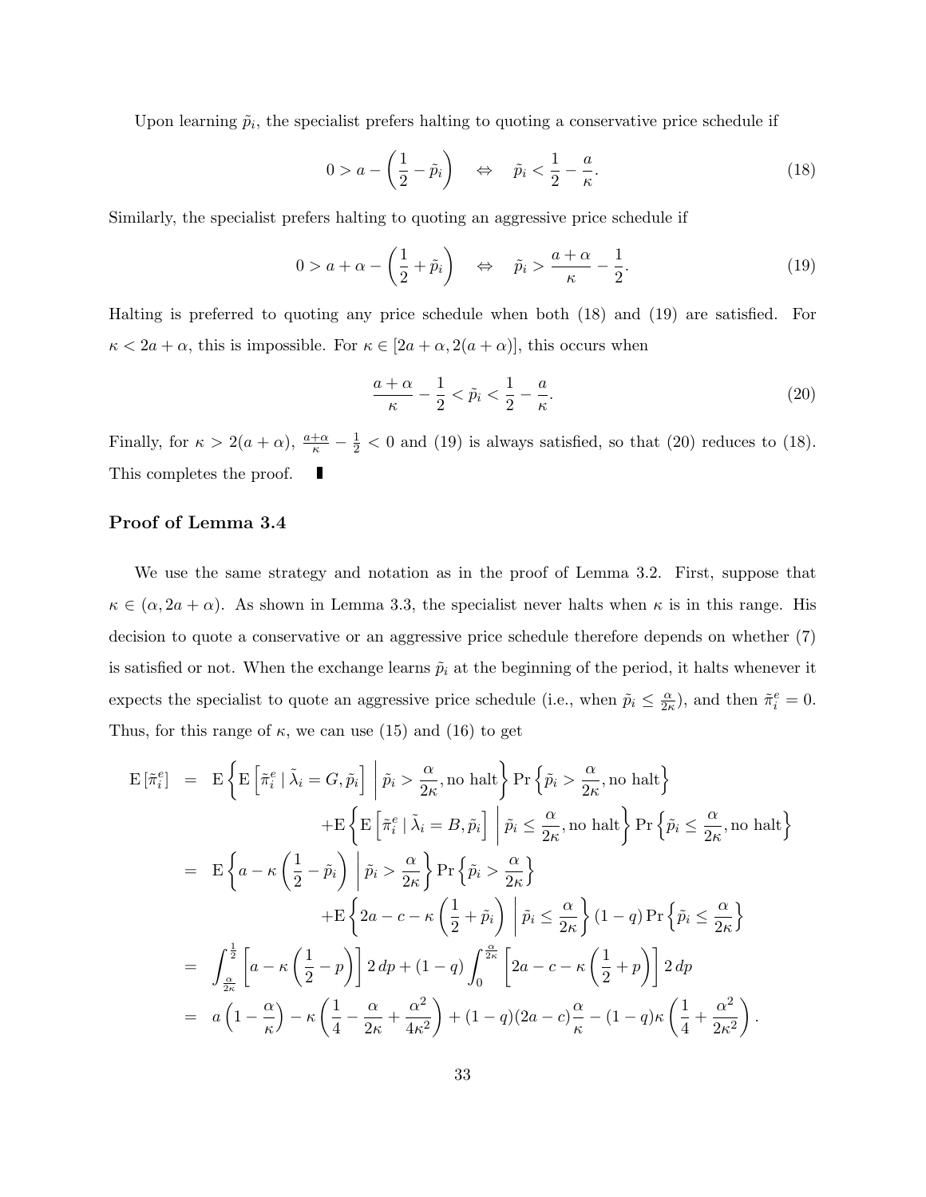Upon learning $\tilde{p}_i$, the specialist prefers halting to quoting a conservative price schedule if

$$0 > a - \left(\frac{1}{2} - \tilde{p}_i\right) \quad \Leftrightarrow \quad \tilde{p}_i < \frac{1}{2} - \frac{a}{\kappa}. \tag{18}$$

Similarly, the specialist prefers halting to quoting an aggressive price schedule if

$$0 > a + \alpha - \left(\frac{1}{2} + \tilde{p}_i\right) \quad \Leftrightarrow \quad \tilde{p}_i > \frac{a+\alpha}{\kappa} - \frac{1}{2}. \tag{19}$$

Halting is preferred to quoting any price schedule when both (18) and (19) are satisfied. For $\kappa < 2a + \alpha$, this is impossible. For $\kappa \in [2a + \alpha, 2(a + \alpha)]$, this occurs when

$$\frac{a+\alpha}{\kappa} - \frac{1}{2} < \tilde{p}_i < \frac{1}{2} - \frac{a}{\kappa}. \tag{20}$$

Finally, for $\kappa > 2(a + \alpha)$, $\frac{a+\alpha}{\kappa} - \frac{1}{2} < 0$ and (19) is always satisfied, so that (20) reduces to (18). This completes the proof. ▮

### Proof of Lemma 3.4

We use the same strategy and notation as in the proof of Lemma 3.2. First, suppose that $\kappa \in (\alpha, 2a + \alpha)$. As shown in Lemma 3.3, the specialist never halts when $\kappa$ is in this range. His decision to quote a conservative or an aggressive price schedule therefore depends on whether (7) is satisfied or not. When the exchange learns $\tilde{p}_i$ at the beginning of the period, it halts whenever it expects the specialist to quote an aggressive price schedule (i.e., when $\tilde{p}_i \leq \frac{\alpha}{2\kappa}$), and then $\tilde{\pi}_i^e = 0$. Thus, for this range of $\kappa$, we can use (15) and (16) to get

$$\begin{aligned}
\mathrm{E}\left[\tilde{\pi}_i^e\right] &= \mathrm{E}\left\{\mathrm{E}\left[\tilde{\pi}_i^e \mid \tilde{\lambda}_i = G, \tilde{p}_i\right] \;\middle|\; \tilde{p}_i > \frac{\alpha}{2\kappa}, \text{no halt}\right\} \Pr\left\{\tilde{p}_i > \frac{\alpha}{2\kappa}, \text{no halt}\right\} \\
&\qquad + \mathrm{E}\left\{\mathrm{E}\left[\tilde{\pi}_i^e \mid \tilde{\lambda}_i = B, \tilde{p}_i\right] \;\middle|\; \tilde{p}_i \leq \frac{\alpha}{2\kappa}, \text{no halt}\right\} \Pr\left\{\tilde{p}_i \leq \frac{\alpha}{2\kappa}, \text{no halt}\right\} \\
&= \mathrm{E}\left\{a - \kappa\left(\frac{1}{2} - \tilde{p}_i\right) \;\middle|\; \tilde{p}_i > \frac{\alpha}{2\kappa}\right\} \Pr\left\{\tilde{p}_i > \frac{\alpha}{2\kappa}\right\} \\
&\qquad + \mathrm{E}\left\{2a - c - \kappa\left(\frac{1}{2} + \tilde{p}_i\right) \;\middle|\; \tilde{p}_i \leq \frac{\alpha}{2\kappa}\right\} (1-q) \Pr\left\{\tilde{p}_i \leq \frac{\alpha}{2\kappa}\right\} \\
&= \int_{\frac{\alpha}{2\kappa}}^{\frac{1}{2}} \left[a - \kappa\left(\frac{1}{2} - p\right)\right] 2\,dp + (1-q)\int_0^{\frac{\alpha}{2\kappa}} \left[2a - c - \kappa\left(\frac{1}{2} + p\right)\right] 2\,dp \\
&= a\left(1 - \frac{\alpha}{\kappa}\right) - \kappa\left(\frac{1}{4} - \frac{\alpha}{2\kappa} + \frac{\alpha^2}{4\kappa^2}\right) + (1-q)(2a-c)\frac{\alpha}{\kappa} - (1-q)\kappa\left(\frac{1}{4} + \frac{\alpha^2}{2\kappa^2}\right).
\end{aligned}$$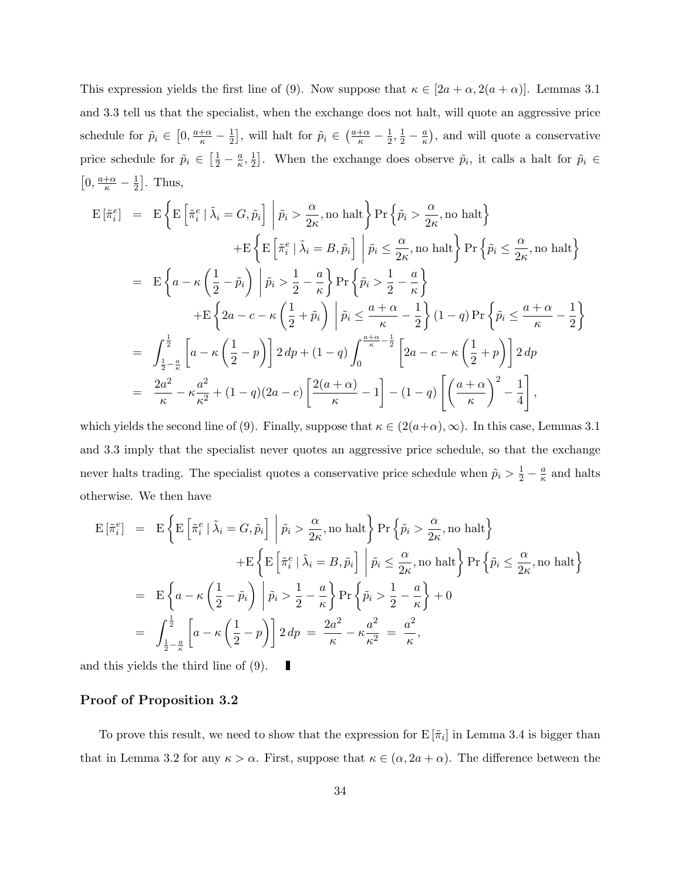This expression yields the first line of (9). Now suppose that $\kappa \in [2a+\alpha, 2(a+\alpha)]$. Lemmas 3.1 and 3.3 tell us that the specialist, when the exchange does not halt, will quote an aggressive price schedule for $\tilde{p}_i \in \left[0, \frac{a+\alpha}{\kappa} - \frac{1}{2}\right]$, will halt for $\tilde{p}_i \in \left(\frac{a+\alpha}{\kappa} - \frac{1}{2}, \frac{1}{2} - \frac{a}{\kappa}\right)$, and will quote a conservative price schedule for $\tilde{p}_i \in \left[\frac{1}{2} - \frac{a}{\kappa}, \frac{1}{2}\right]$. When the exchange does observe $\tilde{p}_i$, it calls a halt for $\tilde{p}_i \in \left[0, \frac{a+\alpha}{\kappa} - \frac{1}{2}\right]$. Thus,

$$
\begin{aligned}
\mathrm{E}\left[\tilde{\pi}_i^e\right] &= \mathrm{E}\left\{\mathrm{E}\left[\tilde{\pi}_i^e \mid \tilde{\lambda}_i = G, \tilde{p}_i\right] \;\middle|\; \tilde{p}_i > \frac{\alpha}{2\kappa}, \text{no halt}\right\} \Pr\left\{\tilde{p}_i > \frac{\alpha}{2\kappa}, \text{no halt}\right\} \\
&\quad + \mathrm{E}\left\{\mathrm{E}\left[\tilde{\pi}_i^e \mid \tilde{\lambda}_i = B, \tilde{p}_i\right] \;\middle|\; \tilde{p}_i \le \frac{\alpha}{2\kappa}, \text{no halt}\right\} \Pr\left\{\tilde{p}_i \le \frac{\alpha}{2\kappa}, \text{no halt}\right\} \\
&= \mathrm{E}\left\{a - \kappa\left(\frac{1}{2} - \tilde{p}_i\right) \;\middle|\; \tilde{p}_i > \frac{1}{2} - \frac{a}{\kappa}\right\} \Pr\left\{\tilde{p}_i > \frac{1}{2} - \frac{a}{\kappa}\right\} \\
&\quad + \mathrm{E}\left\{2a - c - \kappa\left(\frac{1}{2} + \tilde{p}_i\right) \;\middle|\; \tilde{p}_i \le \frac{a+\alpha}{\kappa} - \frac{1}{2}\right\} (1-q) \Pr\left\{\tilde{p}_i \le \frac{a+\alpha}{\kappa} - \frac{1}{2}\right\} \\
&= \int_{\frac{1}{2} - \frac{a}{\kappa}}^{\frac{1}{2}} \left[a - \kappa\left(\frac{1}{2} - p\right)\right] 2\, dp + (1-q) \int_0^{\frac{a+\alpha}{\kappa} - \frac{1}{2}} \left[2a - c - \kappa\left(\frac{1}{2} + p\right)\right] 2\, dp \\
&= \frac{2a^2}{\kappa} - \kappa \frac{a^2}{\kappa^2} + (1-q)(2a-c)\left[\frac{2(a+\alpha)}{\kappa} - 1\right] - (1-q)\left[\left(\frac{a+\alpha}{\kappa}\right)^2 - \frac{1}{4}\right],
\end{aligned}
$$

which yields the second line of (9). Finally, suppose that $\kappa \in (2(a+\alpha), \infty)$. In this case, Lemmas 3.1 and 3.3 imply that the specialist never quotes an aggressive price schedule, so that the exchange never halts trading. The specialist quotes a conservative price schedule when $\tilde{p}_i > \frac{1}{2} - \frac{a}{\kappa}$ and halts otherwise. We then have

$$
\begin{aligned}
\mathrm{E}\left[\tilde{\pi}_i^e\right] &= \mathrm{E}\left\{\mathrm{E}\left[\tilde{\pi}_i^e \mid \tilde{\lambda}_i = G, \tilde{p}_i\right] \;\middle|\; \tilde{p}_i > \frac{\alpha}{2\kappa}, \text{no halt}\right\} \Pr\left\{\tilde{p}_i > \frac{\alpha}{2\kappa}, \text{no halt}\right\} \\
&\quad + \mathrm{E}\left\{\mathrm{E}\left[\tilde{\pi}_i^e \mid \tilde{\lambda}_i = B, \tilde{p}_i\right] \;\middle|\; \tilde{p}_i \le \frac{\alpha}{2\kappa}, \text{no halt}\right\} \Pr\left\{\tilde{p}_i \le \frac{\alpha}{2\kappa}, \text{no halt}\right\} \\
&= \mathrm{E}\left\{a - \kappa\left(\frac{1}{2} - \tilde{p}_i\right) \;\middle|\; \tilde{p}_i > \frac{1}{2} - \frac{a}{\kappa}\right\} \Pr\left\{\tilde{p}_i > \frac{1}{2} - \frac{a}{\kappa}\right\} + 0 \\
&= \int_{\frac{1}{2} - \frac{a}{\kappa}}^{\frac{1}{2}} \left[a - \kappa\left(\frac{1}{2} - p\right)\right] 2\, dp \;=\; \frac{2a^2}{\kappa} - \kappa \frac{a^2}{\kappa^2} \;=\; \frac{a^2}{\kappa},
\end{aligned}
$$

and this yields the third line of (9). ∎

## Proof of Proposition 3.2

To prove this result, we need to show that the expression for $\mathrm{E}\left[\tilde{\pi}_i\right]$ in Lemma 3.4 is bigger than that in Lemma 3.2 for any $\kappa > \alpha$. First, suppose that $\kappa \in (\alpha, 2a+\alpha)$. The difference between the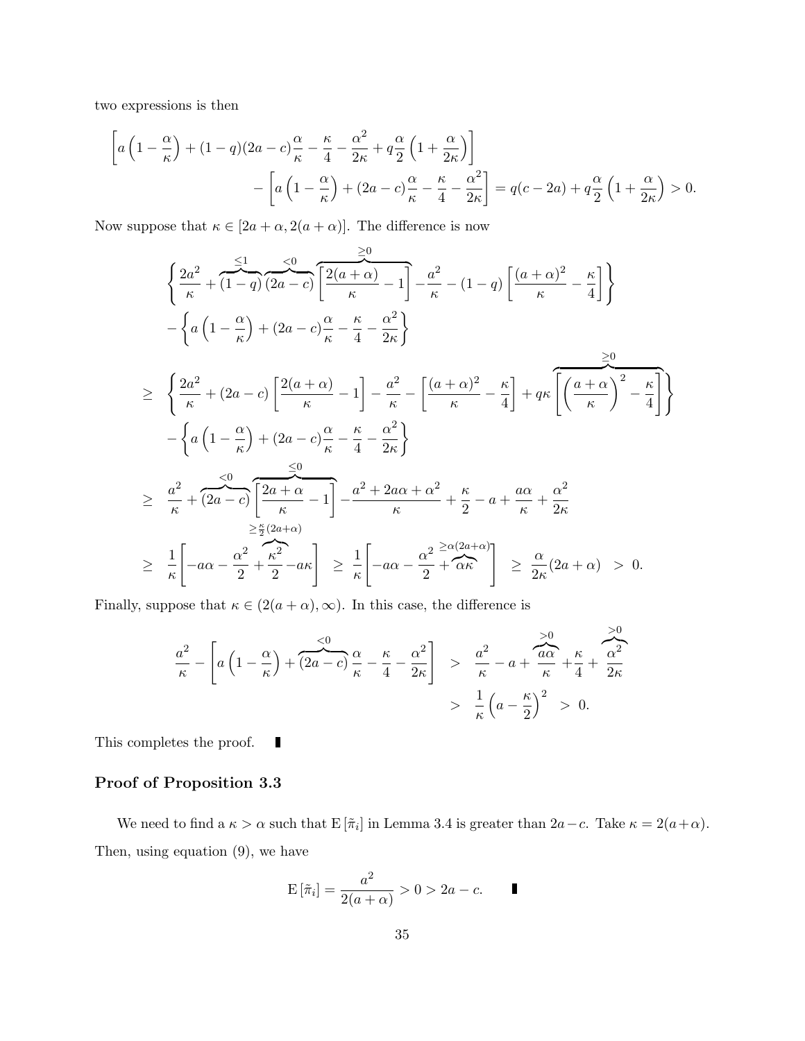two expressions is then

$$
\left[a\left(1-\frac{\alpha}{\kappa}\right)+(1-q)(2a-c)\frac{\alpha}{\kappa}-\frac{\kappa}{4}-\frac{\alpha^2}{2\kappa}+q\frac{\alpha}{2}\left(1+\frac{\alpha}{2\kappa}\right)\right] \\
-\left[a\left(1-\frac{\alpha}{\kappa}\right)+(2a-c)\frac{\alpha}{\kappa}-\frac{\kappa}{4}-\frac{\alpha^2}{2\kappa}\right]=q(c-2a)+q\frac{\alpha}{2}\left(1+\frac{\alpha}{2\kappa}\right)>0.
$$

Now suppose that $\kappa \in [2a+\alpha, 2(a+\alpha)]$. The difference is now

$$
\begin{aligned}
&\left\{\frac{2a^2}{\kappa}+\overbrace{(1-q)}^{\leq 1}\overbrace{(2a-c)}^{<0}\overbrace{\left[\frac{2(a+\alpha)}{\kappa}-1\right]}^{\geq 0}-\frac{a^2}{\kappa}-(1-q)\left[\frac{(a+\alpha)^2}{\kappa}-\frac{\kappa}{4}\right]\right\} \\
&-\left\{a\left(1-\frac{\alpha}{\kappa}\right)+(2a-c)\frac{\alpha}{\kappa}-\frac{\kappa}{4}-\frac{\alpha^2}{2\kappa}\right\} \\
\geq\ & \left\{\frac{2a^2}{\kappa}+(2a-c)\left[\frac{2(a+\alpha)}{\kappa}-1\right]-\frac{a^2}{\kappa}-\left[\frac{(a+\alpha)^2}{\kappa}-\frac{\kappa}{4}\right]+q\kappa\overbrace{\left[\left(\frac{a+\alpha}{\kappa}\right)^2-\frac{\kappa}{4}\right]}^{\geq 0}\right\} \\
&-\left\{a\left(1-\frac{\alpha}{\kappa}\right)+(2a-c)\frac{\alpha}{\kappa}-\frac{\kappa}{4}-\frac{\alpha^2}{2\kappa}\right\} \\
\geq\ & \frac{a^2}{\kappa}+\overbrace{(2a-c)}^{<0}\overbrace{\left[\frac{2a+\alpha}{\kappa}-1\right]}^{\leq 0}-\frac{a^2+2a\alpha+\alpha^2}{\kappa}+\frac{\kappa}{2}-a+\frac{a\alpha}{\kappa}+\frac{\alpha^2}{2\kappa} \\
\geq\ & \frac{1}{\kappa}\left[-a\alpha-\frac{\alpha^2}{2}+\overbrace{\frac{\kappa^2}{2}}^{\geq\frac{\kappa}{2}(2a+\alpha)}-a\kappa\right]\ \geq\ \frac{1}{\kappa}\left[-a\alpha-\frac{\alpha^2}{2}+\overbrace{\alpha\kappa}^{\geq\alpha(2a+\alpha)}\right]\ \geq\ \frac{\alpha}{2\kappa}(2a+\alpha)\ >\ 0.
\end{aligned}
$$

Finally, suppose that $\kappa \in (2(a+\alpha), \infty)$. In this case, the difference is

$$
\begin{aligned}
\frac{a^2}{\kappa}-\left[a\left(1-\frac{\alpha}{\kappa}\right)+\overbrace{(2a-c)}^{<0}\frac{\alpha}{\kappa}-\frac{\kappa}{4}-\frac{\alpha^2}{2\kappa}\right]\ &>\ \frac{a^2}{\kappa}-a+\overbrace{\frac{a\alpha}{\kappa}}^{>0}+\frac{\kappa}{4}+\overbrace{\frac{\alpha^2}{2\kappa}}^{>0} \\
&>\ \frac{1}{\kappa}\left(a-\frac{\kappa}{2}\right)^2\ >\ 0.
\end{aligned}
$$

This completes the proof. ∎

## Proof of Proposition 3.3

We need to find a $\kappa > \alpha$ such that $\mathrm{E}\left[\tilde{\pi}_i\right]$ in Lemma 3.4 is greater than $2a-c$. Take $\kappa = 2(a+\alpha)$. Then, using equation (9), we have

$$
\mathrm{E}\left[\tilde{\pi}_i\right]=\frac{a^2}{2(a+\alpha)}>0>2a-c. \qquad ∎
$$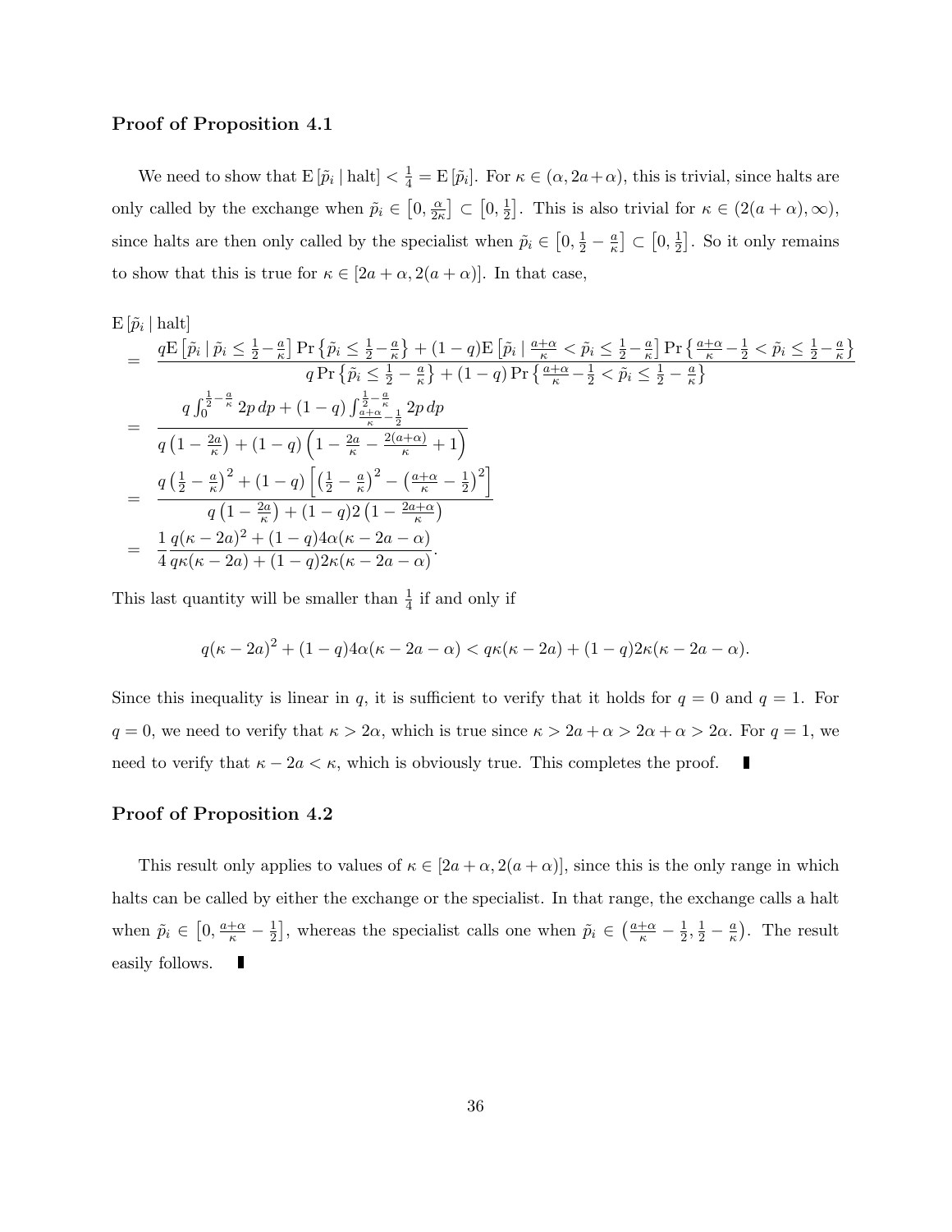### Proof of Proposition 4.1

We need to show that $\mathrm{E}[\tilde{p}_i \mid \text{halt}] < \frac{1}{4} = \mathrm{E}[\tilde{p}_i]$. For $\kappa \in (\alpha, 2a+\alpha)$, this is trivial, since halts are only called by the exchange when $\tilde{p}_i \in \left[0, \frac{\alpha}{2\kappa}\right] \subset \left[0, \frac{1}{2}\right]$. This is also trivial for $\kappa \in (2(a+\alpha), \infty)$, since halts are then only called by the specialist when $\tilde{p}_i \in \left[0, \frac{1}{2} - \frac{a}{\kappa}\right] \subset \left[0, \frac{1}{2}\right]$. So it only remains to show that this is true for $\kappa \in [2a+\alpha, 2(a+\alpha)]$. In that case,

$$
\begin{aligned}
&\mathrm{E}[\tilde{p}_i \mid \text{halt}] \\
&= \frac{q\mathrm{E}\left[\tilde{p}_i \mid \tilde{p}_i \le \frac{1}{2} - \frac{a}{\kappa}\right]\Pr\left\{\tilde{p}_i \le \frac{1}{2} - \frac{a}{\kappa}\right\} + (1-q)\mathrm{E}\left[\tilde{p}_i \mid \frac{a+\alpha}{\kappa} < \tilde{p}_i \le \frac{1}{2} - \frac{a}{\kappa}\right]\Pr\left\{\frac{a+\alpha}{\kappa} - \frac{1}{2} < \tilde{p}_i \le \frac{1}{2} - \frac{a}{\kappa}\right\}}{q\Pr\left\{\tilde{p}_i \le \frac{1}{2} - \frac{a}{\kappa}\right\} + (1-q)\Pr\left\{\frac{a+\alpha}{\kappa} - \frac{1}{2} < \tilde{p}_i \le \frac{1}{2} - \frac{a}{\kappa}\right\}} \\
&= \frac{q\int_0^{\frac{1}{2}-\frac{a}{\kappa}} 2p\,dp + (1-q)\int_{\frac{a+\alpha}{\kappa}-\frac{1}{2}}^{\frac{1}{2}-\frac{a}{\kappa}} 2p\,dp}{q\left(1 - \frac{2a}{\kappa}\right) + (1-q)\left(1 - \frac{2a}{\kappa} - \frac{2(a+\alpha)}{\kappa} + 1\right)} \\
&= \frac{q\left(\frac{1}{2} - \frac{a}{\kappa}\right)^2 + (1-q)\left[\left(\frac{1}{2} - \frac{a}{\kappa}\right)^2 - \left(\frac{a+\alpha}{\kappa} - \frac{1}{2}\right)^2\right]}{q\left(1 - \frac{2a}{\kappa}\right) + (1-q)2\left(1 - \frac{2a+\alpha}{\kappa}\right)} \\
&= \frac{1}{4}\frac{q(\kappa - 2a)^2 + (1-q)4\alpha(\kappa - 2a - \alpha)}{q\kappa(\kappa - 2a) + (1-q)2\kappa(\kappa - 2a - \alpha)}.
\end{aligned}
$$

This last quantity will be smaller than $\frac{1}{4}$ if and only if

$$
q(\kappa - 2a)^2 + (1-q)4\alpha(\kappa - 2a - \alpha) < q\kappa(\kappa - 2a) + (1-q)2\kappa(\kappa - 2a - \alpha).
$$

Since this inequality is linear in $q$, it is sufficient to verify that it holds for $q = 0$ and $q = 1$. For $q = 0$, we need to verify that $\kappa > 2\alpha$, which is true since $\kappa > 2a + \alpha > 2\alpha + \alpha > 2\alpha$. For $q = 1$, we need to verify that $\kappa - 2a < \kappa$, which is obviously true. This completes the proof. ∎

### Proof of Proposition 4.2

This result only applies to values of $\kappa \in [2a+\alpha, 2(a+\alpha)]$, since this is the only range in which halts can be called by either the exchange or the specialist. In that range, the exchange calls a halt when $\tilde{p}_i \in \left[0, \frac{a+\alpha}{\kappa} - \frac{1}{2}\right]$, whereas the specialist calls one when $\tilde{p}_i \in \left(\frac{a+\alpha}{\kappa} - \frac{1}{2}, \frac{1}{2} - \frac{a}{\kappa}\right)$. The result easily follows. ∎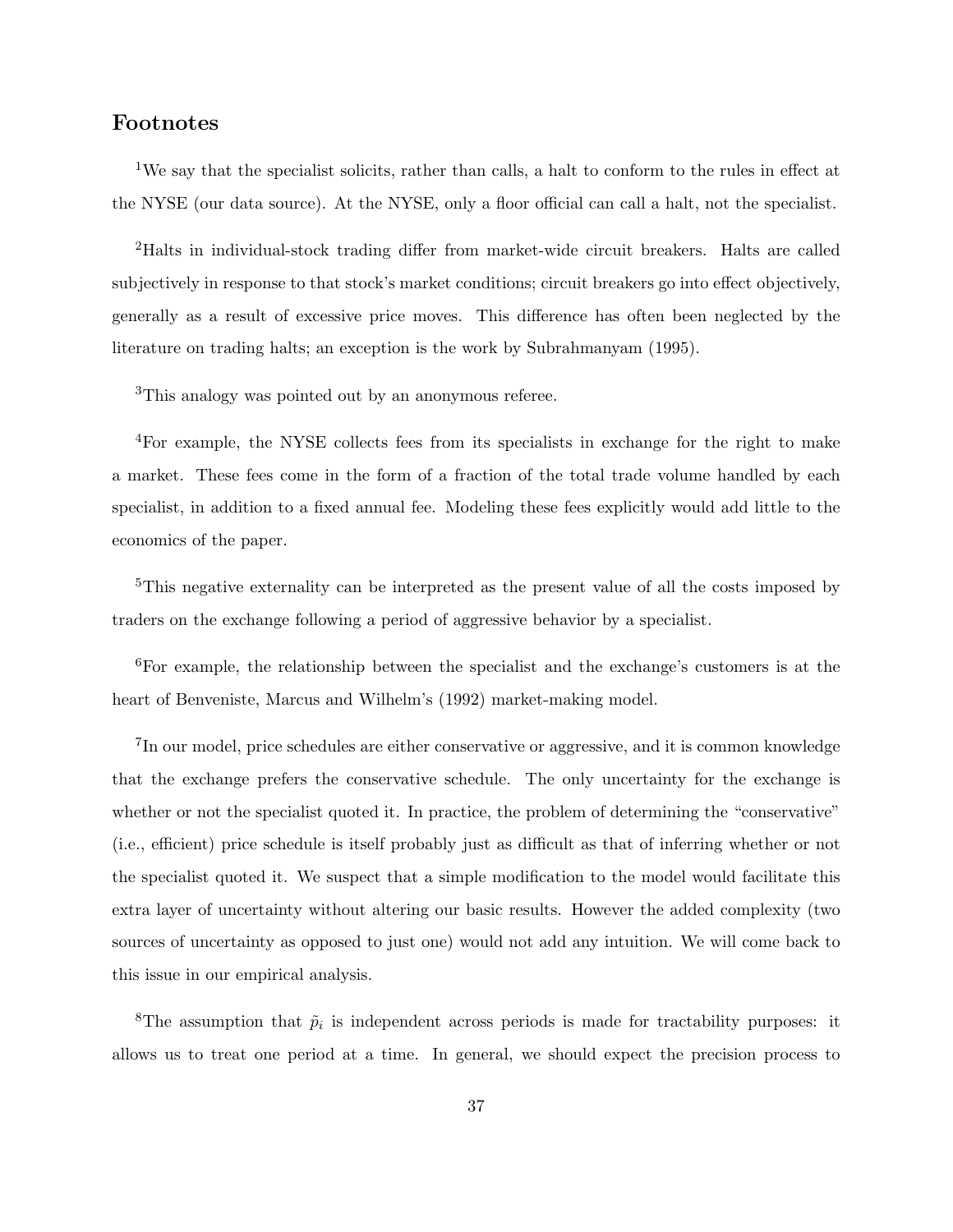## Footnotes

[1]We say that the specialist solicits, rather than calls, a halt to conform to the rules in effect at the NYSE (our data source). At the NYSE, only a floor official can call a halt, not the specialist.

[2]Halts in individual-stock trading differ from market-wide circuit breakers. Halts are called subjectively in response to that stock's market conditions; circuit breakers go into effect objectively, generally as a result of excessive price moves. This difference has often been neglected by the literature on trading halts; an exception is the work by Subrahmanyam (1995).

[3]This analogy was pointed out by an anonymous referee.

[4]For example, the NYSE collects fees from its specialists in exchange for the right to make a market. These fees come in the form of a fraction of the total trade volume handled by each specialist, in addition to a fixed annual fee. Modeling these fees explicitly would add little to the economics of the paper.

[5]This negative externality can be interpreted as the present value of all the costs imposed by traders on the exchange following a period of aggressive behavior by a specialist.

[6]For example, the relationship between the specialist and the exchange's customers is at the heart of Benveniste, Marcus and Wilhelm's (1992) market-making model.

[7]In our model, price schedules are either conservative or aggressive, and it is common knowledge that the exchange prefers the conservative schedule. The only uncertainty for the exchange is whether or not the specialist quoted it. In practice, the problem of determining the "conservative" (i.e., efficient) price schedule is itself probably just as difficult as that of inferring whether or not the specialist quoted it. We suspect that a simple modification to the model would facilitate this extra layer of uncertainty without altering our basic results. However the added complexity (two sources of uncertainty as opposed to just one) would not add any intuition. We will come back to this issue in our empirical analysis.

[8]The assumption that $\tilde{p}_i$ is independent across periods is made for tractability purposes: it allows us to treat one period at a time. In general, we should expect the precision process to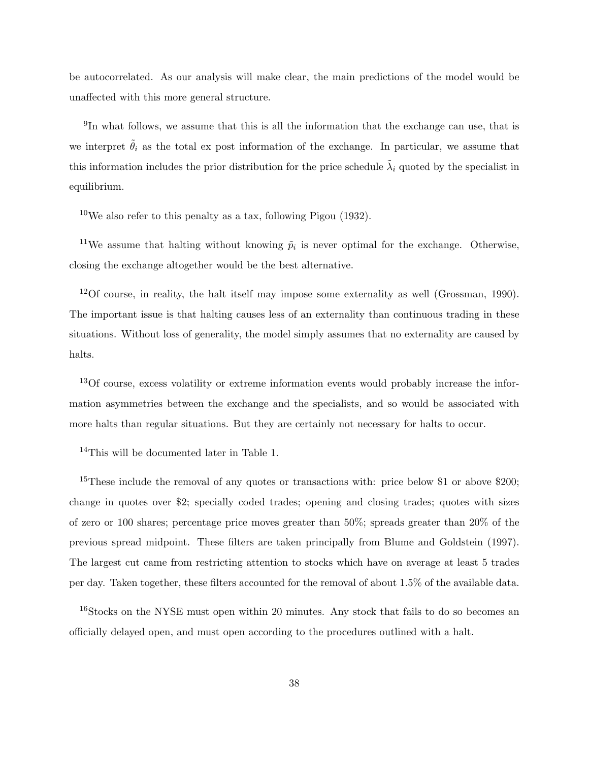be autocorrelated. As our analysis will make clear, the main predictions of the model would be unaffected with this more general structure.

[9]In what follows, we assume that this is all the information that the exchange can use, that is we interpret $\tilde{\theta}_i$ as the total ex post information of the exchange. In particular, we assume that this information includes the prior distribution for the price schedule $\tilde{\lambda}_i$ quoted by the specialist in equilibrium.

[10]We also refer to this penalty as a tax, following Pigou (1932).

[11]We assume that halting without knowing $\tilde{p}_i$ is never optimal for the exchange. Otherwise, closing the exchange altogether would be the best alternative.

[12]Of course, in reality, the halt itself may impose some externality as well (Grossman, 1990). The important issue is that halting causes less of an externality than continuous trading in these situations. Without loss of generality, the model simply assumes that no externality are caused by halts.

[13]Of course, excess volatility or extreme information events would probably increase the information asymmetries between the exchange and the specialists, and so would be associated with more halts than regular situations. But they are certainly not necessary for halts to occur.

[14]This will be documented later in Table 1.

[15]These include the removal of any quotes or transactions with: price below \$1 or above \$200; change in quotes over \$2; specially coded trades; opening and closing trades; quotes with sizes of zero or 100 shares; percentage price moves greater than 50%; spreads greater than 20% of the previous spread midpoint. These filters are taken principally from Blume and Goldstein (1997). The largest cut came from restricting attention to stocks which have on average at least 5 trades per day. Taken together, these filters accounted for the removal of about 1.5% of the available data.

[16]Stocks on the NYSE must open within 20 minutes. Any stock that fails to do so becomes an officially delayed open, and must open according to the procedures outlined with a halt.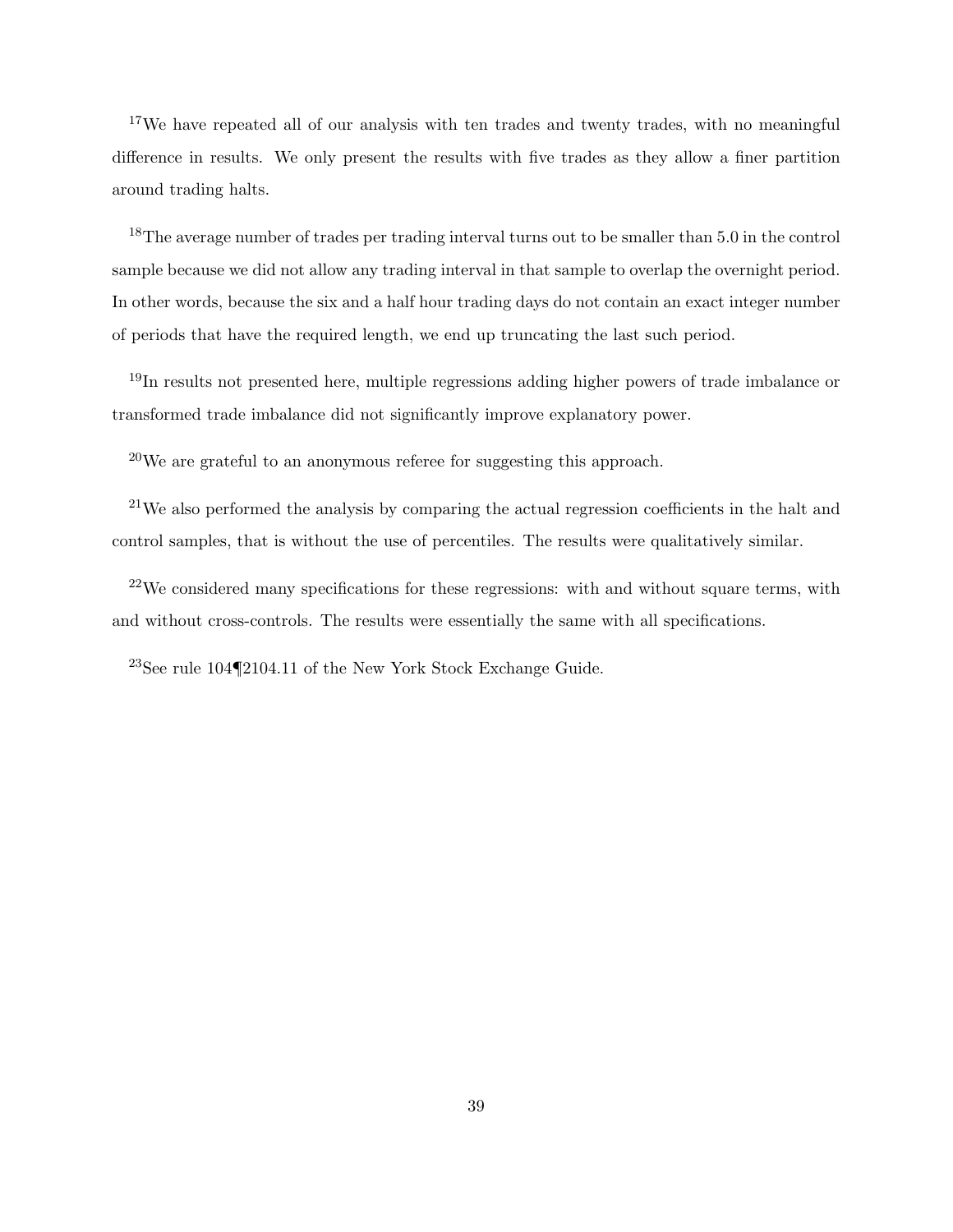[17] We have repeated all of our analysis with ten trades and twenty trades, with no meaningful difference in results. We only present the results with five trades as they allow a finer partition around trading halts.

[18] The average number of trades per trading interval turns out to be smaller than 5.0 in the control sample because we did not allow any trading interval in that sample to overlap the overnight period. In other words, because the six and a half hour trading days do not contain an exact integer number of periods that have the required length, we end up truncating the last such period.

[19] In results not presented here, multiple regressions adding higher powers of trade imbalance or transformed trade imbalance did not significantly improve explanatory power.

[20] We are grateful to an anonymous referee for suggesting this approach.

[21] We also performed the analysis by comparing the actual regression coefficients in the halt and control samples, that is without the use of percentiles. The results were qualitatively similar.

[22] We considered many specifications for these regressions: with and without square terms, with and without cross-controls. The results were essentially the same with all specifications.

[23] See rule 104¶2104.11 of the New York Stock Exchange Guide.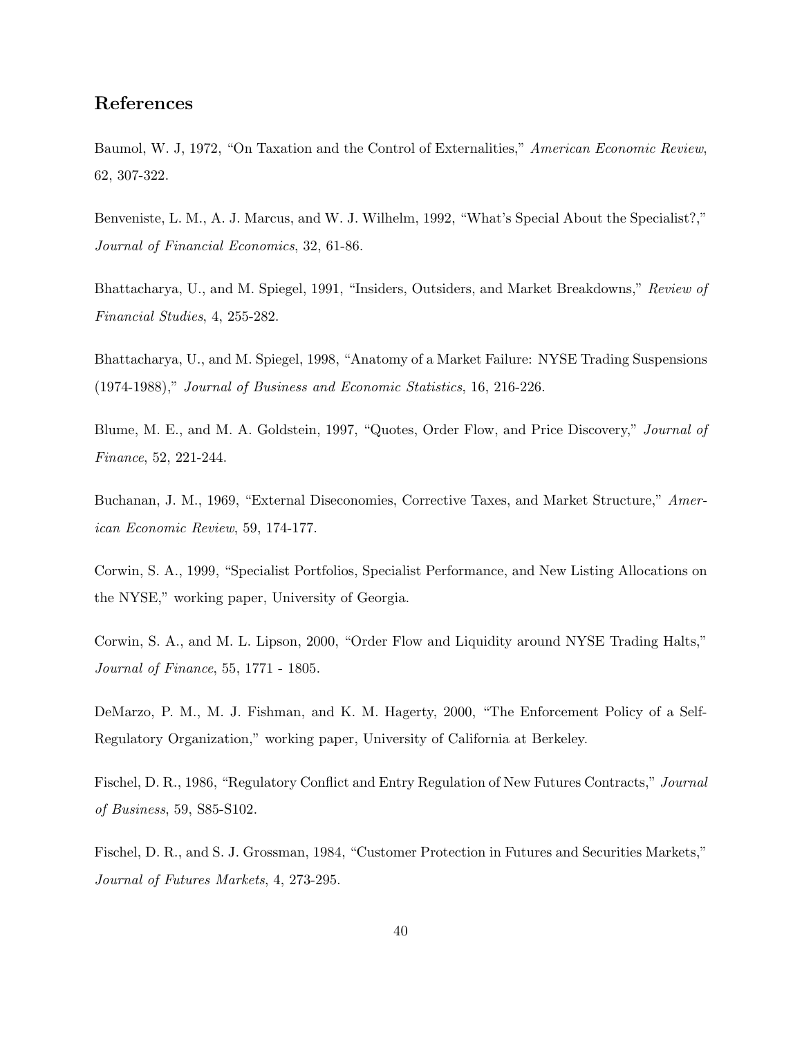## References

Baumol, W. J, 1972, "On Taxation and the Control of Externalities," *American Economic Review*, 62, 307-322.

Benveniste, L. M., A. J. Marcus, and W. J. Wilhelm, 1992, "What's Special About the Specialist?," *Journal of Financial Economics*, 32, 61-86.

Bhattacharya, U., and M. Spiegel, 1991, "Insiders, Outsiders, and Market Breakdowns," *Review of Financial Studies*, 4, 255-282.

Bhattacharya, U., and M. Spiegel, 1998, "Anatomy of a Market Failure: NYSE Trading Suspensions (1974-1988)," *Journal of Business and Economic Statistics*, 16, 216-226.

Blume, M. E., and M. A. Goldstein, 1997, "Quotes, Order Flow, and Price Discovery," *Journal of Finance*, 52, 221-244.

Buchanan, J. M., 1969, "External Diseconomies, Corrective Taxes, and Market Structure," *American Economic Review*, 59, 174-177.

Corwin, S. A., 1999, "Specialist Portfolios, Specialist Performance, and New Listing Allocations on the NYSE," working paper, University of Georgia.

Corwin, S. A., and M. L. Lipson, 2000, "Order Flow and Liquidity around NYSE Trading Halts," *Journal of Finance*, 55, 1771 - 1805.

DeMarzo, P. M., M. J. Fishman, and K. M. Hagerty, 2000, "The Enforcement Policy of a Self-Regulatory Organization," working paper, University of California at Berkeley.

Fischel, D. R., 1986, "Regulatory Conflict and Entry Regulation of New Futures Contracts," *Journal of Business*, 59, S85-S102.

Fischel, D. R., and S. J. Grossman, 1984, "Customer Protection in Futures and Securities Markets," *Journal of Futures Markets*, 4, 273-295.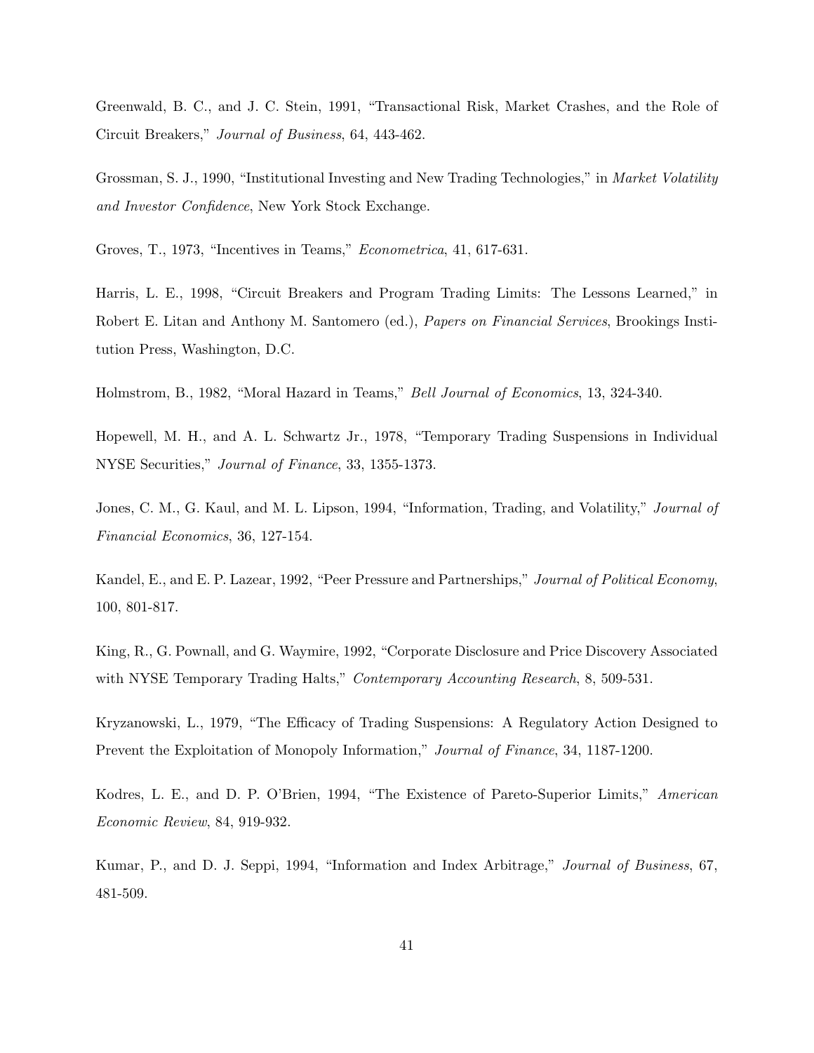Greenwald, B. C., and J. C. Stein, 1991, "Transactional Risk, Market Crashes, and the Role of Circuit Breakers," *Journal of Business*, 64, 443-462.

Grossman, S. J., 1990, "Institutional Investing and New Trading Technologies," in *Market Volatility and Investor Confidence*, New York Stock Exchange.

Groves, T., 1973, "Incentives in Teams," *Econometrica*, 41, 617-631.

Harris, L. E., 1998, "Circuit Breakers and Program Trading Limits: The Lessons Learned," in Robert E. Litan and Anthony M. Santomero (ed.), *Papers on Financial Services*, Brookings Institution Press, Washington, D.C.

Holmstrom, B., 1982, "Moral Hazard in Teams," *Bell Journal of Economics*, 13, 324-340.

Hopewell, M. H., and A. L. Schwartz Jr., 1978, "Temporary Trading Suspensions in Individual NYSE Securities," *Journal of Finance*, 33, 1355-1373.

Jones, C. M., G. Kaul, and M. L. Lipson, 1994, "Information, Trading, and Volatility," *Journal of Financial Economics*, 36, 127-154.

Kandel, E., and E. P. Lazear, 1992, "Peer Pressure and Partnerships," *Journal of Political Economy*, 100, 801-817.

King, R., G. Pownall, and G. Waymire, 1992, "Corporate Disclosure and Price Discovery Associated with NYSE Temporary Trading Halts," *Contemporary Accounting Research*, 8, 509-531.

Kryzanowski, L., 1979, "The Efficacy of Trading Suspensions: A Regulatory Action Designed to Prevent the Exploitation of Monopoly Information," *Journal of Finance*, 34, 1187-1200.

Kodres, L. E., and D. P. O'Brien, 1994, "The Existence of Pareto-Superior Limits," *American Economic Review*, 84, 919-932.

Kumar, P., and D. J. Seppi, 1994, "Information and Index Arbitrage," *Journal of Business*, 67, 481-509.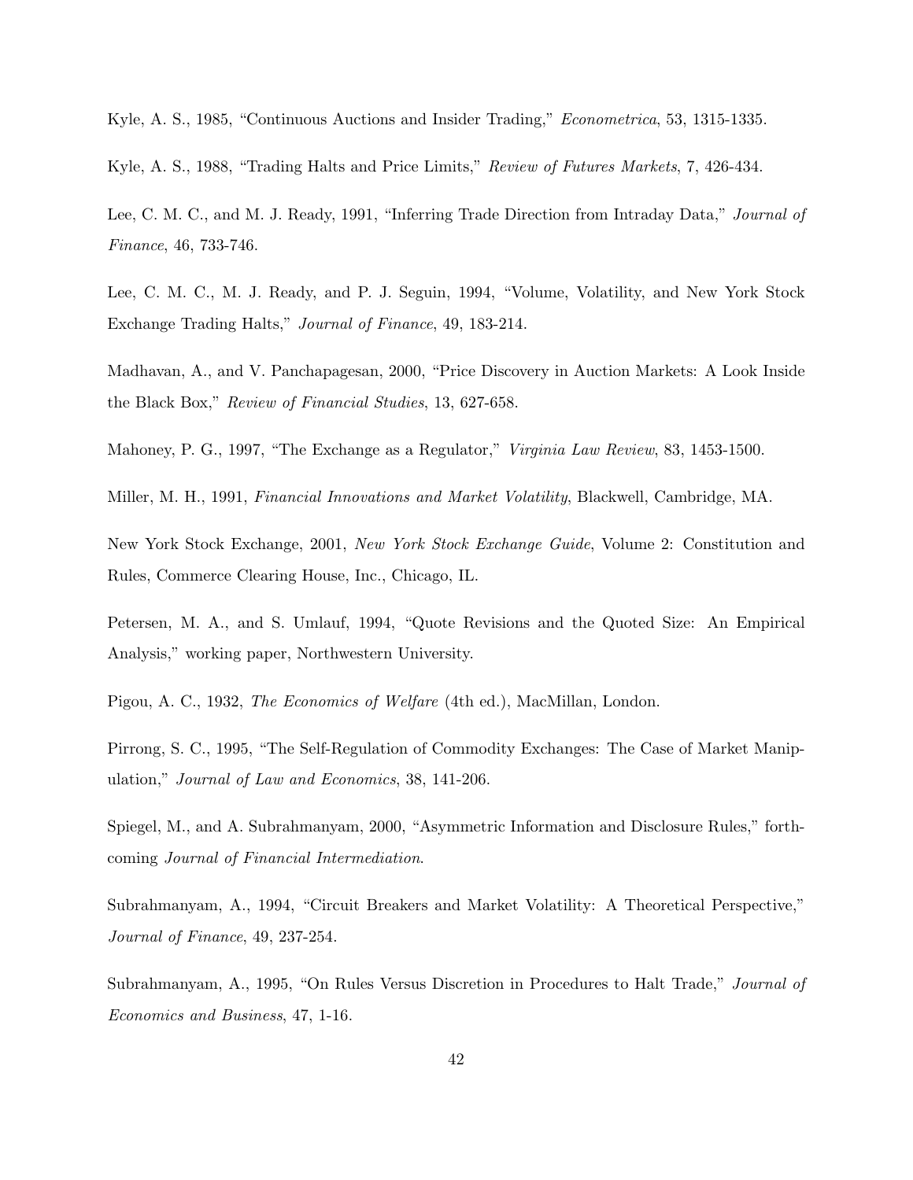Kyle, A. S., 1985, "Continuous Auctions and Insider Trading," *Econometrica*, 53, 1315-1335.

Kyle, A. S., 1988, "Trading Halts and Price Limits," *Review of Futures Markets*, 7, 426-434.

Lee, C. M. C., and M. J. Ready, 1991, "Inferring Trade Direction from Intraday Data," *Journal of Finance*, 46, 733-746.

Lee, C. M. C., M. J. Ready, and P. J. Seguin, 1994, "Volume, Volatility, and New York Stock Exchange Trading Halts," *Journal of Finance*, 49, 183-214.

Madhavan, A., and V. Panchapagesan, 2000, "Price Discovery in Auction Markets: A Look Inside the Black Box," *Review of Financial Studies*, 13, 627-658.

Mahoney, P. G., 1997, "The Exchange as a Regulator," *Virginia Law Review*, 83, 1453-1500.

Miller, M. H., 1991, *Financial Innovations and Market Volatility*, Blackwell, Cambridge, MA.

New York Stock Exchange, 2001, *New York Stock Exchange Guide*, Volume 2: Constitution and Rules, Commerce Clearing House, Inc., Chicago, IL.

Petersen, M. A., and S. Umlauf, 1994, "Quote Revisions and the Quoted Size: An Empirical Analysis," working paper, Northwestern University.

Pigou, A. C., 1932, *The Economics of Welfare* (4th ed.), MacMillan, London.

Pirrong, S. C., 1995, "The Self-Regulation of Commodity Exchanges: The Case of Market Manipulation," *Journal of Law and Economics*, 38, 141-206.

Spiegel, M., and A. Subrahmanyam, 2000, "Asymmetric Information and Disclosure Rules," forthcoming *Journal of Financial Intermediation*.

Subrahmanyam, A., 1994, "Circuit Breakers and Market Volatility: A Theoretical Perspective," *Journal of Finance*, 49, 237-254.

Subrahmanyam, A., 1995, "On Rules Versus Discretion in Procedures to Halt Trade," *Journal of Economics and Business*, 47, 1-16.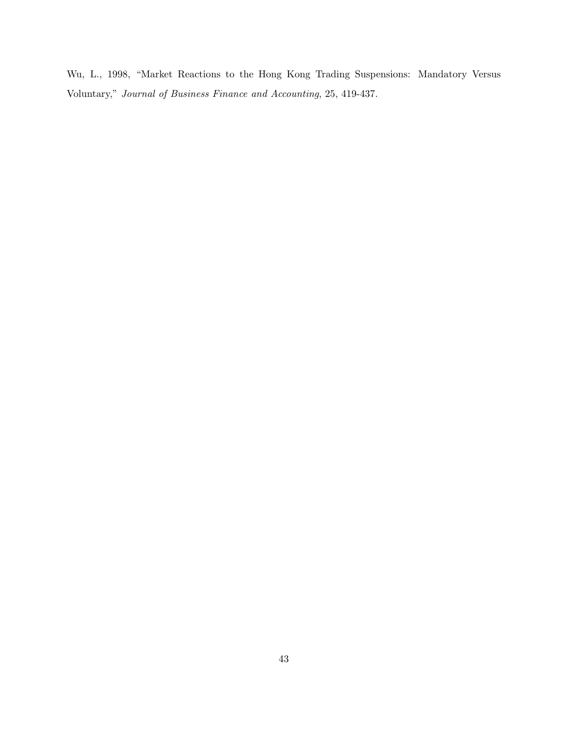Wu, L., 1998, "Market Reactions to the Hong Kong Trading Suspensions: Mandatory Versus Voluntary," *Journal of Business Finance and Accounting*, 25, 419-437.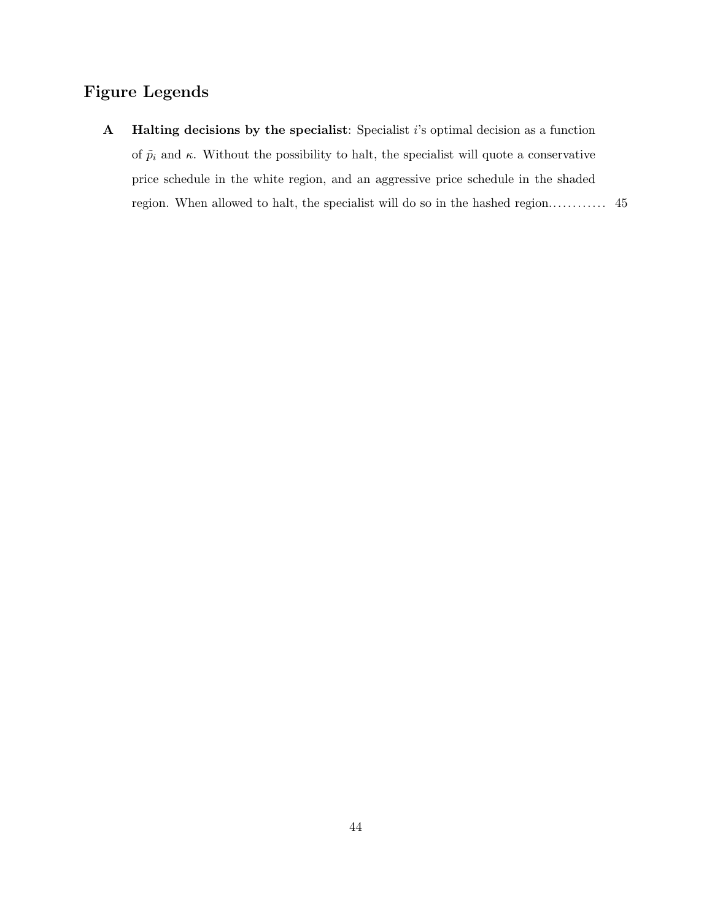# Figure Legends

**A** **Halting decisions by the specialist**: Specialist $i$'s optimal decision as a function of $\tilde{p}_i$ and $\kappa$. Without the possibility to halt, the specialist will quote a conservative price schedule in the white region, and an aggressive price schedule in the shaded region. When allowed to halt, the specialist will do so in the hashed region............ 45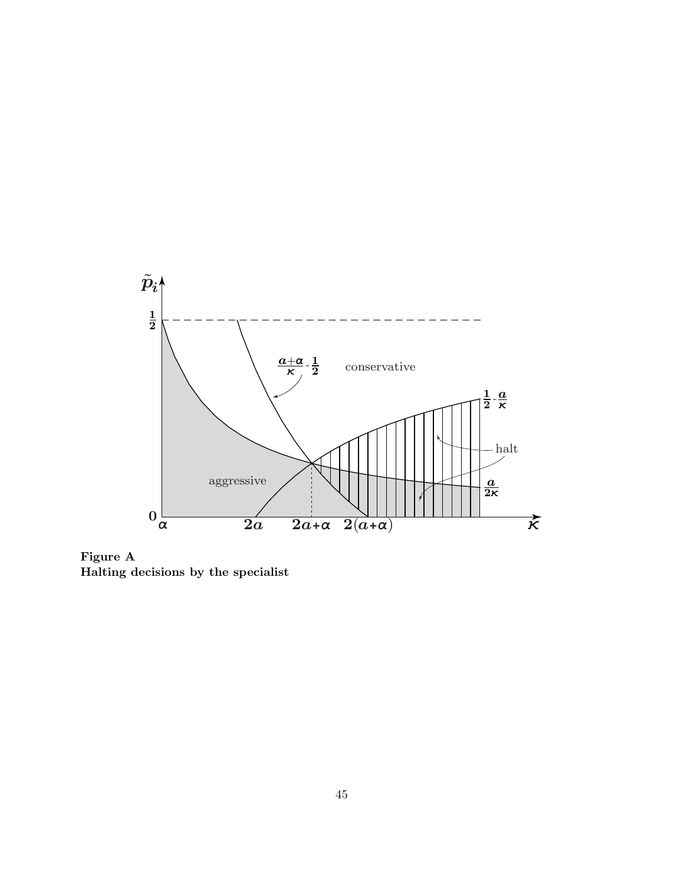**Figure A**
**Halting decisions by the specialist**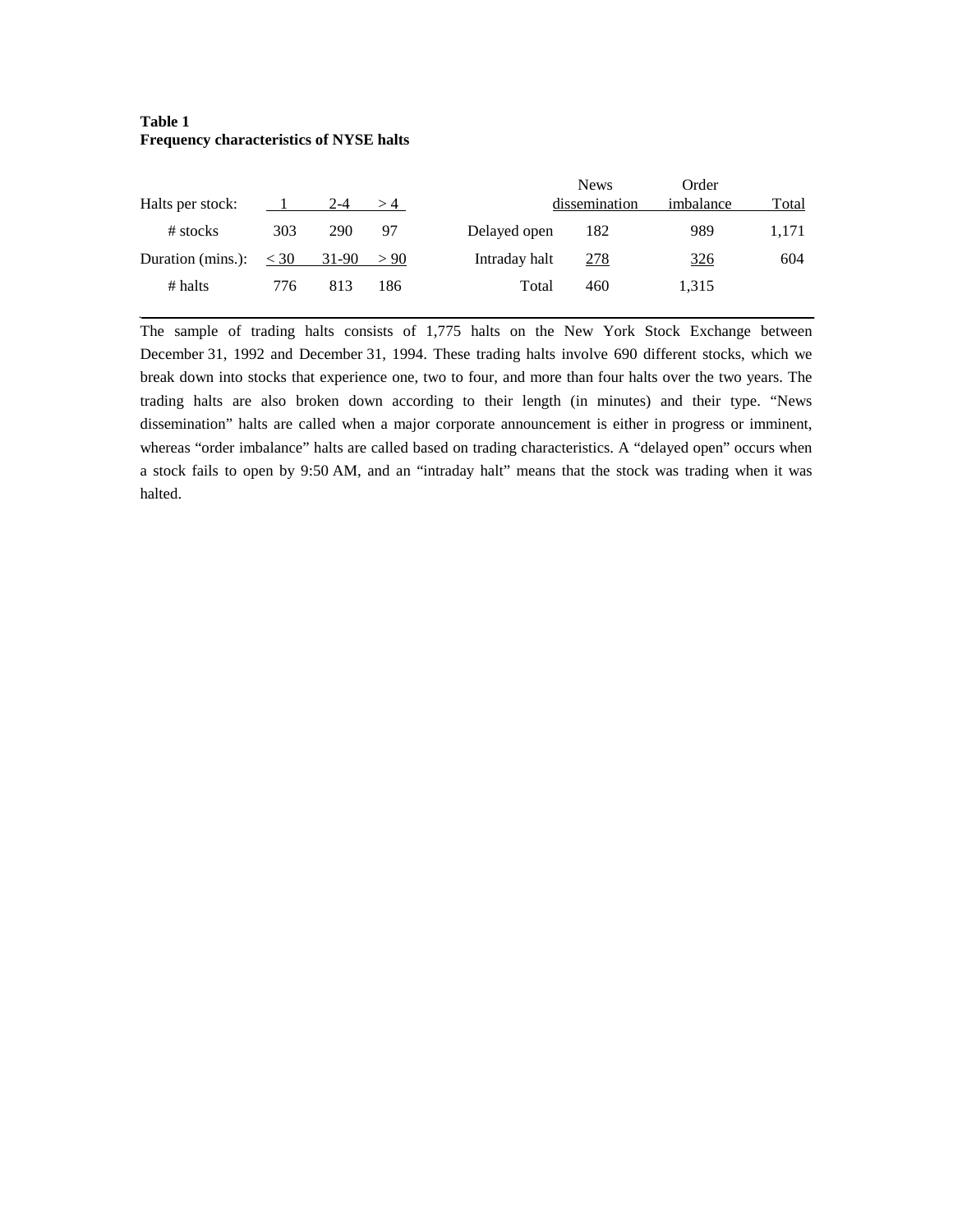**Table 1**
**Frequency characteristics of NYSE halts**

| Halts per stock: | 1 | 2-4 | > 4 |
|---|---|---|---|
| # stocks | 303 | 290 | 97 |
| Duration (mins.): | < 30 | 31-90 | > 90 |
| # halts | 776 | 813 | 186 |

| | News dissemination | Order imbalance | Total |
|---|---|---|---|
| Delayed open | 182 | 989 | 1,171 |
| Intraday halt | 278 | 326 | 604 |
| Total | 460 | 1,315 | |

The sample of trading halts consists of 1,775 halts on the New York Stock Exchange between December 31, 1992 and December 31, 1994. These trading halts involve 690 different stocks, which we break down into stocks that experience one, two to four, and more than four halts over the two years. The trading halts are also broken down according to their length (in minutes) and their type. "News dissemination" halts are called when a major corporate announcement is either in progress or imminent, whereas "order imbalance" halts are called based on trading characteristics. A "delayed open" occurs when a stock fails to open by 9:50 AM, and an "intraday halt" means that the stock was trading when it was halted.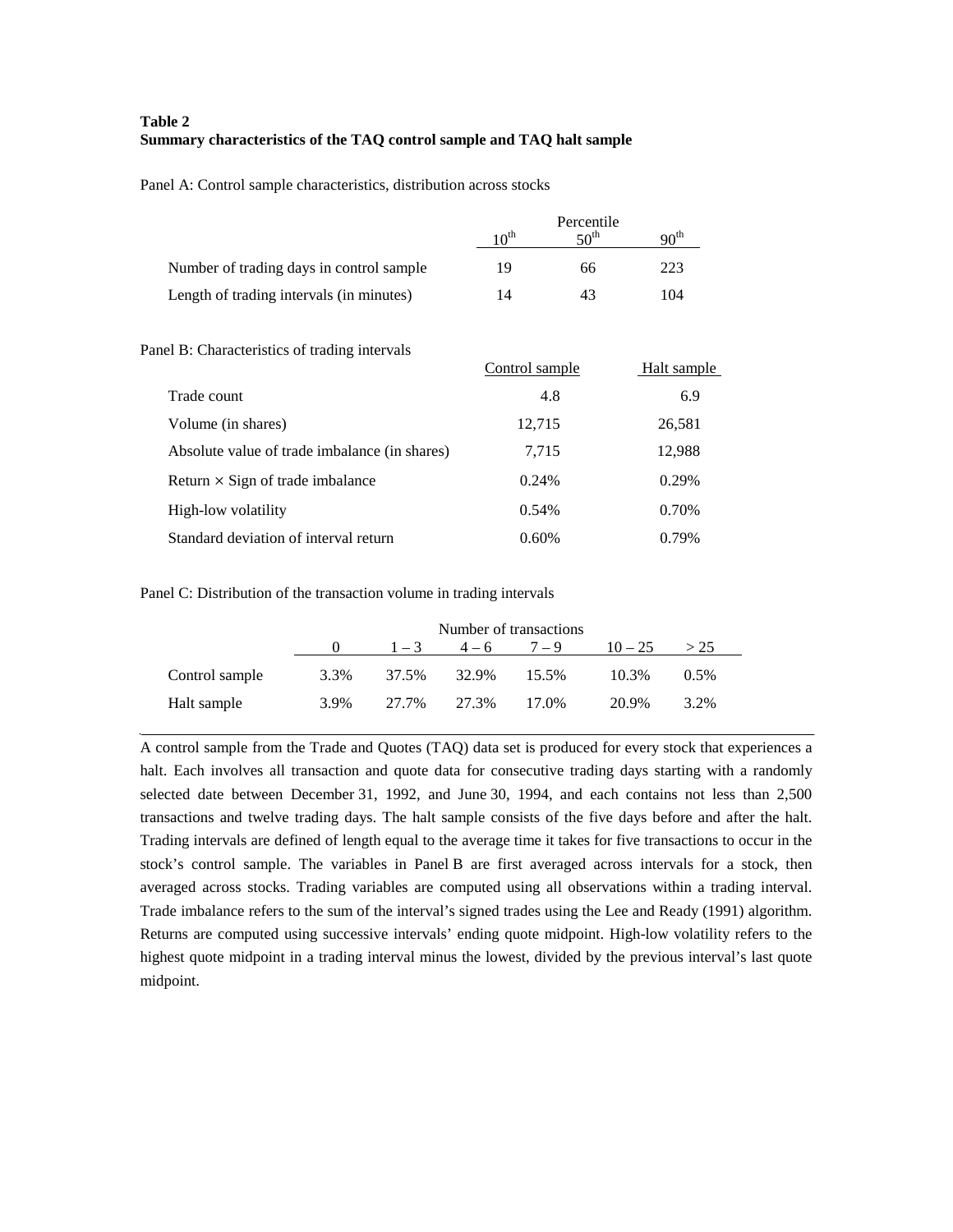**Table 2**
**Summary characteristics of the TAQ control sample and TAQ halt sample**

Panel A: Control sample characteristics, distribution across stocks

| | Percentile | | |
|---|---|---|---|
| | 10th | 50th | 90th |
| Number of trading days in control sample | 19 | 66 | 223 |
| Length of trading intervals (in minutes) | 14 | 43 | 104 |

Panel B: Characteristics of trading intervals

| | Control sample | Halt sample |
|---|---|---|
| Trade count | 4.8 | 6.9 |
| Volume (in shares) | 12,715 | 26,581 |
| Absolute value of trade imbalance (in shares) | 7,715 | 12,988 |
| Return × Sign of trade imbalance | 0.24% | 0.29% |
| High-low volatility | 0.54% | 0.70% |
| Standard deviation of interval return | 0.60% | 0.79% |

Panel C: Distribution of the transaction volume in trading intervals

| | Number of transactions | | | | | |
|---|---|---|---|---|---|---|
| | 0 | 1 – 3 | 4 – 6 | 7 – 9 | 10 – 25 | > 25 |
| Control sample | 3.3% | 37.5% | 32.9% | 15.5% | 10.3% | 0.5% |
| Halt sample | 3.9% | 27.7% | 27.3% | 17.0% | 20.9% | 3.2% |

A control sample from the Trade and Quotes (TAQ) data set is produced for every stock that experiences a halt. Each involves all transaction and quote data for consecutive trading days starting with a randomly selected date between December 31, 1992, and June 30, 1994, and each contains not less than 2,500 transactions and twelve trading days. The halt sample consists of the five days before and after the halt. Trading intervals are defined of length equal to the average time it takes for five transactions to occur in the stock's control sample. The variables in Panel B are first averaged across intervals for a stock, then averaged across stocks. Trading variables are computed using all observations within a trading interval. Trade imbalance refers to the sum of the interval's signed trades using the Lee and Ready (1991) algorithm. Returns are computed using successive intervals' ending quote midpoint. High-low volatility refers to the highest quote midpoint in a trading interval minus the lowest, divided by the previous interval's last quote midpoint.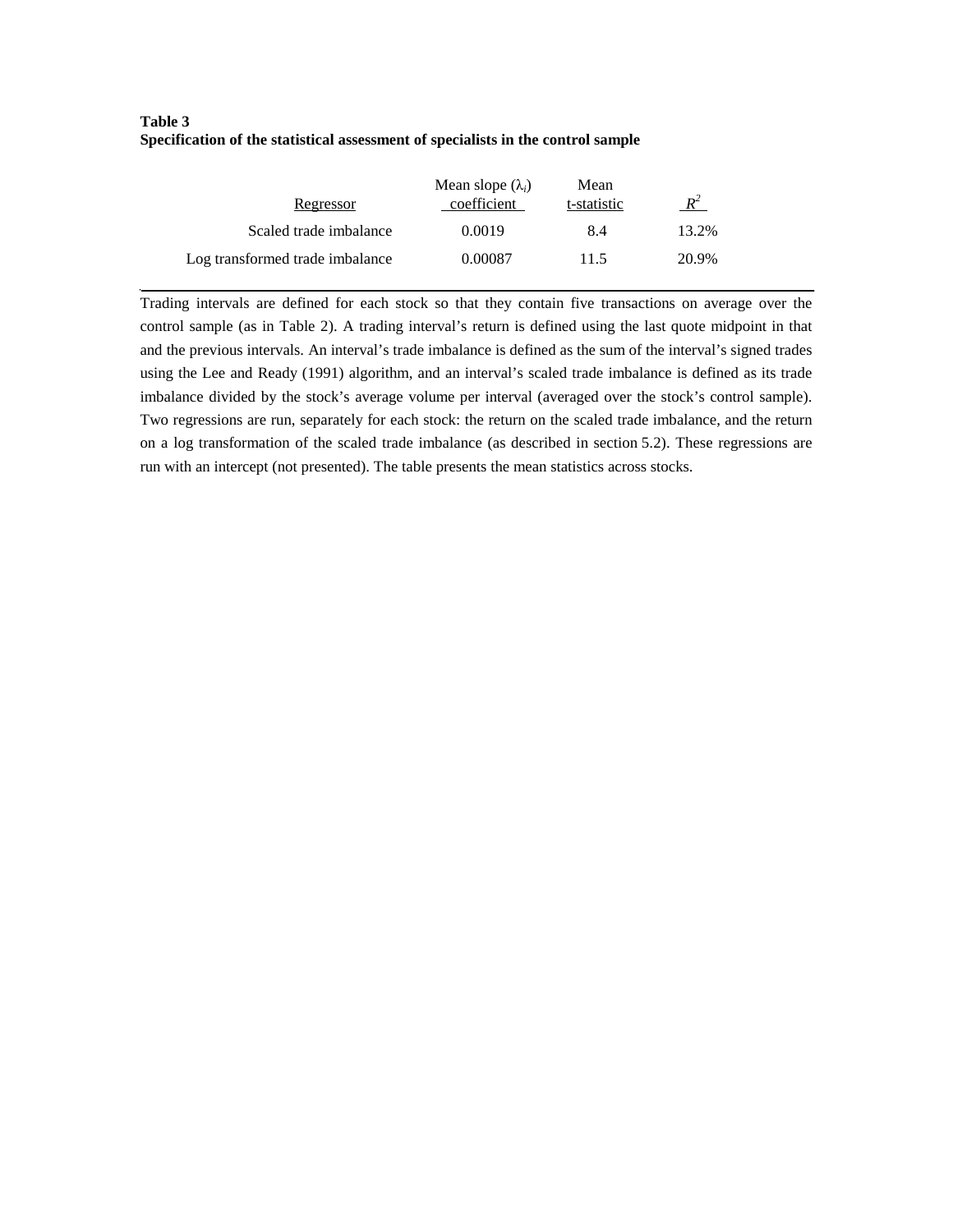**Table 3**
**Specification of the statistical assessment of specialists in the control sample**

| Regressor | Mean slope ($\lambda_i$) coefficient | Mean t-statistic | $R^2$ |
|---|---|---|---|
| Scaled trade imbalance | 0.0019 | 8.4 | 13.2% |
| Log transformed trade imbalance | 0.00087 | 11.5 | 20.9% |

Trading intervals are defined for each stock so that they contain five transactions on average over the control sample (as in Table 2). A trading interval's return is defined using the last quote midpoint in that and the previous intervals. An interval's trade imbalance is defined as the sum of the interval's signed trades using the Lee and Ready (1991) algorithm, and an interval's scaled trade imbalance is defined as its trade imbalance divided by the stock's average volume per interval (averaged over the stock's control sample). Two regressions are run, separately for each stock: the return on the scaled trade imbalance, and the return on a log transformation of the scaled trade imbalance (as described in section 5.2). These regressions are run with an intercept (not presented). The table presents the mean statistics across stocks.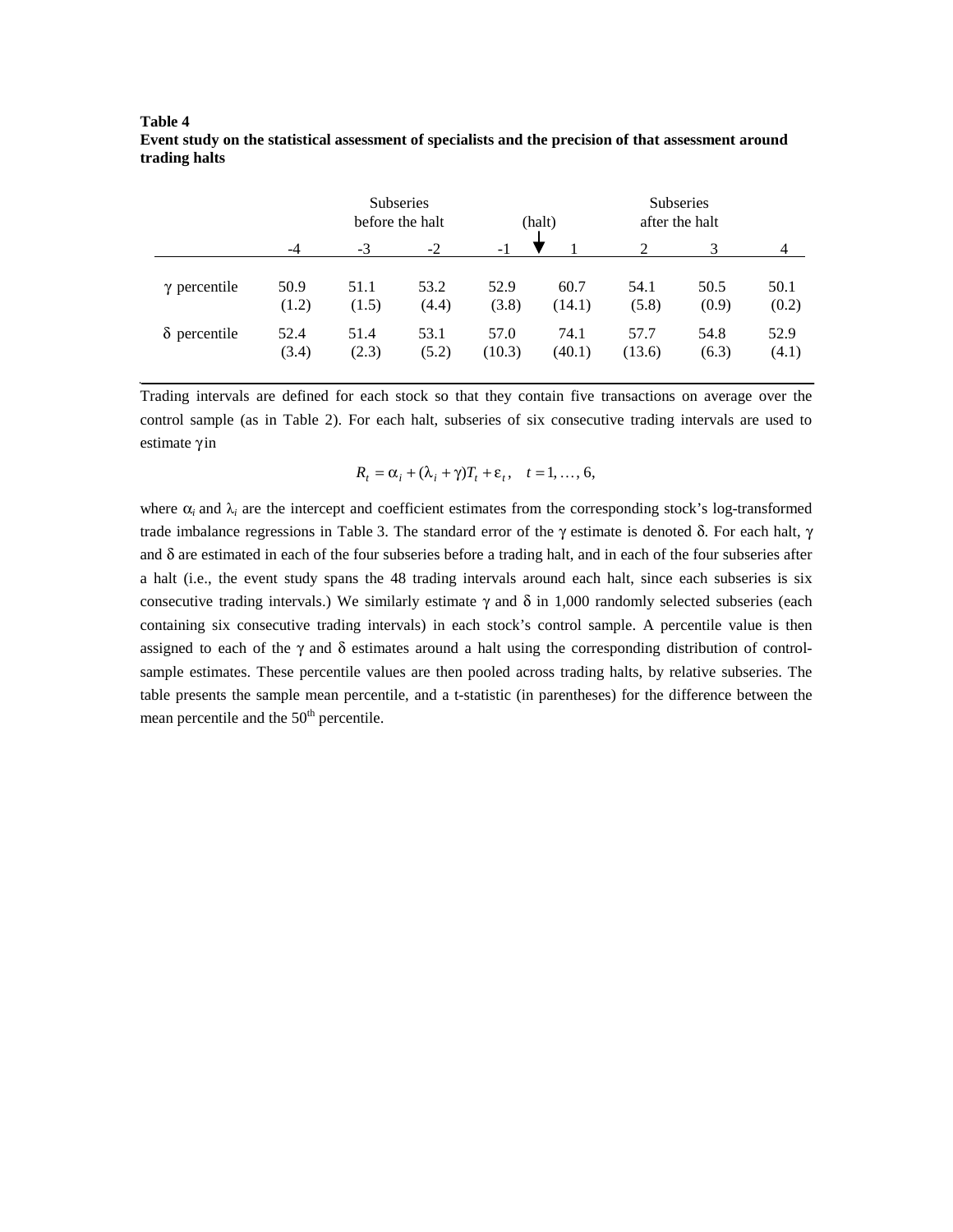**Table 4**
**Event study on the statistical assessment of specialists and the precision of that assessment around trading halts**

| | Subseries before the halt | | | (halt) | | Subseries after the halt | | |
|---|---|---|---|---|---|---|---|---|
| | -4 | -3 | -2 | -1 | 1 | 2 | 3 | 4 |
| $\gamma$ percentile | 50.9 | 51.1 | 53.2 | 52.9 | 60.7 | 54.1 | 50.5 | 50.1 |
| | (1.2) | (1.5) | (4.4) | (3.8) | (14.1) | (5.8) | (0.9) | (0.2) |
| $\delta$ percentile | 52.4 | 51.4 | 53.1 | 57.0 | 74.1 | 57.7 | 54.8 | 52.9 |
| | (3.4) | (2.3) | (5.2) | (10.3) | (40.1) | (13.6) | (6.3) | (4.1) |

Trading intervals are defined for each stock so that they contain five transactions on average over the control sample (as in Table 2). For each halt, subseries of six consecutive trading intervals are used to estimate $\gamma$ in

$$R_t = \alpha_i + (\lambda_i + \gamma)T_t + \varepsilon_t, \quad t = 1, \ldots, 6,$$

where $\alpha_i$ and $\lambda_i$ are the intercept and coefficient estimates from the corresponding stock's log-transformed trade imbalance regressions in Table 3. The standard error of the $\gamma$ estimate is denoted $\delta$. For each halt, $\gamma$ and $\delta$ are estimated in each of the four subseries before a trading halt, and in each of the four subseries after a halt (i.e., the event study spans the 48 trading intervals around each halt, since each subseries is six consecutive trading intervals.) We similarly estimate $\gamma$ and $\delta$ in 1,000 randomly selected subseries (each containing six consecutive trading intervals) in each stock's control sample. A percentile value is then assigned to each of the $\gamma$ and $\delta$ estimates around a halt using the corresponding distribution of control-sample estimates. These percentile values are then pooled across trading halts, by relative subseries. The table presents the sample mean percentile, and a t-statistic (in parentheses) for the difference between the mean percentile and the 50th percentile.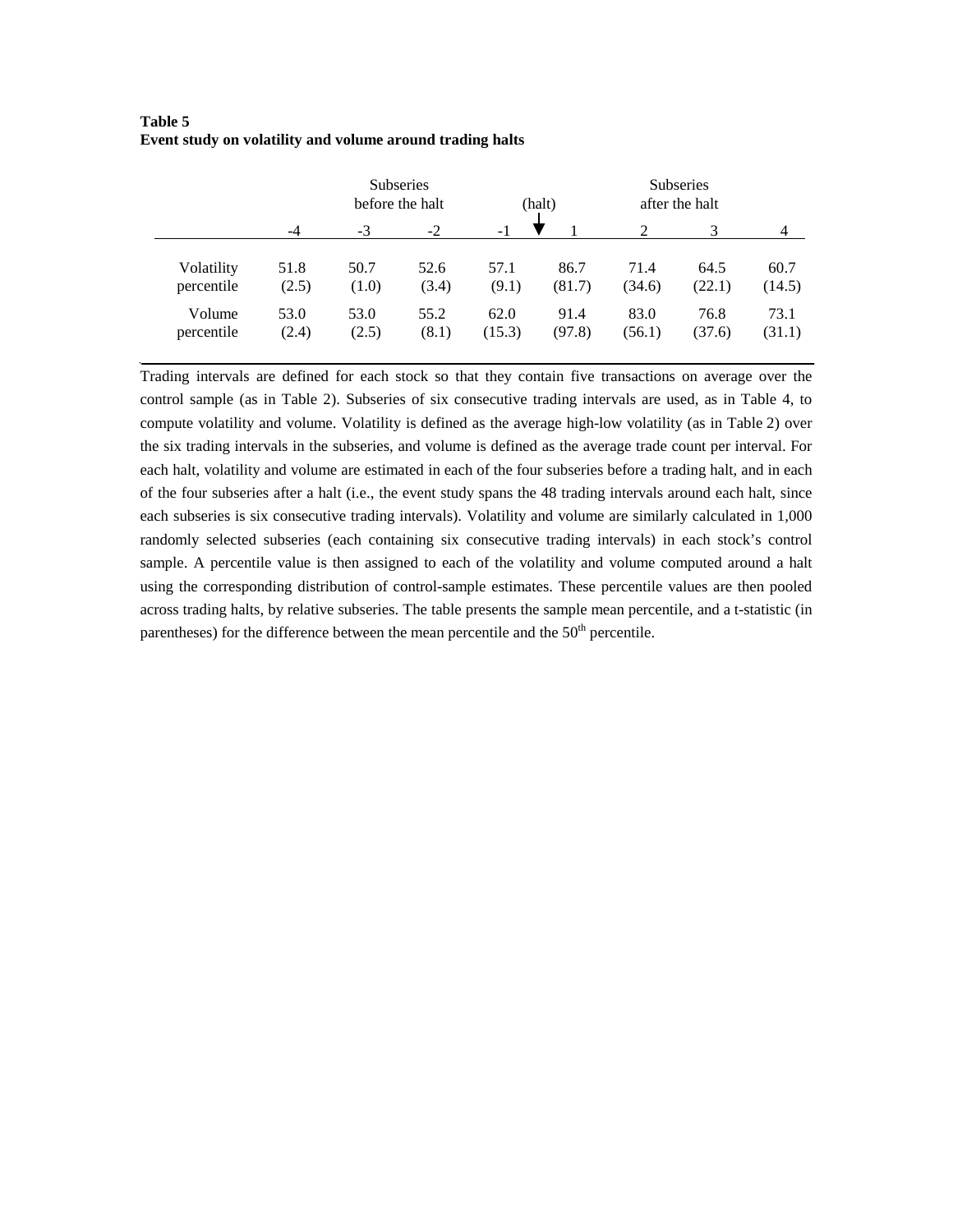**Table 5**
**Event study on volatility and volume around trading halts**

| | Subseries before the halt | | | (halt) | | Subseries after the halt | | |
|---|---|---|---|---|---|---|---|---|
| | -4 | -3 | -2 | -1 | 1 | 2 | 3 | 4 |
| Volatility percentile | 51.8 (2.5) | 50.7 (1.0) | 52.6 (3.4) | 57.1 (9.1) | 86.7 (81.7) | 71.4 (34.6) | 64.5 (22.1) | 60.7 (14.5) |
| Volume percentile | 53.0 (2.4) | 53.0 (2.5) | 55.2 (8.1) | 62.0 (15.3) | 91.4 (97.8) | 83.0 (56.1) | 76.8 (37.6) | 73.1 (31.1) |

Trading intervals are defined for each stock so that they contain five transactions on average over the control sample (as in Table 2). Subseries of six consecutive trading intervals are used, as in Table 4, to compute volatility and volume. Volatility is defined as the average high-low volatility (as in Table 2) over the six trading intervals in the subseries, and volume is defined as the average trade count per interval. For each halt, volatility and volume are estimated in each of the four subseries before a trading halt, and in each of the four subseries after a halt (i.e., the event study spans the 48 trading intervals around each halt, since each subseries is six consecutive trading intervals). Volatility and volume are similarly calculated in 1,000 randomly selected subseries (each containing six consecutive trading intervals) in each stock's control sample. A percentile value is then assigned to each of the volatility and volume computed around a halt using the corresponding distribution of control-sample estimates. These percentile values are then pooled across trading halts, by relative subseries. The table presents the sample mean percentile, and a t-statistic (in parentheses) for the difference between the mean percentile and the 50$^{th}$ percentile.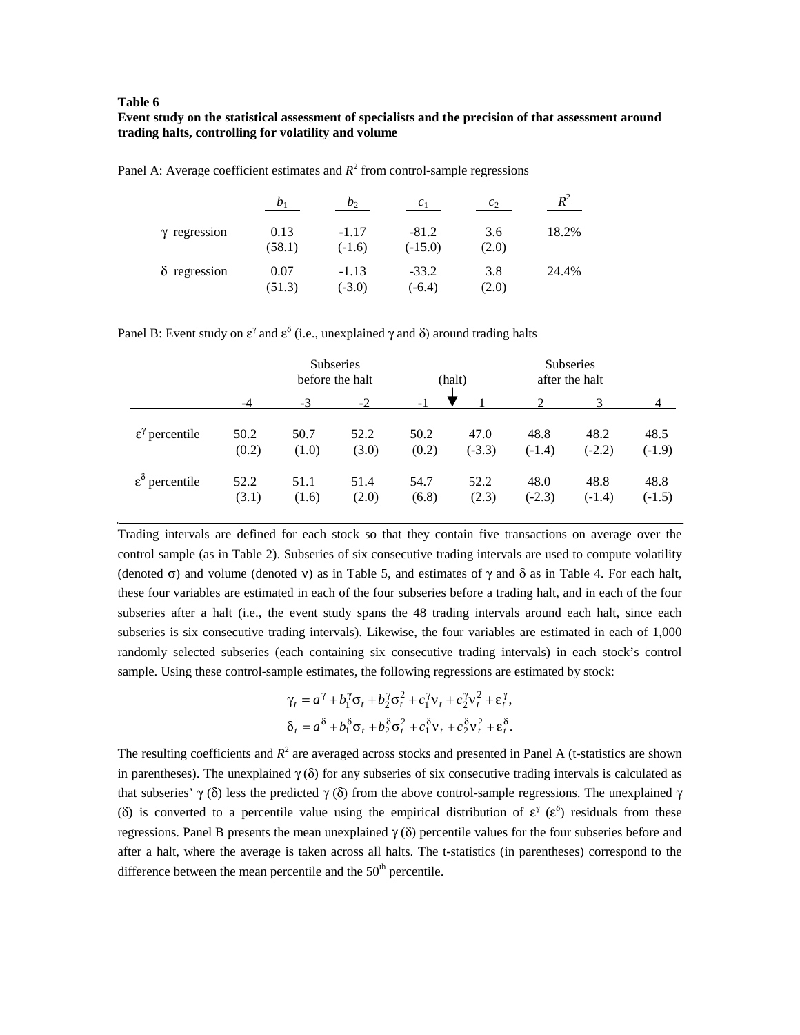**Table 6**

**Event study on the statistical assessment of specialists and the precision of that assessment around trading halts, controlling for volatility and volume**

Panel A: Average coefficient estimates and $R^2$ from control-sample regressions

| | $b_1$ | $b_2$ | $c_1$ | $c_2$ | $R^2$ |
|---|---|---|---|---|---|
| $\gamma$ regression | 0.13 | -1.17 | -81.2 | 3.6 | 18.2% |
| | (58.1) | (-1.6) | (-15.0) | (2.0) | |
| $\delta$ regression | 0.07 | -1.13 | -33.2 | 3.8 | 24.4% |
| | (51.3) | (-3.0) | (-6.4) | (2.0) | |

Panel B: Event study on $\varepsilon^{\gamma}$ and $\varepsilon^{\delta}$ (i.e., unexplained $\gamma$ and $\delta$) around trading halts

| | Subseries before the halt | | | (halt) | | Subseries after the halt | | |
|---|---|---|---|---|---|---|---|---|
| | -4 | -3 | -2 | -1 | 1 | 2 | 3 | 4 |
| $\varepsilon^{\gamma}$ percentile | 50.2 | 50.7 | 52.2 | 50.2 | 47.0 | 48.8 | 48.2 | 48.5 |
| | (0.2) | (1.0) | (3.0) | (0.2) | (-3.3) | (-1.4) | (-2.2) | (-1.9) |
| $\varepsilon^{\delta}$ percentile | 52.2 | 51.1 | 51.4 | 54.7 | 52.2 | 48.0 | 48.8 | 48.8 |
| | (3.1) | (1.6) | (2.0) | (6.8) | (2.3) | (-2.3) | (-1.4) | (-1.5) |

Trading intervals are defined for each stock so that they contain five transactions on average over the control sample (as in Table 2). Subseries of six consecutive trading intervals are used to compute volatility (denoted $\sigma$) and volume (denoted $\nu$) as in Table 5, and estimates of $\gamma$ and $\delta$ as in Table 4. For each halt, these four variables are estimated in each of the four subseries before a trading halt, and in each of the four subseries after a halt (i.e., the event study spans the 48 trading intervals around each halt, since each subseries is six consecutive trading intervals). Likewise, the four variables are estimated in each of 1,000 randomly selected subseries (each containing six consecutive trading intervals) in each stock's control sample. Using these control-sample estimates, the following regressions are estimated by stock:

$$\gamma_t = a^{\gamma} + b_1^{\gamma}\sigma_t + b_2^{\gamma}\sigma_t^2 + c_1^{\gamma}\nu_t + c_2^{\gamma}\nu_t^2 + \varepsilon_t^{\gamma},$$

$$\delta_t = a^{\delta} + b_1^{\delta}\sigma_t + b_2^{\delta}\sigma_t^2 + c_1^{\delta}\nu_t + c_2^{\delta}\nu_t^2 + \varepsilon_t^{\delta}.$$

The resulting coefficients and $R^2$ are averaged across stocks and presented in Panel A (t-statistics are shown in parentheses). The unexplained $\gamma$ ($\delta$) for any subseries of six consecutive trading intervals is calculated as that subseries' $\gamma$ ($\delta$) less the predicted $\gamma$ ($\delta$) from the above control-sample regressions. The unexplained $\gamma$ ($\delta$) is converted to a percentile value using the empirical distribution of $\varepsilon^{\gamma}$ ($\varepsilon^{\delta}$) residuals from these regressions. Panel B presents the mean unexplained $\gamma$ ($\delta$) percentile values for the four subseries before and after a halt, where the average is taken across all halts. The t-statistics (in parentheses) correspond to the difference between the mean percentile and the 50th percentile.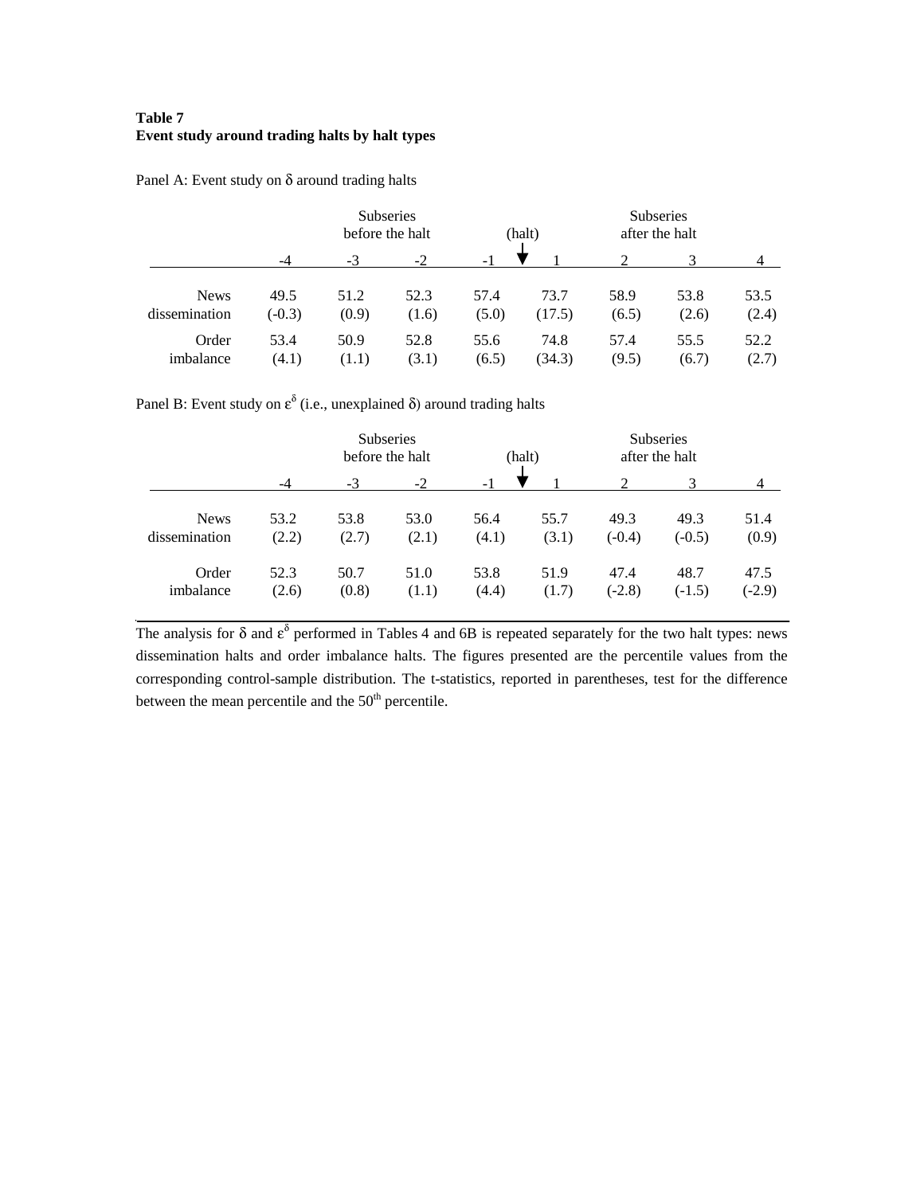**Table 7**
**Event study around trading halts by halt types**

Panel A: Event study on $\delta$ around trading halts

| | Subseries before the halt | | | (halt) | | Subseries after the halt | | |
|---|---|---|---|---|---|---|---|---|
| | -4 | -3 | -2 | -1 | 1 | 2 | 3 | 4 |
| News dissemination | 49.5 (-0.3) | 51.2 (0.9) | 52.3 (1.6) | 57.4 (5.0) | 73.7 (17.5) | 58.9 (6.5) | 53.8 (2.6) | 53.5 (2.4) |
| Order imbalance | 53.4 (4.1) | 50.9 (1.1) | 52.8 (3.1) | 55.6 (6.5) | 74.8 (34.3) | 57.4 (9.5) | 55.5 (6.7) | 52.2 (2.7) |

Panel B: Event study on $\varepsilon^{\delta}$ (i.e., unexplained $\delta$) around trading halts

| | Subseries before the halt | | | (halt) | | Subseries after the halt | | |
|---|---|---|---|---|---|---|---|---|
| | -4 | -3 | -2 | -1 | 1 | 2 | 3 | 4 |
| News dissemination | 53.2 (2.2) | 53.8 (2.7) | 53.0 (2.1) | 56.4 (4.1) | 55.7 (3.1) | 49.3 (-0.4) | 49.3 (-0.5) | 51.4 (0.9) |
| Order imbalance | 52.3 (2.6) | 50.7 (0.8) | 51.0 (1.1) | 53.8 (4.4) | 51.9 (1.7) | 47.4 (-2.8) | 48.7 (-1.5) | 47.5 (-2.9) |

The analysis for $\delta$ and $\varepsilon^{\delta}$ performed in Tables 4 and 6B is repeated separately for the two halt types: news dissemination halts and order imbalance halts. The figures presented are the percentile values from the corresponding control-sample distribution. The t-statistics, reported in parentheses, test for the difference between the mean percentile and the 50th percentile.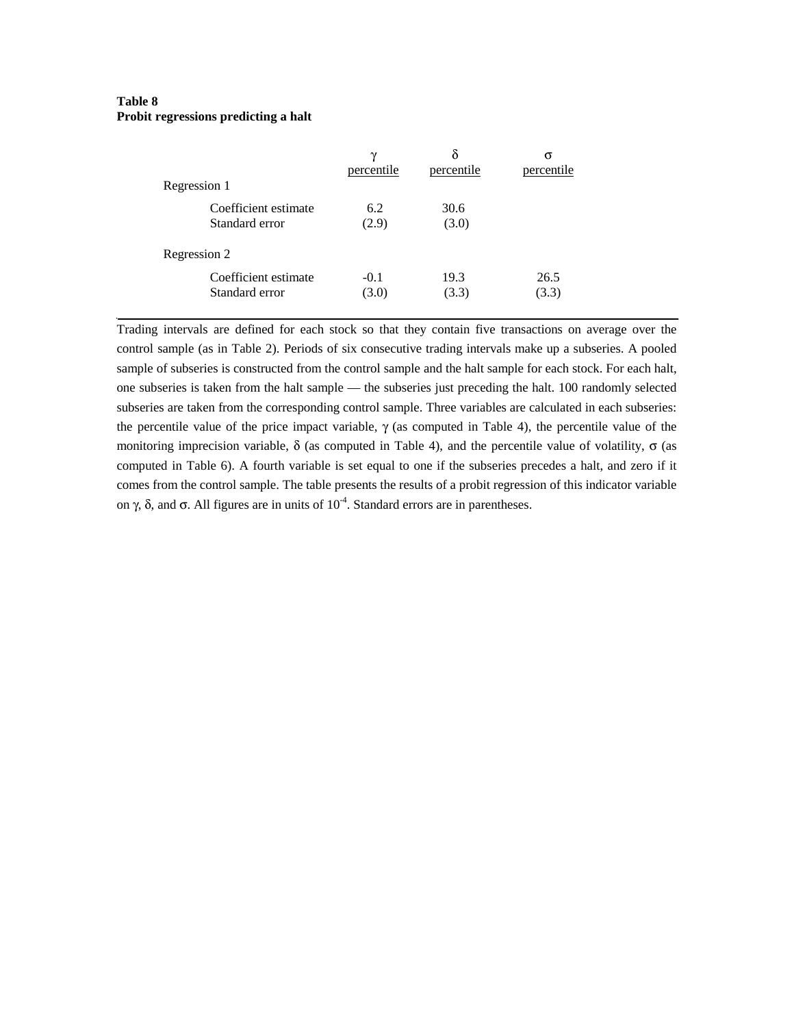**Table 8**
**Probit regressions predicting a halt**

| | $\gamma$ percentile | $\delta$ percentile | $\sigma$ percentile |
|---|---|---|---|
| Regression 1 | | | |
| Coefficient estimate | 6.2 | 30.6 | |
| Standard error | (2.9) | (3.0) | |
| Regression 2 | | | |
| Coefficient estimate | -0.1 | 19.3 | 26.5 |
| Standard error | (3.0) | (3.3) | (3.3) |

Trading intervals are defined for each stock so that they contain five transactions on average over the control sample (as in Table 2). Periods of six consecutive trading intervals make up a subseries. A pooled sample of subseries is constructed from the control sample and the halt sample for each stock. For each halt, one subseries is taken from the halt sample — the subseries just preceding the halt. 100 randomly selected subseries are taken from the corresponding control sample. Three variables are calculated in each subseries: the percentile value of the price impact variable, $\gamma$ (as computed in Table 4), the percentile value of the monitoring imprecision variable, $\delta$ (as computed in Table 4), and the percentile value of volatility, $\sigma$ (as computed in Table 6). A fourth variable is set equal to one if the subseries precedes a halt, and zero if it comes from the control sample. The table presents the results of a probit regression of this indicator variable on $\gamma$, $\delta$, and $\sigma$. All figures are in units of $10^{-4}$. Standard errors are in parentheses.